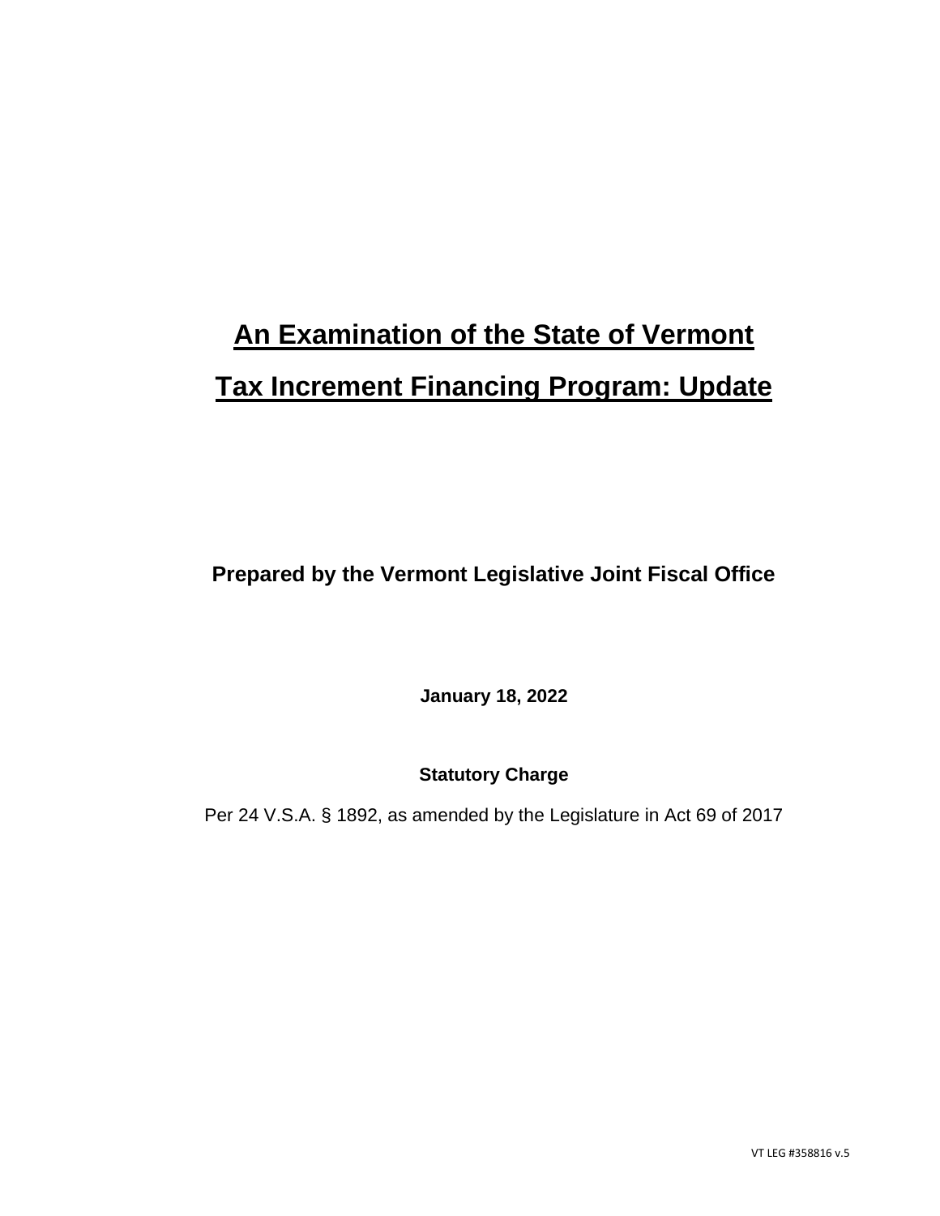# An Examination of the State of Vermont Tax Increment Financing Program: Update

**Prepared by the Vermont Legislative Joint Fiscal Office**

**January 18, 2022**

**Statutory Charge**

Per 24 V.S.A. § 1892, as amended by the Legislature in Act 69 of 2017

VT LEG #358816 v.5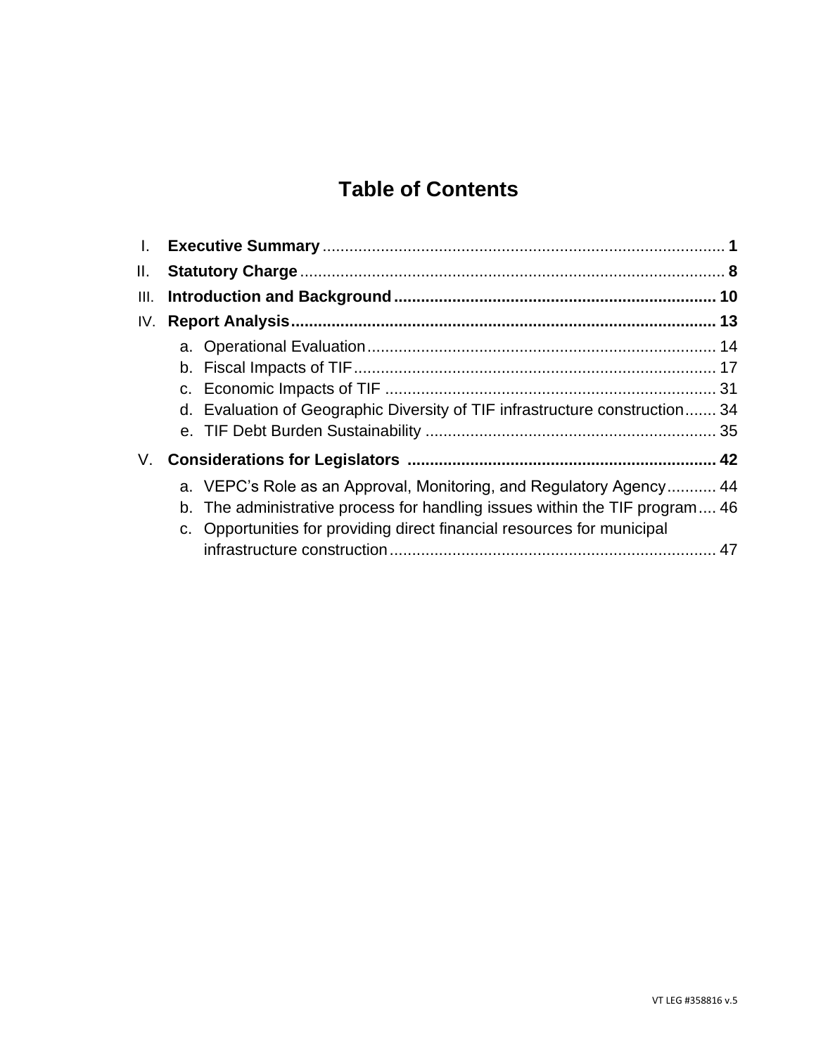# Table of Contents

I. **Executive Summary** ......................................................................................... **1**

II. **Statutory Charge** .............................................................................................. **8**

III. **Introduction and Background** ...................................................................... **10**

IV. **Report Analysis** .............................................................................................. **13**

   a. Operational Evaluation ............................................................................. 14
   b. Fiscal Impacts of TIF ................................................................................ 17
   c. Economic Impacts of TIF ......................................................................... 31
   d. Evaluation of Geographic Diversity of TIF infrastructure construction ....... 34
   e. TIF Debt Burden Sustainability ................................................................ 35

V. **Considerations for Legislators** .................................................................... **42**

   a. VEPC's Role as an Approval, Monitoring, and Regulatory Agency ........... 44
   b. The administrative process for handling issues within the TIF program .... 46
   c. Opportunities for providing direct financial resources for municipal infrastructure construction ........................................................................ 47

VT LEG #358816 v.5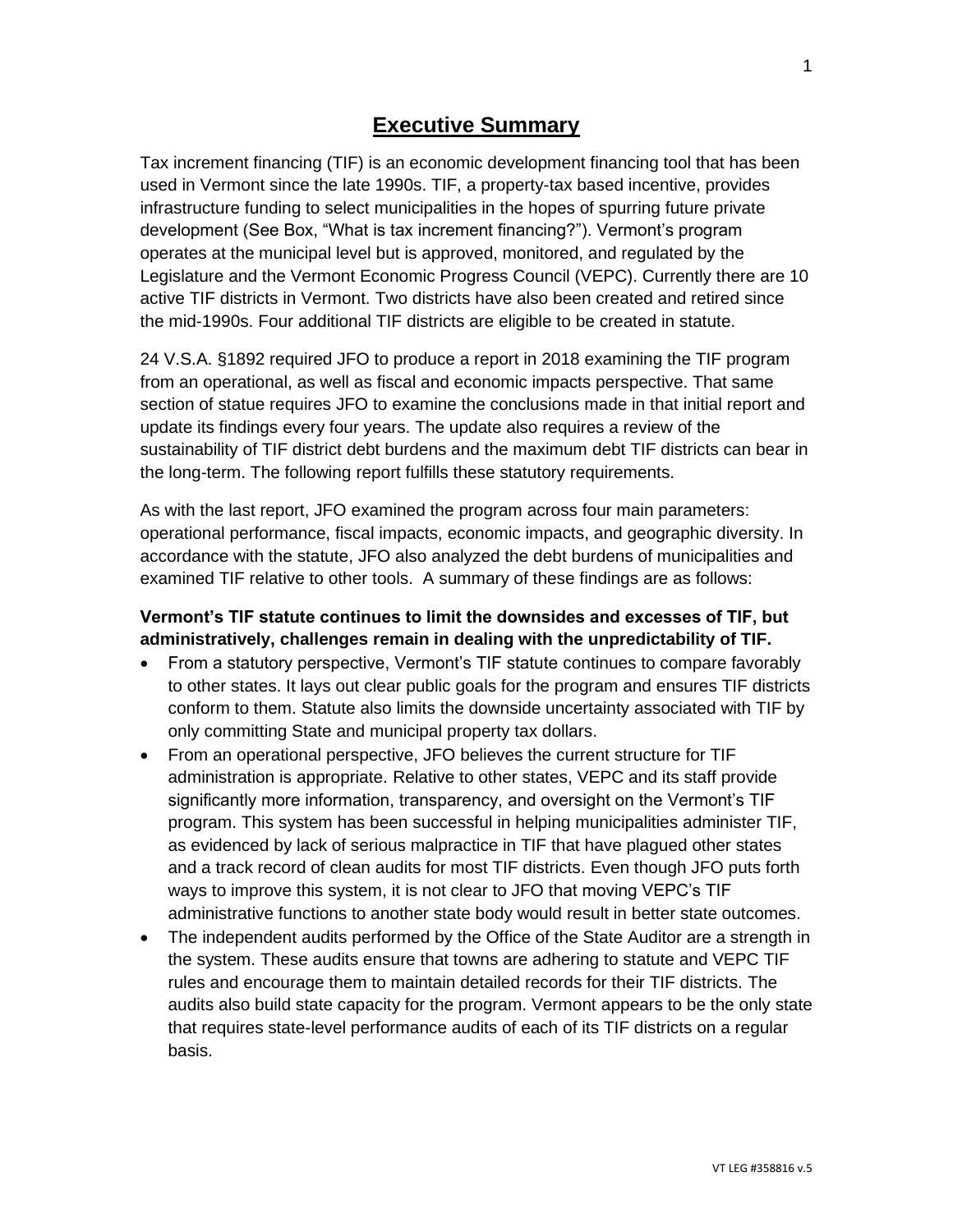# Executive Summary

Tax increment financing (TIF) is an economic development financing tool that has been used in Vermont since the late 1990s. TIF, a property-tax based incentive, provides infrastructure funding to select municipalities in the hopes of spurring future private development (See Box, "What is tax increment financing?"). Vermont's program operates at the municipal level but is approved, monitored, and regulated by the Legislature and the Vermont Economic Progress Council (VEPC). Currently there are 10 active TIF districts in Vermont. Two districts have also been created and retired since the mid-1990s. Four additional TIF districts are eligible to be created in statute.

24 V.S.A. §1892 required JFO to produce a report in 2018 examining the TIF program from an operational, as well as fiscal and economic impacts perspective. That same section of statue requires JFO to examine the conclusions made in that initial report and update its findings every four years. The update also requires a review of the sustainability of TIF district debt burdens and the maximum debt TIF districts can bear in the long-term. The following report fulfills these statutory requirements.

As with the last report, JFO examined the program across four main parameters: operational performance, fiscal impacts, economic impacts, and geographic diversity. In accordance with the statute, JFO also analyzed the debt burdens of municipalities and examined TIF relative to other tools. A summary of these findings are as follows:

**Vermont's TIF statute continues to limit the downsides and excesses of TIF, but administratively, challenges remain in dealing with the unpredictability of TIF.**

- From a statutory perspective, Vermont's TIF statute continues to compare favorably to other states. It lays out clear public goals for the program and ensures TIF districts conform to them. Statute also limits the downside uncertainty associated with TIF by only committing State and municipal property tax dollars.
- From an operational perspective, JFO believes the current structure for TIF administration is appropriate. Relative to other states, VEPC and its staff provide significantly more information, transparency, and oversight on the Vermont's TIF program. This system has been successful in helping municipalities administer TIF, as evidenced by lack of serious malpractice in TIF that have plagued other states and a track record of clean audits for most TIF districts. Even though JFO puts forth ways to improve this system, it is not clear to JFO that moving VEPC's TIF administrative functions to another state body would result in better state outcomes.
- The independent audits performed by the Office of the State Auditor are a strength in the system. These audits ensure that towns are adhering to statute and VEPC TIF rules and encourage them to maintain detailed records for their TIF districts. The audits also build state capacity for the program. Vermont appears to be the only state that requires state-level performance audits of each of its TIF districts on a regular basis.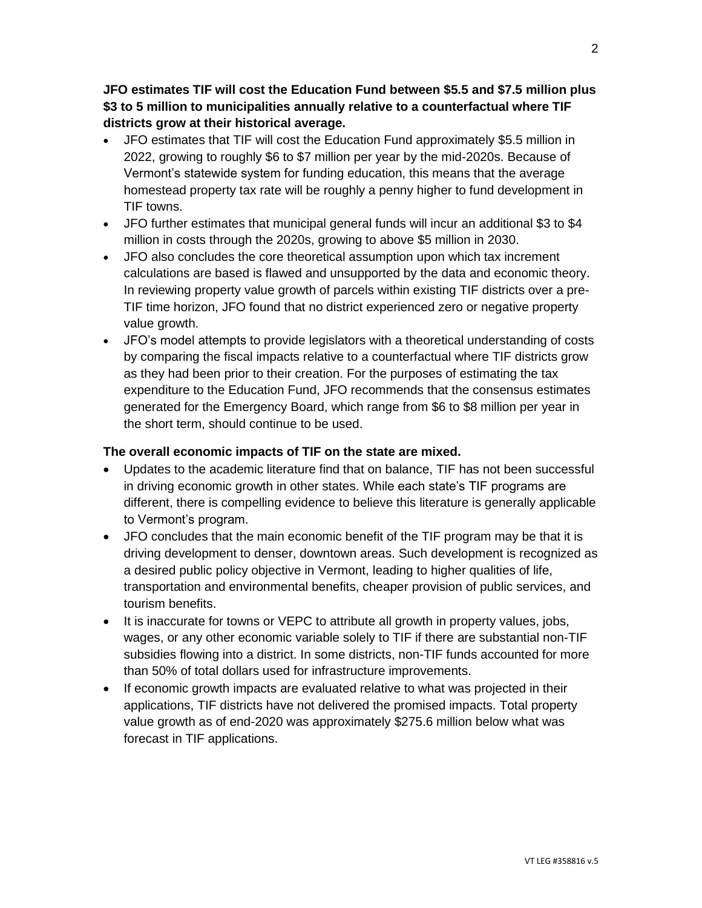**JFO estimates TIF will cost the Education Fund between $5.5 and $7.5 million plus $3 to 5 million to municipalities annually relative to a counterfactual where TIF districts grow at their historical average.**

- JFO estimates that TIF will cost the Education Fund approximately $5.5 million in 2022, growing to roughly $6 to $7 million per year by the mid-2020s. Because of Vermont's statewide system for funding education, this means that the average homestead property tax rate will be roughly a penny higher to fund development in TIF towns.
- JFO further estimates that municipal general funds will incur an additional $3 to $4 million in costs through the 2020s, growing to above $5 million in 2030.
- JFO also concludes the core theoretical assumption upon which tax increment calculations are based is flawed and unsupported by the data and economic theory. In reviewing property value growth of parcels within existing TIF districts over a pre-TIF time horizon, JFO found that no district experienced zero or negative property value growth.
- JFO's model attempts to provide legislators with a theoretical understanding of costs by comparing the fiscal impacts relative to a counterfactual where TIF districts grow as they had been prior to their creation. For the purposes of estimating the tax expenditure to the Education Fund, JFO recommends that the consensus estimates generated for the Emergency Board, which range from $6 to $8 million per year in the short term, should continue to be used.

**The overall economic impacts of TIF on the state are mixed.**

- Updates to the academic literature find that on balance, TIF has not been successful in driving economic growth in other states. While each state's TIF programs are different, there is compelling evidence to believe this literature is generally applicable to Vermont's program.
- JFO concludes that the main economic benefit of the TIF program may be that it is driving development to denser, downtown areas. Such development is recognized as a desired public policy objective in Vermont, leading to higher qualities of life, transportation and environmental benefits, cheaper provision of public services, and tourism benefits.
- It is inaccurate for towns or VEPC to attribute all growth in property values, jobs, wages, or any other economic variable solely to TIF if there are substantial non-TIF subsidies flowing into a district. In some districts, non-TIF funds accounted for more than 50% of total dollars used for infrastructure improvements.
- If economic growth impacts are evaluated relative to what was projected in their applications, TIF districts have not delivered the promised impacts. Total property value growth as of end-2020 was approximately $275.6 million below what was forecast in TIF applications.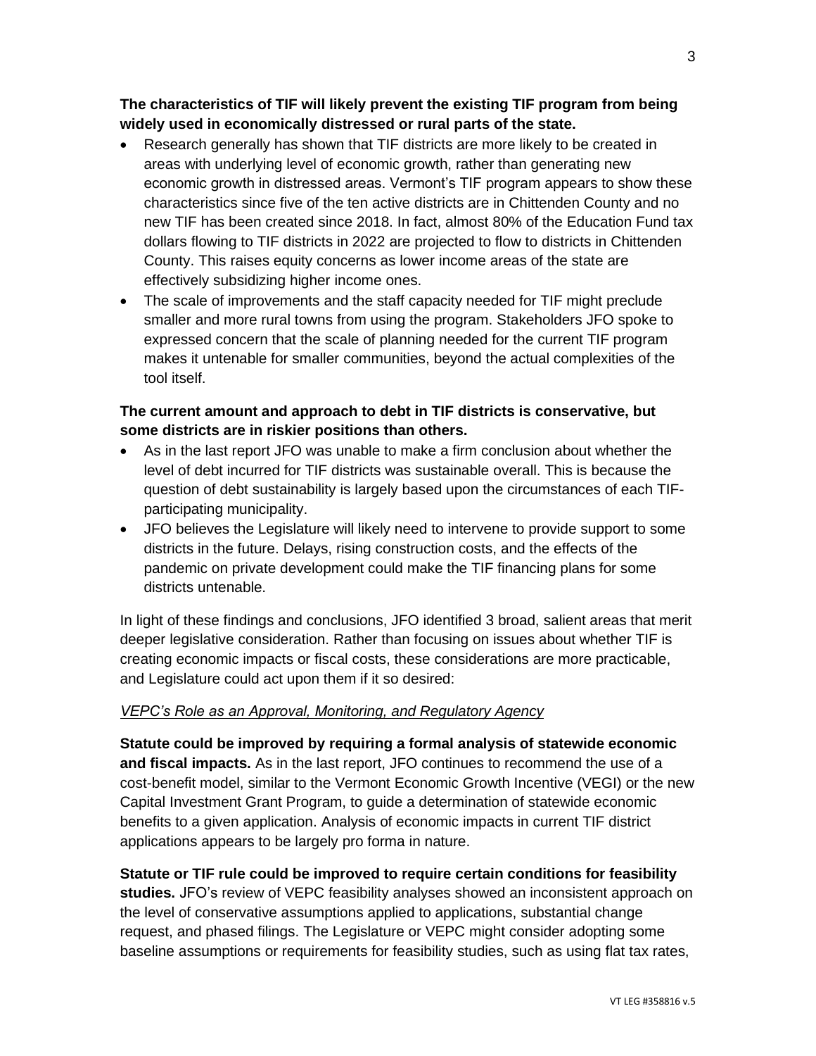**The characteristics of TIF will likely prevent the existing TIF program from being widely used in economically distressed or rural parts of the state.**

- Research generally has shown that TIF districts are more likely to be created in areas with underlying level of economic growth, rather than generating new economic growth in distressed areas. Vermont's TIF program appears to show these characteristics since five of the ten active districts are in Chittenden County and no new TIF has been created since 2018. In fact, almost 80% of the Education Fund tax dollars flowing to TIF districts in 2022 are projected to flow to districts in Chittenden County. This raises equity concerns as lower income areas of the state are effectively subsidizing higher income ones.
- The scale of improvements and the staff capacity needed for TIF might preclude smaller and more rural towns from using the program. Stakeholders JFO spoke to expressed concern that the scale of planning needed for the current TIF program makes it untenable for smaller communities, beyond the actual complexities of the tool itself.

**The current amount and approach to debt in TIF districts is conservative, but some districts are in riskier positions than others.**

- As in the last report JFO was unable to make a firm conclusion about whether the level of debt incurred for TIF districts was sustainable overall. This is because the question of debt sustainability is largely based upon the circumstances of each TIF-participating municipality.
- JFO believes the Legislature will likely need to intervene to provide support to some districts in the future. Delays, rising construction costs, and the effects of the pandemic on private development could make the TIF financing plans for some districts untenable.

In light of these findings and conclusions, JFO identified 3 broad, salient areas that merit deeper legislative consideration. Rather than focusing on issues about whether TIF is creating economic impacts or fiscal costs, these considerations are more practicable, and Legislature could act upon them if it so desired:

*VEPC's Role as an Approval, Monitoring, and Regulatory Agency*

**Statute could be improved by requiring a formal analysis of statewide economic and fiscal impacts.** As in the last report, JFO continues to recommend the use of a cost-benefit model, similar to the Vermont Economic Growth Incentive (VEGI) or the new Capital Investment Grant Program, to guide a determination of statewide economic benefits to a given application. Analysis of economic impacts in current TIF district applications appears to be largely pro forma in nature.

**Statute or TIF rule could be improved to require certain conditions for feasibility studies.** JFO's review of VEPC feasibility analyses showed an inconsistent approach on the level of conservative assumptions applied to applications, substantial change request, and phased filings. The Legislature or VEPC might consider adopting some baseline assumptions or requirements for feasibility studies, such as using flat tax rates,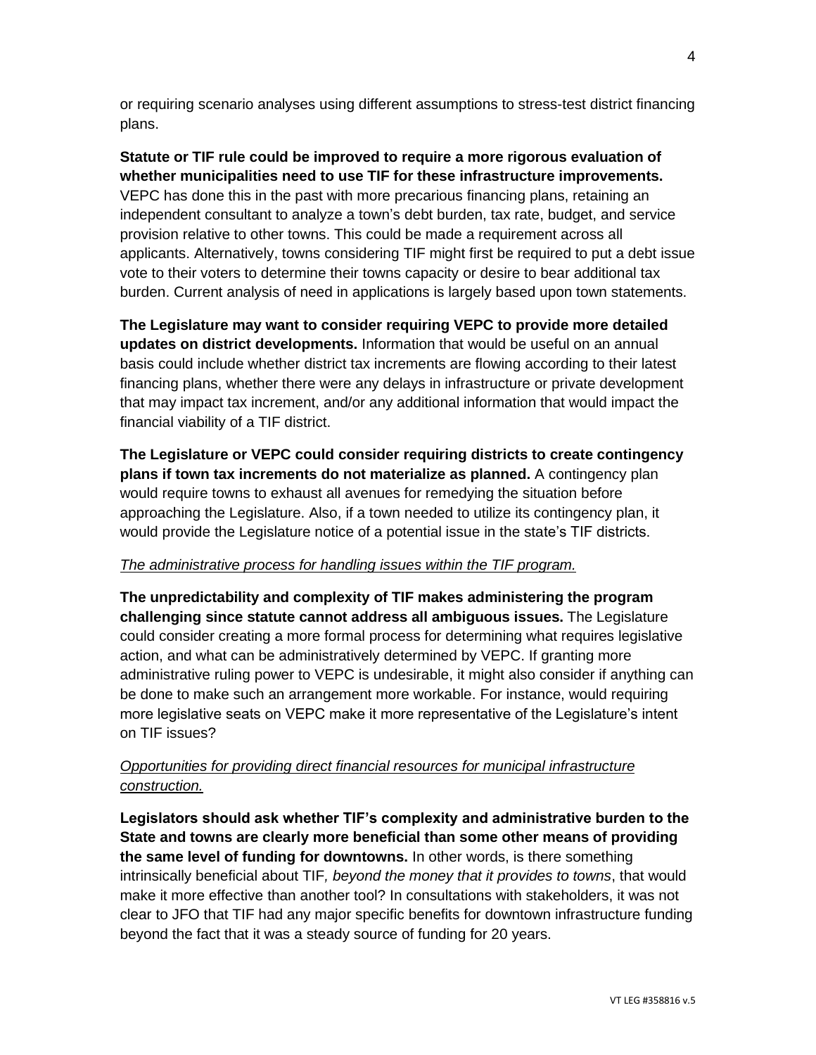or requiring scenario analyses using different assumptions to stress-test district financing plans.

**Statute or TIF rule could be improved to require a more rigorous evaluation of whether municipalities need to use TIF for these infrastructure improvements.** VEPC has done this in the past with more precarious financing plans, retaining an independent consultant to analyze a town's debt burden, tax rate, budget, and service provision relative to other towns. This could be made a requirement across all applicants. Alternatively, towns considering TIF might first be required to put a debt issue vote to their voters to determine their towns capacity or desire to bear additional tax burden. Current analysis of need in applications is largely based upon town statements.

**The Legislature may want to consider requiring VEPC to provide more detailed updates on district developments.** Information that would be useful on an annual basis could include whether district tax increments are flowing according to their latest financing plans, whether there were any delays in infrastructure or private development that may impact tax increment, and/or any additional information that would impact the financial viability of a TIF district.

**The Legislature or VEPC could consider requiring districts to create contingency plans if town tax increments do not materialize as planned.** A contingency plan would require towns to exhaust all avenues for remedying the situation before approaching the Legislature. Also, if a town needed to utilize its contingency plan, it would provide the Legislature notice of a potential issue in the state's TIF districts.

*The administrative process for handling issues within the TIF program.*

**The unpredictability and complexity of TIF makes administering the program challenging since statute cannot address all ambiguous issues.** The Legislature could consider creating a more formal process for determining what requires legislative action, and what can be administratively determined by VEPC. If granting more administrative ruling power to VEPC is undesirable, it might also consider if anything can be done to make such an arrangement more workable. For instance, would requiring more legislative seats on VEPC make it more representative of the Legislature's intent on TIF issues?

*Opportunities for providing direct financial resources for municipal infrastructure construction.*

**Legislators should ask whether TIF's complexity and administrative burden to the State and towns are clearly more beneficial than some other means of providing the same level of funding for downtowns.** In other words, is there something intrinsically beneficial about TIF*, beyond the money that it provides to towns*, that would make it more effective than another tool? In consultations with stakeholders, it was not clear to JFO that TIF had any major specific benefits for downtown infrastructure funding beyond the fact that it was a steady source of funding for 20 years.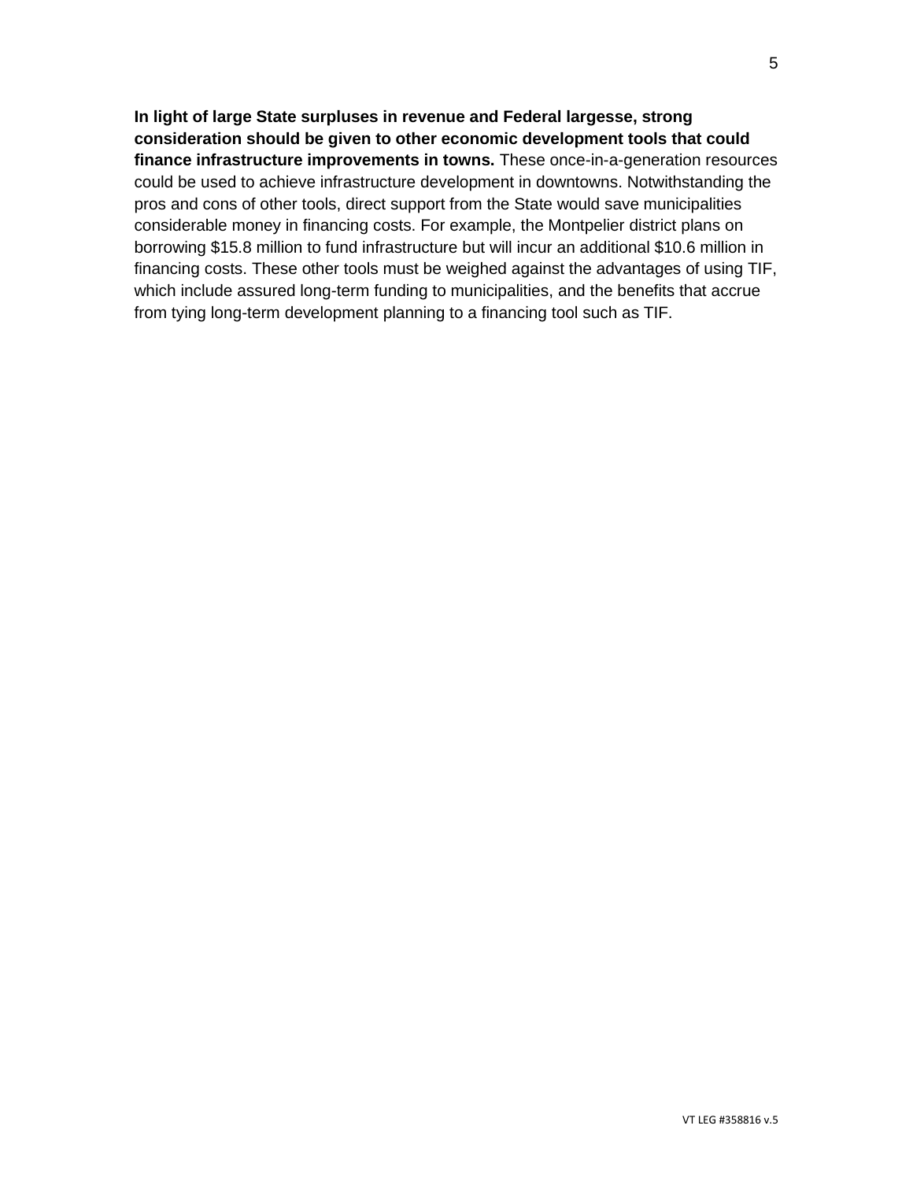**In light of large State surpluses in revenue and Federal largesse, strong consideration should be given to other economic development tools that could finance infrastructure improvements in towns.** These once-in-a-generation resources could be used to achieve infrastructure development in downtowns. Notwithstanding the pros and cons of other tools, direct support from the State would save municipalities considerable money in financing costs. For example, the Montpelier district plans on borrowing $15.8 million to fund infrastructure but will incur an additional $10.6 million in financing costs. These other tools must be weighed against the advantages of using TIF, which include assured long-term funding to municipalities, and the benefits that accrue from tying long-term development planning to a financing tool such as TIF.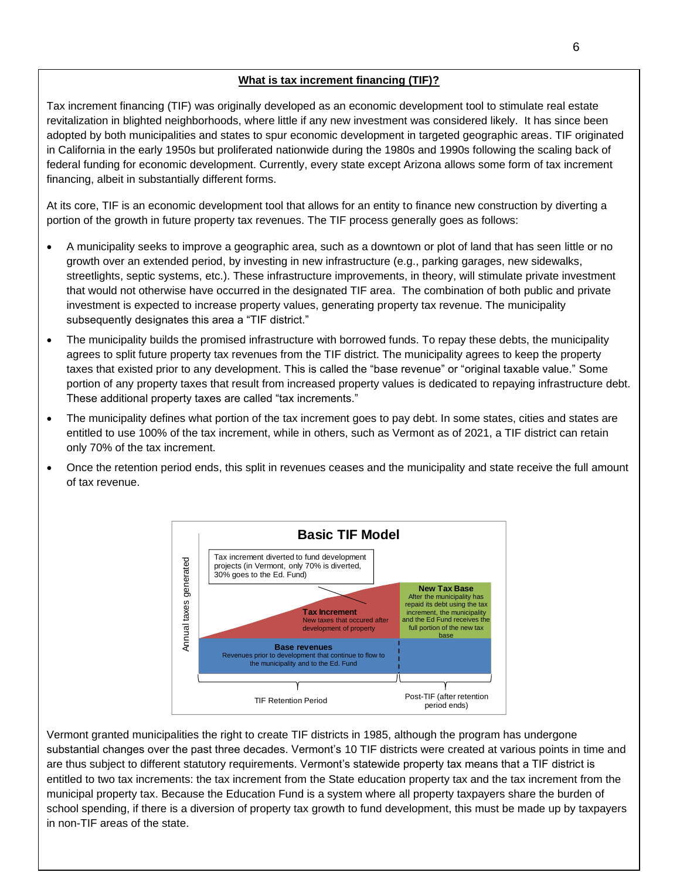## What is tax increment financing (TIF)?

Tax increment financing (TIF) was originally developed as an economic development tool to stimulate real estate revitalization in blighted neighborhoods, where little if any new investment was considered likely. It has since been adopted by both municipalities and states to spur economic development in targeted geographic areas. TIF originated in California in the early 1950s but proliferated nationwide during the 1980s and 1990s following the scaling back of federal funding for economic development. Currently, every state except Arizona allows some form of tax increment financing, albeit in substantially different forms.

At its core, TIF is an economic development tool that allows for an entity to finance new construction by diverting a portion of the growth in future property tax revenues. The TIF process generally goes as follows:

- A municipality seeks to improve a geographic area, such as a downtown or plot of land that has seen little or no growth over an extended period, by investing in new infrastructure (e.g., parking garages, new sidewalks, streetlights, septic systems, etc.). These infrastructure improvements, in theory, will stimulate private investment that would not otherwise have occurred in the designated TIF area. The combination of both public and private investment is expected to increase property values, generating property tax revenue. The municipality subsequently designates this area a "TIF district."
- The municipality builds the promised infrastructure with borrowed funds. To repay these debts, the municipality agrees to split future property tax revenues from the TIF district. The municipality agrees to keep the property taxes that existed prior to any development. This is called the "base revenue" or "original taxable value." Some portion of any property taxes that result from increased property values is dedicated to repaying infrastructure debt. These additional property taxes are called "tax increments."
- The municipality defines what portion of the tax increment goes to pay debt. In some states, cities and states are entitled to use 100% of the tax increment, while in others, such as Vermont as of 2021, a TIF district can retain only 70% of the tax increment.
- Once the retention period ends, this split in revenues ceases and the municipality and state receive the full amount of tax revenue.

**Basic TIF Model**

- Annual taxes generated
- Tax increment diverted to fund development projects (in Vermont, only 70% is diverted, 30% goes to the Ed. Fund)
- **Tax Increment** – New taxes that occured after development of property
- **New Tax Base** – After the municipality has repaid its debt using the tax increment, the municipality and the Ed Fund receives the full portion of the new tax base
- **Base revenues** – Revenues prior to development that continue to flow to the municipality and to the Ed. Fund
- TIF Retention Period
- Post-TIF (after retention period ends)

Vermont granted municipalities the right to create TIF districts in 1985, although the program has undergone substantial changes over the past three decades. Vermont's 10 TIF districts were created at various points in time and are thus subject to different statutory requirements. Vermont's statewide property tax means that a TIF district is entitled to two tax increments: the tax increment from the State education property tax and the tax increment from the municipal property tax. Because the Education Fund is a system where all property taxpayers share the burden of school spending, if there is a diversion of property tax growth to fund development, this must be made up by taxpayers in non-TIF areas of the state.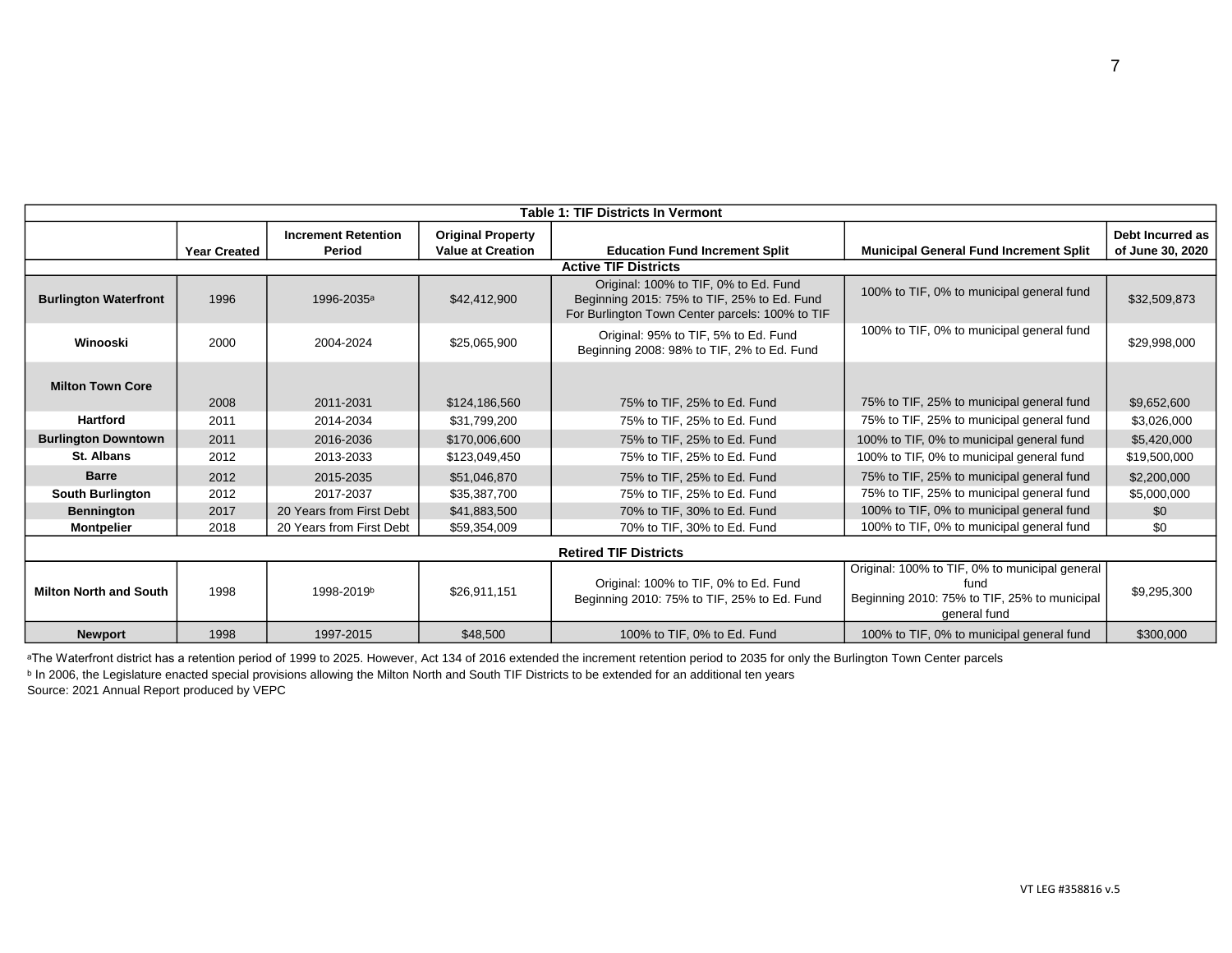| Table 1: TIF Districts In Vermont | | | | | | |
|---|---|---|---|---|---|---|
| | Year Created | Increment Retention Period | Original Property Value at Creation | Education Fund Increment Split | Municipal General Fund Increment Split | Debt Incurred as of June 30, 2020 |
| **Active TIF Districts** | | | | | | |
| **Burlington Waterfront** | 1996 | 1996-2035[a] | $42,412,900 | Original: 100% to TIF, 0% to Ed. Fund<br>Beginning 2015: 75% to TIF, 25% to Ed. Fund<br>For Burlington Town Center parcels: 100% to TIF | 100% to TIF, 0% to municipal general fund | $32,509,873 |
| **Winooski** | 2000 | 2004-2024 | $25,065,900 | Original: 95% to TIF, 5% to Ed. Fund<br>Beginning 2008: 98% to TIF, 2% to Ed. Fund | 100% to TIF, 0% to municipal general fund | $29,998,000 |
| **Milton Town Core** | 2008 | 2011-2031 | $124,186,560 | 75% to TIF, 25% to Ed. Fund | 75% to TIF, 25% to municipal general fund | $9,652,600 |
| **Hartford** | 2011 | 2014-2034 | $31,799,200 | 75% to TIF, 25% to Ed. Fund | 75% to TIF, 25% to municipal general fund | $3,026,000 |
| **Burlington Downtown** | 2011 | 2016-2036 | $170,006,600 | 75% to TIF, 25% to Ed. Fund | 100% to TIF, 0% to municipal general fund | $5,420,000 |
| **St. Albans** | 2012 | 2013-2033 | $123,049,450 | 75% to TIF, 25% to Ed. Fund | 100% to TIF, 0% to municipal general fund | $19,500,000 |
| **Barre** | 2012 | 2015-2035 | $51,046,870 | 75% to TIF, 25% to Ed. Fund | 75% to TIF, 25% to municipal general fund | $2,200,000 |
| **South Burlington** | 2012 | 2017-2037 | $35,387,700 | 75% to TIF, 25% to Ed. Fund | 75% to TIF, 25% to municipal general fund | $5,000,000 |
| **Bennington** | 2017 | 20 Years from First Debt | $41,883,500 | 70% to TIF, 30% to Ed. Fund | 100% to TIF, 0% to municipal general fund | $0 |
| **Montpelier** | 2018 | 20 Years from First Debt | $59,354,009 | 70% to TIF, 30% to Ed. Fund | 100% to TIF, 0% to municipal general fund | $0 |
| **Retired TIF Districts** | | | | | | |
| **Milton North and South** | 1998 | 1998-2019[b] | $26,911,151 | Original: 100% to TIF, 0% to Ed. Fund<br>Beginning 2010: 75% to TIF, 25% to Ed. Fund | Original: 100% to TIF, 0% to municipal general fund<br>Beginning 2010: 75% to TIF, 25% to municipal general fund | $9,295,300 |
| **Newport** | 1998 | 1997-2015 | $48,500 | 100% to TIF, 0% to Ed. Fund | 100% to TIF, 0% to municipal general fund | $300,000 |

[a]The Waterfront district has a retention period of 1999 to 2025. However, Act 134 of 2016 extended the increment retention period to 2035 for only the Burlington Town Center parcels

[b] In 2006, the Legislature enacted special provisions allowing the Milton North and South TIF Districts to be extended for an additional ten years

Source: 2021 Annual Report produced by VEPC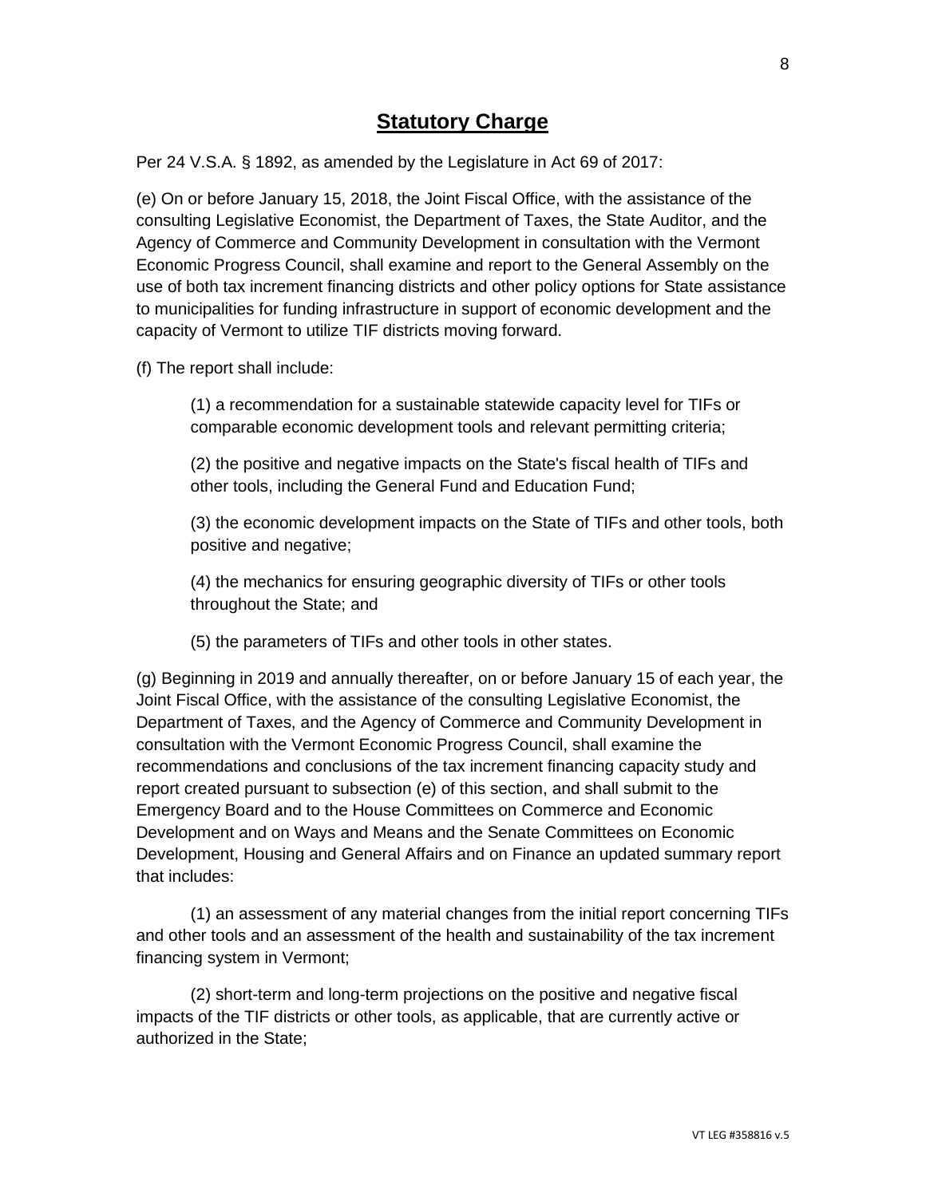## Statutory Charge

Per 24 V.S.A. § 1892, as amended by the Legislature in Act 69 of 2017:

(e) On or before January 15, 2018, the Joint Fiscal Office, with the assistance of the consulting Legislative Economist, the Department of Taxes, the State Auditor, and the Agency of Commerce and Community Development in consultation with the Vermont Economic Progress Council, shall examine and report to the General Assembly on the use of both tax increment financing districts and other policy options for State assistance to municipalities for funding infrastructure in support of economic development and the capacity of Vermont to utilize TIF districts moving forward.

(f) The report shall include:

> (1) a recommendation for a sustainable statewide capacity level for TIFs or comparable economic development tools and relevant permitting criteria;
>
> (2) the positive and negative impacts on the State's fiscal health of TIFs and other tools, including the General Fund and Education Fund;
>
> (3) the economic development impacts on the State of TIFs and other tools, both positive and negative;
>
> (4) the mechanics for ensuring geographic diversity of TIFs or other tools throughout the State; and
>
> (5) the parameters of TIFs and other tools in other states.

(g) Beginning in 2019 and annually thereafter, on or before January 15 of each year, the Joint Fiscal Office, with the assistance of the consulting Legislative Economist, the Department of Taxes, and the Agency of Commerce and Community Development in consultation with the Vermont Economic Progress Council, shall examine the recommendations and conclusions of the tax increment financing capacity study and report created pursuant to subsection (e) of this section, and shall submit to the Emergency Board and to the House Committees on Commerce and Economic Development and on Ways and Means and the Senate Committees on Economic Development, Housing and General Affairs and on Finance an updated summary report that includes:

> (1) an assessment of any material changes from the initial report concerning TIFs and other tools and an assessment of the health and sustainability of the tax increment financing system in Vermont;
>
> (2) short-term and long-term projections on the positive and negative fiscal impacts of the TIF districts or other tools, as applicable, that are currently active or authorized in the State;

VT LEG #358816 v.5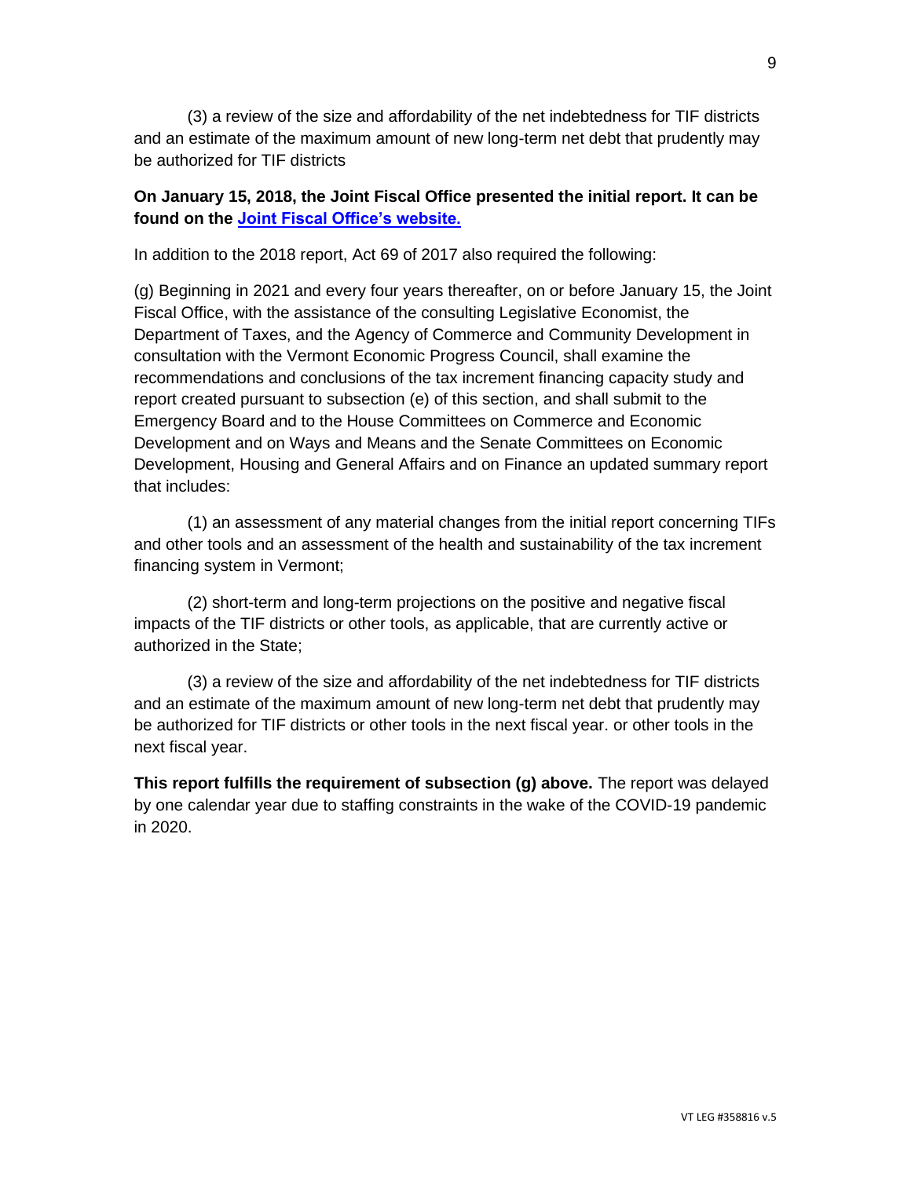(3) a review of the size and affordability of the net indebtedness for TIF districts and an estimate of the maximum amount of new long-term net debt that prudently may be authorized for TIF districts

**On January 15, 2018, the Joint Fiscal Office presented the initial report. It can be found on the Joint Fiscal Office's website.**

In addition to the 2018 report, Act 69 of 2017 also required the following:

(g) Beginning in 2021 and every four years thereafter, on or before January 15, the Joint Fiscal Office, with the assistance of the consulting Legislative Economist, the Department of Taxes, and the Agency of Commerce and Community Development in consultation with the Vermont Economic Progress Council, shall examine the recommendations and conclusions of the tax increment financing capacity study and report created pursuant to subsection (e) of this section, and shall submit to the Emergency Board and to the House Committees on Commerce and Economic Development and on Ways and Means and the Senate Committees on Economic Development, Housing and General Affairs and on Finance an updated summary report that includes:

(1) an assessment of any material changes from the initial report concerning TIFs and other tools and an assessment of the health and sustainability of the tax increment financing system in Vermont;

(2) short-term and long-term projections on the positive and negative fiscal impacts of the TIF districts or other tools, as applicable, that are currently active or authorized in the State;

(3) a review of the size and affordability of the net indebtedness for TIF districts and an estimate of the maximum amount of new long-term net debt that prudently may be authorized for TIF districts or other tools in the next fiscal year. or other tools in the next fiscal year.

**This report fulfills the requirement of subsection (g) above.** The report was delayed by one calendar year due to staffing constraints in the wake of the COVID-19 pandemic in 2020.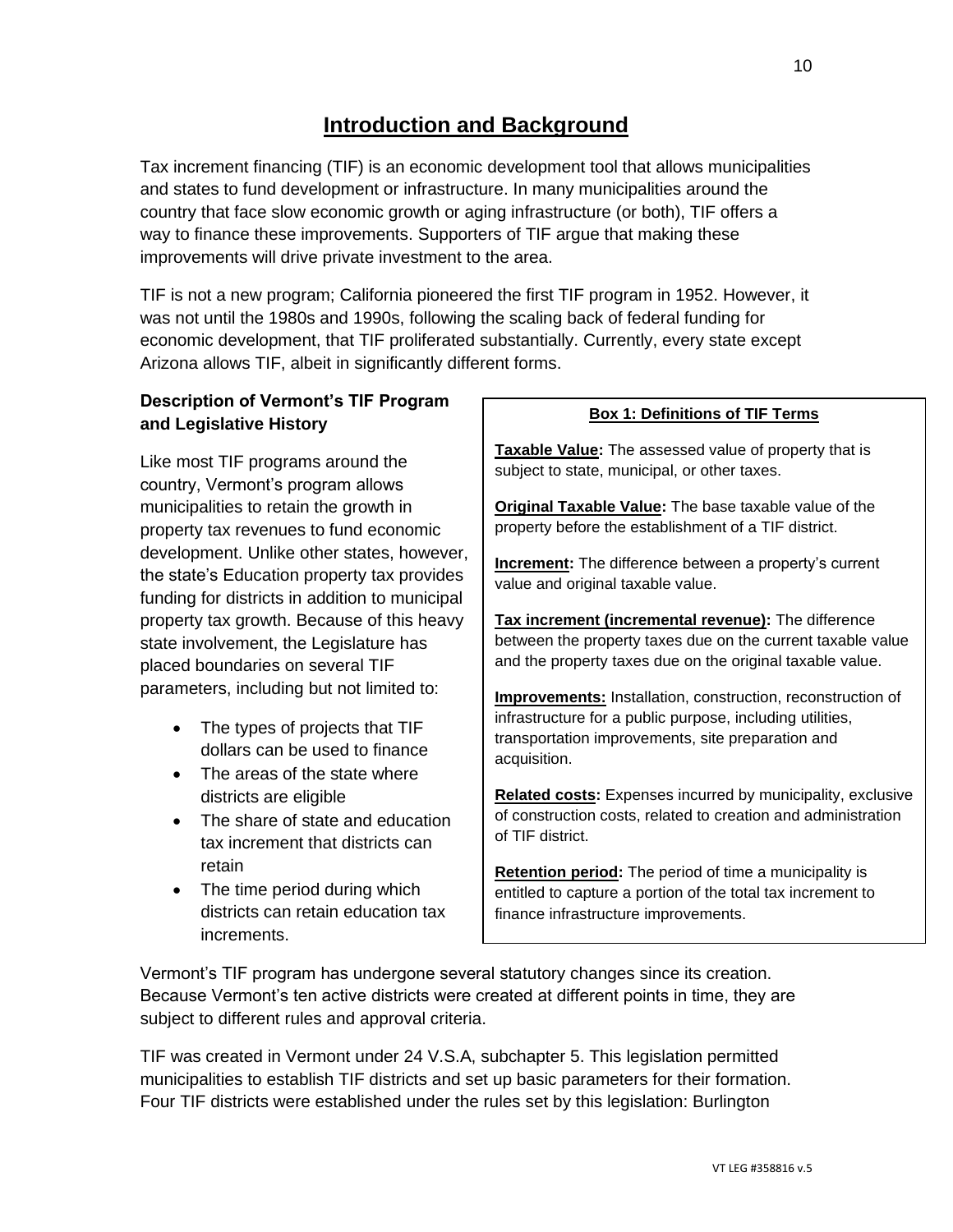# Introduction and Background

Tax increment financing (TIF) is an economic development tool that allows municipalities and states to fund development or infrastructure. In many municipalities around the country that face slow economic growth or aging infrastructure (or both), TIF offers a way to finance these improvements. Supporters of TIF argue that making these improvements will drive private investment to the area.

TIF is not a new program; California pioneered the first TIF program in 1952. However, it was not until the 1980s and 1990s, following the scaling back of federal funding for economic development, that TIF proliferated substantially. Currently, every state except Arizona allows TIF, albeit in significantly different forms.

### Description of Vermont's TIF Program and Legislative History

Like most TIF programs around the country, Vermont's program allows municipalities to retain the growth in property tax revenues to fund economic development. Unlike other states, however, the state's Education property tax provides funding for districts in addition to municipal property tax growth. Because of this heavy state involvement, the Legislature has placed boundaries on several TIF parameters, including but not limited to:

- The types of projects that TIF dollars can be used to finance
- The areas of the state where districts are eligible
- The share of state and education tax increment that districts can retain
- The time period during which districts can retain education tax increments.

> **Box 1: Definitions of TIF Terms**
>
> **Taxable Value:** The assessed value of property that is subject to state, municipal, or other taxes.
>
> **Original Taxable Value:** The base taxable value of the property before the establishment of a TIF district.
>
> **Increment:** The difference between a property's current value and original taxable value.
>
> **Tax increment (incremental revenue):** The difference between the property taxes due on the current taxable value and the property taxes due on the original taxable value.
>
> **Improvements:** Installation, construction, reconstruction of infrastructure for a public purpose, including utilities, transportation improvements, site preparation and acquisition.
>
> **Related costs:** Expenses incurred by municipality, exclusive of construction costs, related to creation and administration of TIF district.
>
> **Retention period:** The period of time a municipality is entitled to capture a portion of the total tax increment to finance infrastructure improvements.

Vermont's TIF program has undergone several statutory changes since its creation. Because Vermont's ten active districts were created at different points in time, they are subject to different rules and approval criteria.

TIF was created in Vermont under 24 V.S.A, subchapter 5. This legislation permitted municipalities to establish TIF districts and set up basic parameters for their formation. Four TIF districts were established under the rules set by this legislation: Burlington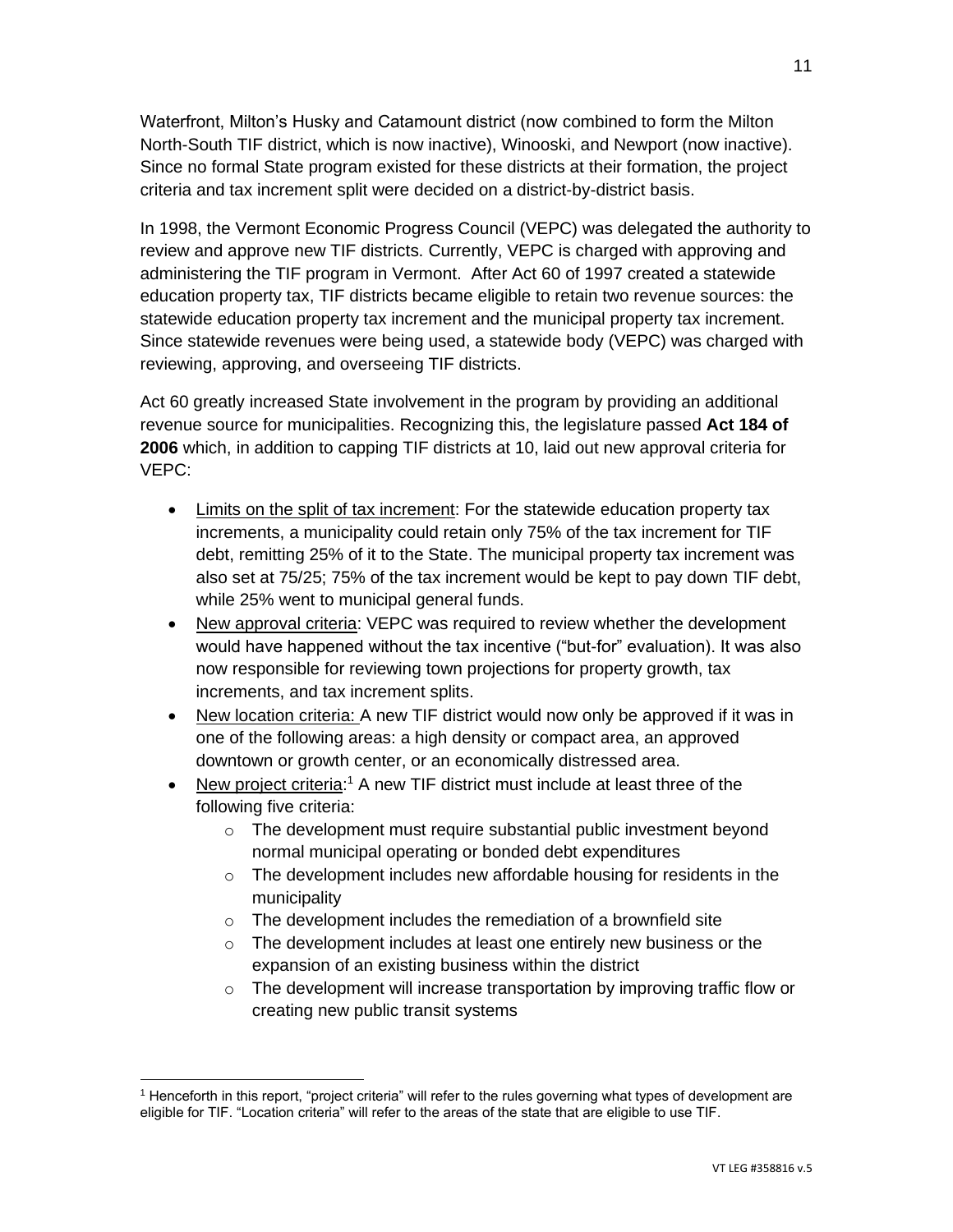Waterfront, Milton's Husky and Catamount district (now combined to form the Milton North-South TIF district, which is now inactive), Winooski, and Newport (now inactive). Since no formal State program existed for these districts at their formation, the project criteria and tax increment split were decided on a district-by-district basis.

In 1998, the Vermont Economic Progress Council (VEPC) was delegated the authority to review and approve new TIF districts. Currently, VEPC is charged with approving and administering the TIF program in Vermont. After Act 60 of 1997 created a statewide education property tax, TIF districts became eligible to retain two revenue sources: the statewide education property tax increment and the municipal property tax increment. Since statewide revenues were being used, a statewide body (VEPC) was charged with reviewing, approving, and overseeing TIF districts.

Act 60 greatly increased State involvement in the program by providing an additional revenue source for municipalities. Recognizing this, the legislature passed **Act 184 of 2006** which, in addition to capping TIF districts at 10, laid out new approval criteria for VEPC:

- Limits on the split of tax increment: For the statewide education property tax increments, a municipality could retain only 75% of the tax increment for TIF debt, remitting 25% of it to the State. The municipal property tax increment was also set at 75/25; 75% of the tax increment would be kept to pay down TIF debt, while 25% went to municipal general funds.
- New approval criteria: VEPC was required to review whether the development would have happened without the tax incentive ("but-for" evaluation). It was also now responsible for reviewing town projections for property growth, tax increments, and tax increment splits.
- New location criteria: A new TIF district would now only be approved if it was in one of the following areas: a high density or compact area, an approved downtown or growth center, or an economically distressed area.
- New project criteria:[1] A new TIF district must include at least three of the following five criteria:
  - The development must require substantial public investment beyond normal municipal operating or bonded debt expenditures
  - The development includes new affordable housing for residents in the municipality
  - The development includes the remediation of a brownfield site
  - The development includes at least one entirely new business or the expansion of an existing business within the district
  - The development will increase transportation by improving traffic flow or creating new public transit systems

[1] Henceforth in this report, "project criteria" will refer to the rules governing what types of development are eligible for TIF. "Location criteria" will refer to the areas of the state that are eligible to use TIF.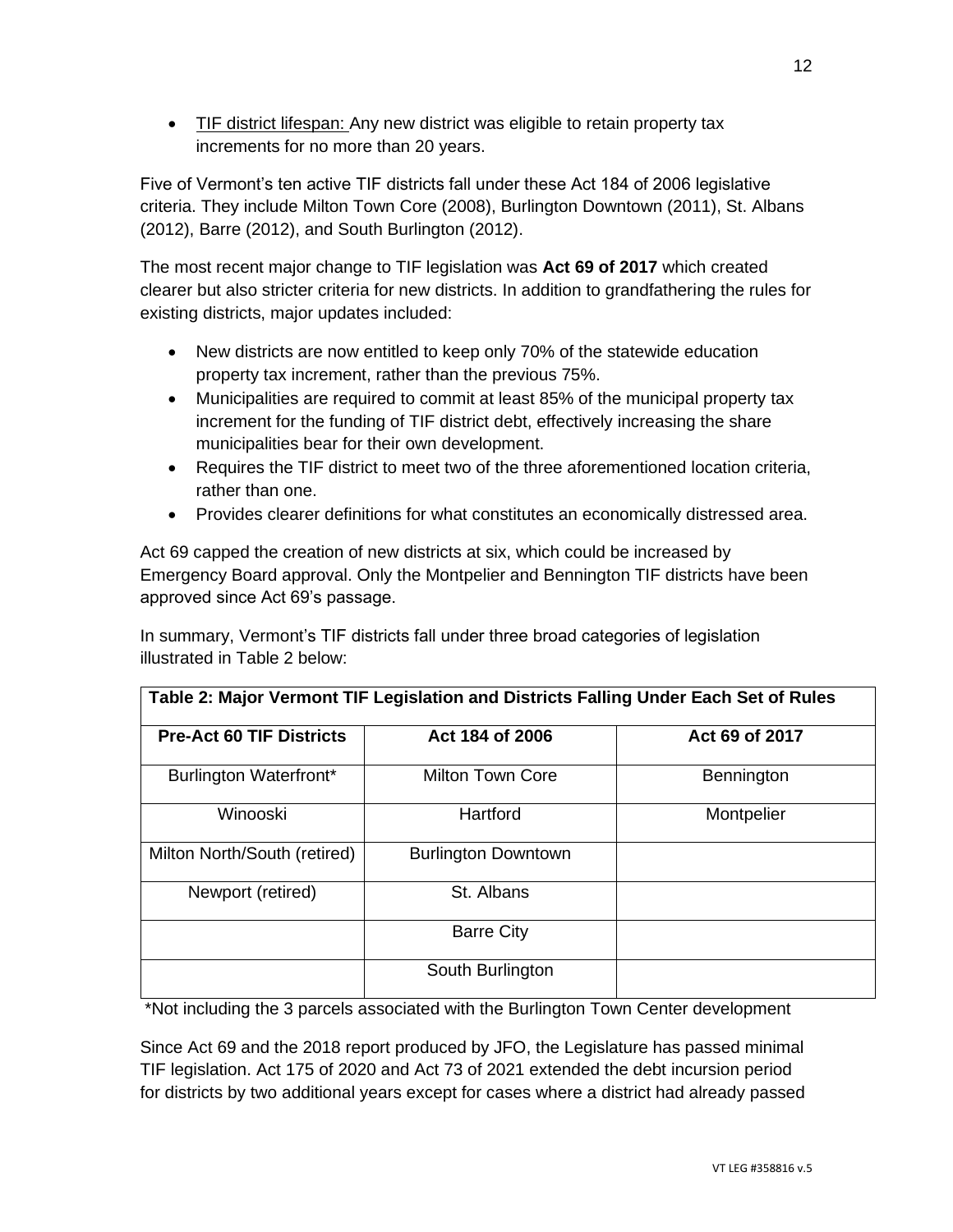- TIF district lifespan: Any new district was eligible to retain property tax increments for no more than 20 years.

Five of Vermont's ten active TIF districts fall under these Act 184 of 2006 legislative criteria. They include Milton Town Core (2008), Burlington Downtown (2011), St. Albans (2012), Barre (2012), and South Burlington (2012).

The most recent major change to TIF legislation was **Act 69 of 2017** which created clearer but also stricter criteria for new districts. In addition to grandfathering the rules for existing districts, major updates included:

- New districts are now entitled to keep only 70% of the statewide education property tax increment, rather than the previous 75%.
- Municipalities are required to commit at least 85% of the municipal property tax increment for the funding of TIF district debt, effectively increasing the share municipalities bear for their own development.
- Requires the TIF district to meet two of the three aforementioned location criteria, rather than one.
- Provides clearer definitions for what constitutes an economically distressed area.

Act 69 capped the creation of new districts at six, which could be increased by Emergency Board approval. Only the Montpelier and Bennington TIF districts have been approved since Act 69's passage.

In summary, Vermont's TIF districts fall under three broad categories of legislation illustrated in Table 2 below:

**Table 2: Major Vermont TIF Legislation and Districts Falling Under Each Set of Rules**

| Pre-Act 60 TIF Districts | Act 184 of 2006 | Act 69 of 2017 |
|---|---|---|
| Burlington Waterfront* | Milton Town Core | Bennington |
| Winooski | Hartford | Montpelier |
| Milton North/South (retired) | Burlington Downtown | |
| Newport (retired) | St. Albans | |
| | Barre City | |
| | South Burlington | |

*Not including the 3 parcels associated with the Burlington Town Center development

Since Act 69 and the 2018 report produced by JFO, the Legislature has passed minimal TIF legislation. Act 175 of 2020 and Act 73 of 2021 extended the debt incursion period for districts by two additional years except for cases where a district had already passed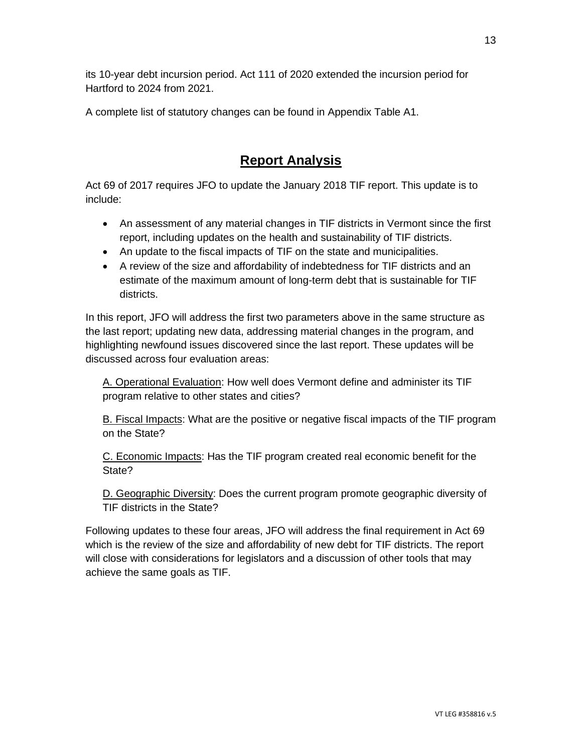its 10-year debt incursion period. Act 111 of 2020 extended the incursion period for Hartford to 2024 from 2021.

A complete list of statutory changes can be found in Appendix Table A1.

## Report Analysis

Act 69 of 2017 requires JFO to update the January 2018 TIF report. This update is to include:

- An assessment of any material changes in TIF districts in Vermont since the first report, including updates on the health and sustainability of TIF districts.
- An update to the fiscal impacts of TIF on the state and municipalities.
- A review of the size and affordability of indebtedness for TIF districts and an estimate of the maximum amount of long-term debt that is sustainable for TIF districts.

In this report, JFO will address the first two parameters above in the same structure as the last report; updating new data, addressing material changes in the program, and highlighting newfound issues discovered since the last report. These updates will be discussed across four evaluation areas:

A. Operational Evaluation: How well does Vermont define and administer its TIF program relative to other states and cities?

B. Fiscal Impacts: What are the positive or negative fiscal impacts of the TIF program on the State?

C. Economic Impacts: Has the TIF program created real economic benefit for the State?

D. Geographic Diversity: Does the current program promote geographic diversity of TIF districts in the State?

Following updates to these four areas, JFO will address the final requirement in Act 69 which is the review of the size and affordability of new debt for TIF districts. The report will close with considerations for legislators and a discussion of other tools that may achieve the same goals as TIF.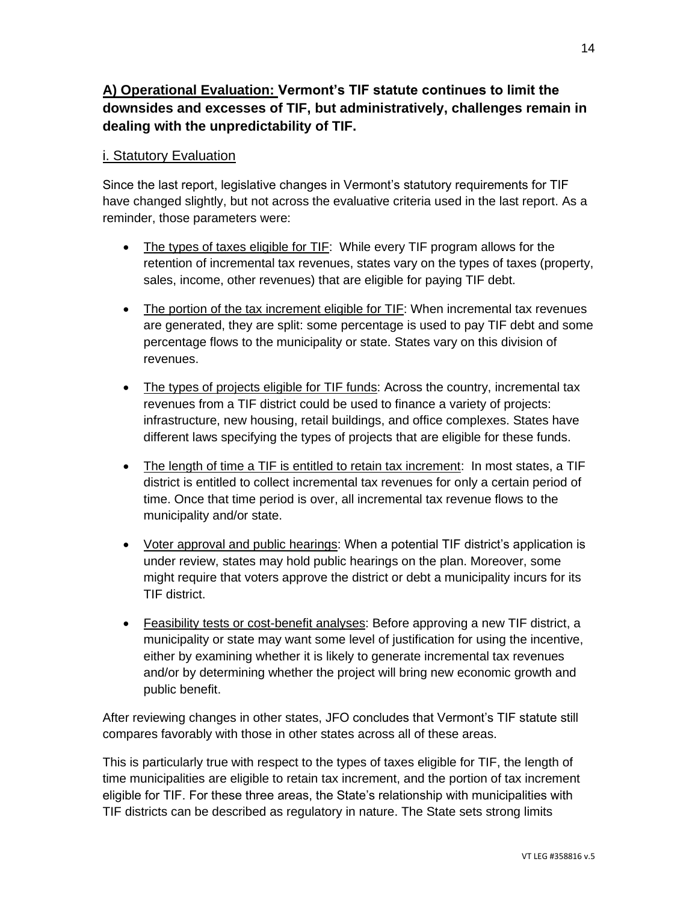## A) Operational Evaluation: Vermont's TIF statute continues to limit the downsides and excesses of TIF, but administratively, challenges remain in dealing with the unpredictability of TIF.

### i. Statutory Evaluation

Since the last report, legislative changes in Vermont's statutory requirements for TIF have changed slightly, but not across the evaluative criteria used in the last report. As a reminder, those parameters were:

- The types of taxes eligible for TIF: While every TIF program allows for the retention of incremental tax revenues, states vary on the types of taxes (property, sales, income, other revenues) that are eligible for paying TIF debt.
- The portion of the tax increment eligible for TIF: When incremental tax revenues are generated, they are split: some percentage is used to pay TIF debt and some percentage flows to the municipality or state. States vary on this division of revenues.
- The types of projects eligible for TIF funds: Across the country, incremental tax revenues from a TIF district could be used to finance a variety of projects: infrastructure, new housing, retail buildings, and office complexes. States have different laws specifying the types of projects that are eligible for these funds.
- The length of time a TIF is entitled to retain tax increment: In most states, a TIF district is entitled to collect incremental tax revenues for only a certain period of time. Once that time period is over, all incremental tax revenue flows to the municipality and/or state.
- Voter approval and public hearings: When a potential TIF district's application is under review, states may hold public hearings on the plan. Moreover, some might require that voters approve the district or debt a municipality incurs for its TIF district.
- Feasibility tests or cost-benefit analyses: Before approving a new TIF district, a municipality or state may want some level of justification for using the incentive, either by examining whether it is likely to generate incremental tax revenues and/or by determining whether the project will bring new economic growth and public benefit.

After reviewing changes in other states, JFO concludes that Vermont's TIF statute still compares favorably with those in other states across all of these areas.

This is particularly true with respect to the types of taxes eligible for TIF, the length of time municipalities are eligible to retain tax increment, and the portion of tax increment eligible for TIF. For these three areas, the State's relationship with municipalities with TIF districts can be described as regulatory in nature. The State sets strong limits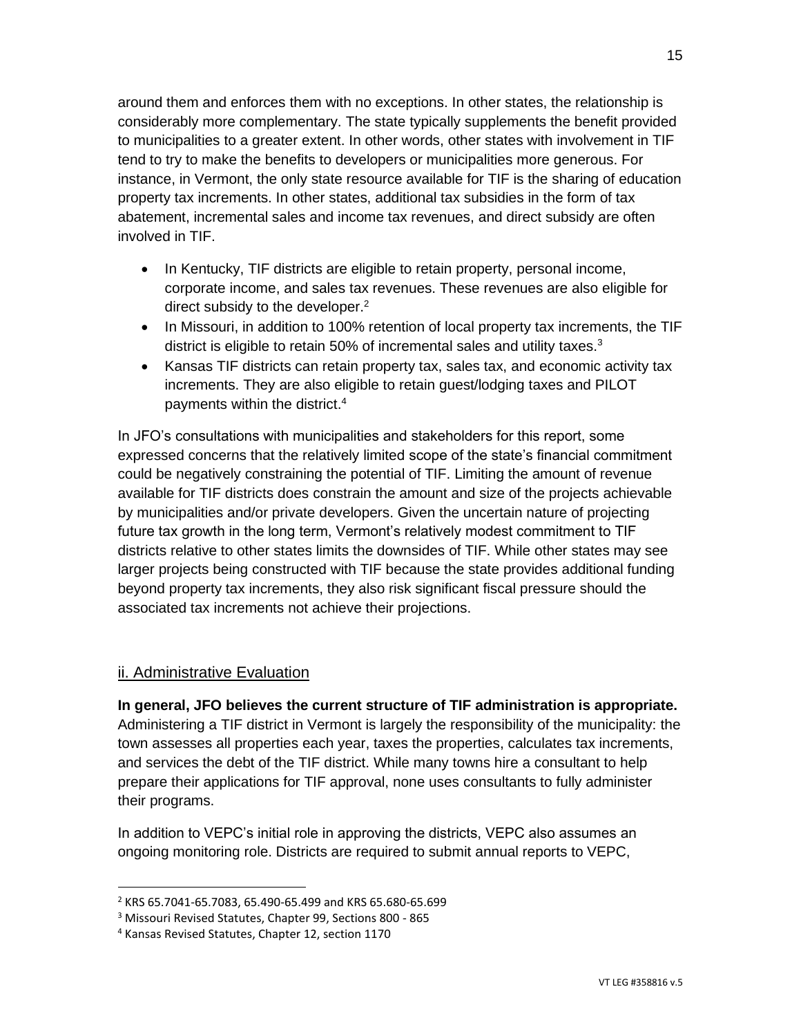around them and enforces them with no exceptions. In other states, the relationship is considerably more complementary. The state typically supplements the benefit provided to municipalities to a greater extent. In other words, other states with involvement in TIF tend to try to make the benefits to developers or municipalities more generous. For instance, in Vermont, the only state resource available for TIF is the sharing of education property tax increments. In other states, additional tax subsidies in the form of tax abatement, incremental sales and income tax revenues, and direct subsidy are often involved in TIF.

- In Kentucky, TIF districts are eligible to retain property, personal income, corporate income, and sales tax revenues. These revenues are also eligible for direct subsidy to the developer.[2]
- In Missouri, in addition to 100% retention of local property tax increments, the TIF district is eligible to retain 50% of incremental sales and utility taxes.[3]
- Kansas TIF districts can retain property tax, sales tax, and economic activity tax increments. They are also eligible to retain guest/lodging taxes and PILOT payments within the district.[4]

In JFO's consultations with municipalities and stakeholders for this report, some expressed concerns that the relatively limited scope of the state's financial commitment could be negatively constraining the potential of TIF. Limiting the amount of revenue available for TIF districts does constrain the amount and size of the projects achievable by municipalities and/or private developers. Given the uncertain nature of projecting future tax growth in the long term, Vermont's relatively modest commitment to TIF districts relative to other states limits the downsides of TIF. While other states may see larger projects being constructed with TIF because the state provides additional funding beyond property tax increments, they also risk significant fiscal pressure should the associated tax increments not achieve their projections.

### ii. Administrative Evaluation

**In general, JFO believes the current structure of TIF administration is appropriate.** Administering a TIF district in Vermont is largely the responsibility of the municipality: the town assesses all properties each year, taxes the properties, calculates tax increments, and services the debt of the TIF district. While many towns hire a consultant to help prepare their applications for TIF approval, none uses consultants to fully administer their programs.

In addition to VEPC's initial role in approving the districts, VEPC also assumes an ongoing monitoring role. Districts are required to submit annual reports to VEPC,

[2] KRS 65.7041-65.7083, 65.490-65.499 and KRS 65.680-65.699

[3] Missouri Revised Statutes, Chapter 99, Sections 800 - 865

[4] Kansas Revised Statutes, Chapter 12, section 1170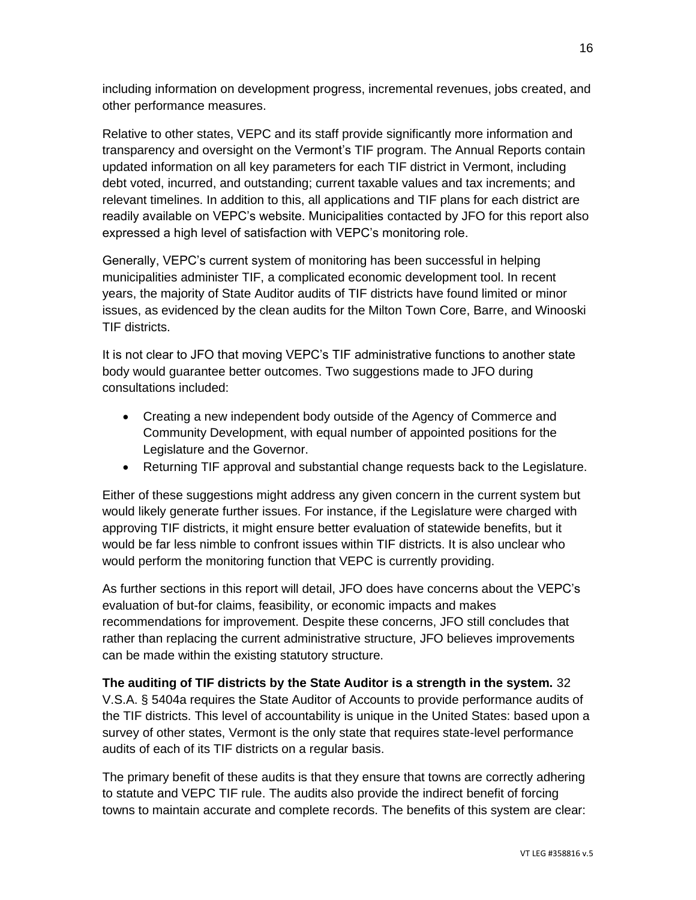including information on development progress, incremental revenues, jobs created, and other performance measures.

Relative to other states, VEPC and its staff provide significantly more information and transparency and oversight on the Vermont's TIF program. The Annual Reports contain updated information on all key parameters for each TIF district in Vermont, including debt voted, incurred, and outstanding; current taxable values and tax increments; and relevant timelines. In addition to this, all applications and TIF plans for each district are readily available on VEPC's website. Municipalities contacted by JFO for this report also expressed a high level of satisfaction with VEPC's monitoring role.

Generally, VEPC's current system of monitoring has been successful in helping municipalities administer TIF, a complicated economic development tool. In recent years, the majority of State Auditor audits of TIF districts have found limited or minor issues, as evidenced by the clean audits for the Milton Town Core, Barre, and Winooski TIF districts.

It is not clear to JFO that moving VEPC's TIF administrative functions to another state body would guarantee better outcomes. Two suggestions made to JFO during consultations included:

- Creating a new independent body outside of the Agency of Commerce and Community Development, with equal number of appointed positions for the Legislature and the Governor.
- Returning TIF approval and substantial change requests back to the Legislature.

Either of these suggestions might address any given concern in the current system but would likely generate further issues. For instance, if the Legislature were charged with approving TIF districts, it might ensure better evaluation of statewide benefits, but it would be far less nimble to confront issues within TIF districts. It is also unclear who would perform the monitoring function that VEPC is currently providing.

As further sections in this report will detail, JFO does have concerns about the VEPC's evaluation of but-for claims, feasibility, or economic impacts and makes recommendations for improvement. Despite these concerns, JFO still concludes that rather than replacing the current administrative structure, JFO believes improvements can be made within the existing statutory structure.

**The auditing of TIF districts by the State Auditor is a strength in the system.** 32 V.S.A. § 5404a requires the State Auditor of Accounts to provide performance audits of the TIF districts. This level of accountability is unique in the United States: based upon a survey of other states, Vermont is the only state that requires state-level performance audits of each of its TIF districts on a regular basis.

The primary benefit of these audits is that they ensure that towns are correctly adhering to statute and VEPC TIF rule. The audits also provide the indirect benefit of forcing towns to maintain accurate and complete records. The benefits of this system are clear: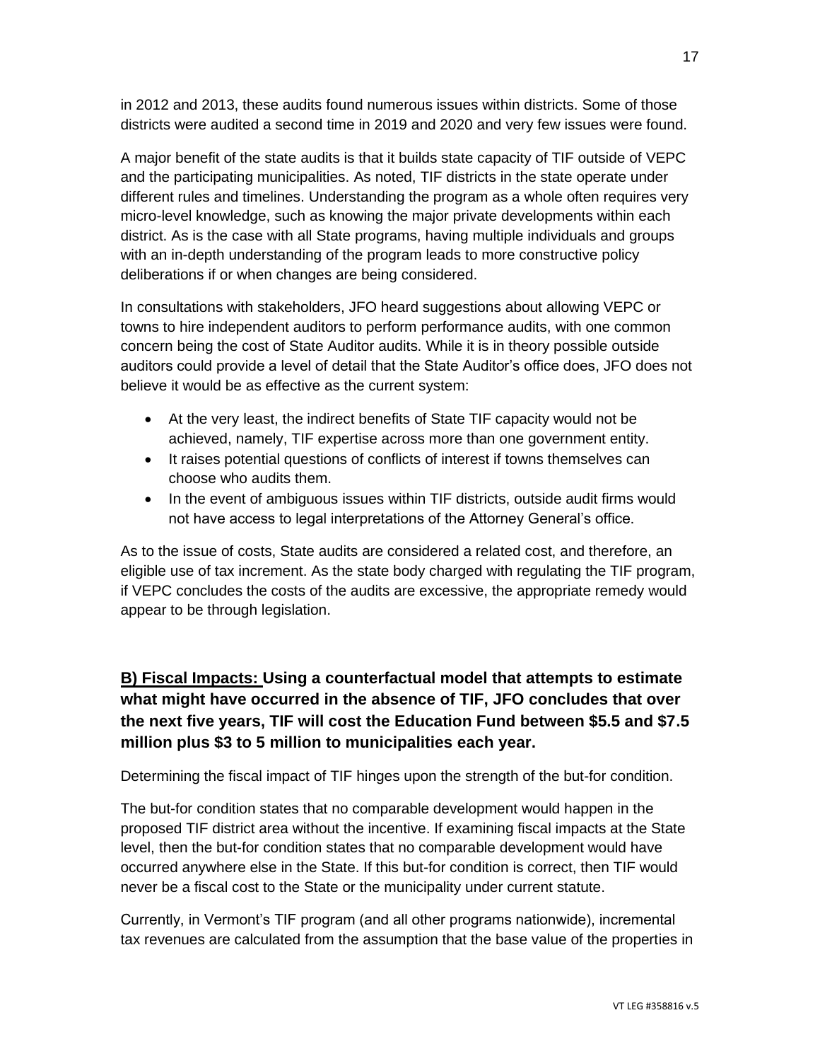in 2012 and 2013, these audits found numerous issues within districts. Some of those districts were audited a second time in 2019 and 2020 and very few issues were found.

A major benefit of the state audits is that it builds state capacity of TIF outside of VEPC and the participating municipalities. As noted, TIF districts in the state operate under different rules and timelines. Understanding the program as a whole often requires very micro-level knowledge, such as knowing the major private developments within each district. As is the case with all State programs, having multiple individuals and groups with an in-depth understanding of the program leads to more constructive policy deliberations if or when changes are being considered.

In consultations with stakeholders, JFO heard suggestions about allowing VEPC or towns to hire independent auditors to perform performance audits, with one common concern being the cost of State Auditor audits. While it is in theory possible outside auditors could provide a level of detail that the State Auditor's office does, JFO does not believe it would be as effective as the current system:

- At the very least, the indirect benefits of State TIF capacity would not be achieved, namely, TIF expertise across more than one government entity.
- It raises potential questions of conflicts of interest if towns themselves can choose who audits them.
- In the event of ambiguous issues within TIF districts, outside audit firms would not have access to legal interpretations of the Attorney General's office.

As to the issue of costs, State audits are considered a related cost, and therefore, an eligible use of tax increment. As the state body charged with regulating the TIF program, if VEPC concludes the costs of the audits are excessive, the appropriate remedy would appear to be through legislation.

### **<u>B) Fiscal Impacts:</u> Using a counterfactual model that attempts to estimate what might have occurred in the absence of TIF, JFO concludes that over the next five years, TIF will cost the Education Fund between $5.5 and $7.5 million plus $3 to 5 million to municipalities each year.**

Determining the fiscal impact of TIF hinges upon the strength of the but-for condition.

The but-for condition states that no comparable development would happen in the proposed TIF district area without the incentive. If examining fiscal impacts at the State level, then the but-for condition states that no comparable development would have occurred anywhere else in the State. If this but-for condition is correct, then TIF would never be a fiscal cost to the State or the municipality under current statute.

Currently, in Vermont's TIF program (and all other programs nationwide), incremental tax revenues are calculated from the assumption that the base value of the properties in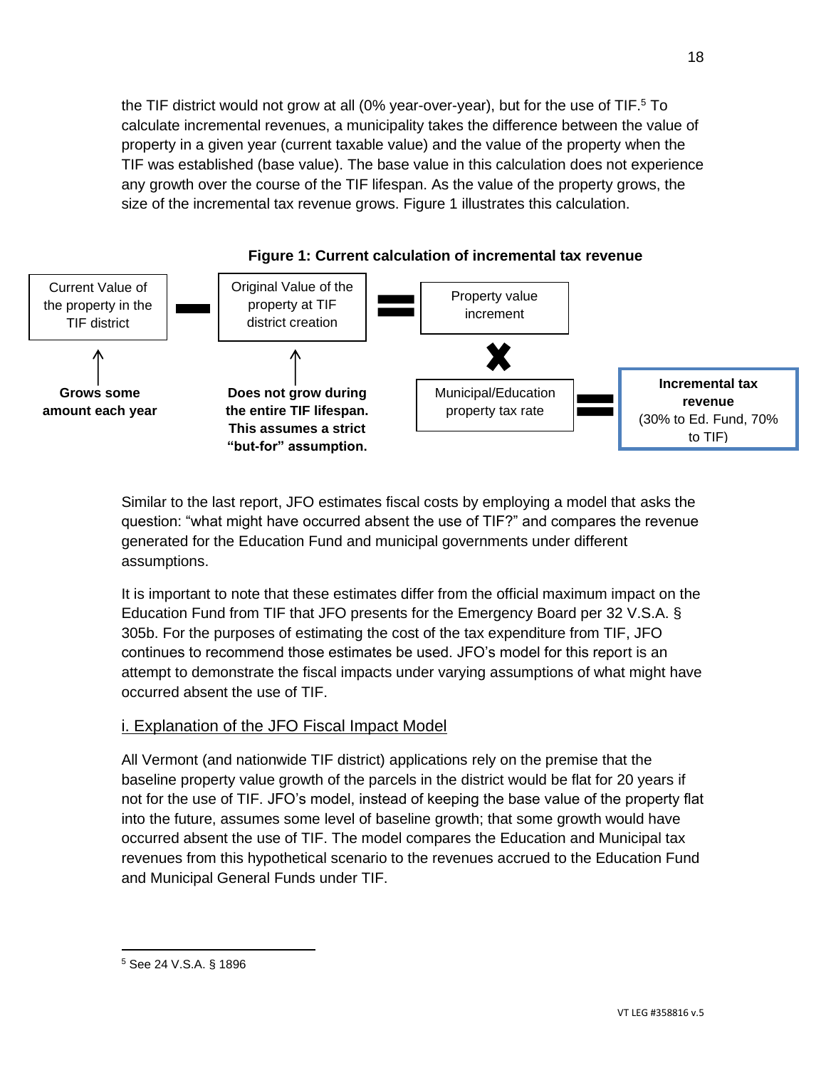the TIF district would not grow at all (0% year-over-year), but for the use of TIF.[5] To calculate incremental revenues, a municipality takes the difference between the value of property in a given year (current taxable value) and the value of the property when the TIF was established (base value). The base value in this calculation does not experience any growth over the course of the TIF lifespan. As the value of the property grows, the size of the incremental tax revenue grows. Figure 1 illustrates this calculation.

**Figure 1: Current calculation of incremental tax revenue**

Current Value of the property in the TIF district − Original Value of the property at TIF district creation = Property value increment

- Current Value of the property in the TIF district: **Grows some amount each year**
- Original Value of the property at TIF district creation: **Does not grow during the entire TIF lifespan. This assumes a strict "but-for" assumption.**

Property value increment × Municipal/Education property tax rate = **Incremental tax revenue** (30% to Ed. Fund, 70% to TIF)

Similar to the last report, JFO estimates fiscal costs by employing a model that asks the question: "what might have occurred absent the use of TIF?" and compares the revenue generated for the Education Fund and municipal governments under different assumptions.

It is important to note that these estimates differ from the official maximum impact on the Education Fund from TIF that JFO presents for the Emergency Board per 32 V.S.A. § 305b. For the purposes of estimating the cost of the tax expenditure from TIF, JFO continues to recommend those estimates be used. JFO's model for this report is an attempt to demonstrate the fiscal impacts under varying assumptions of what might have occurred absent the use of TIF.

### i. Explanation of the JFO Fiscal Impact Model

All Vermont (and nationwide TIF district) applications rely on the premise that the baseline property value growth of the parcels in the district would be flat for 20 years if not for the use of TIF. JFO's model, instead of keeping the base value of the property flat into the future, assumes some level of baseline growth; that some growth would have occurred absent the use of TIF. The model compares the Education and Municipal tax revenues from this hypothetical scenario to the revenues accrued to the Education Fund and Municipal General Funds under TIF.

[5] See 24 V.S.A. § 1896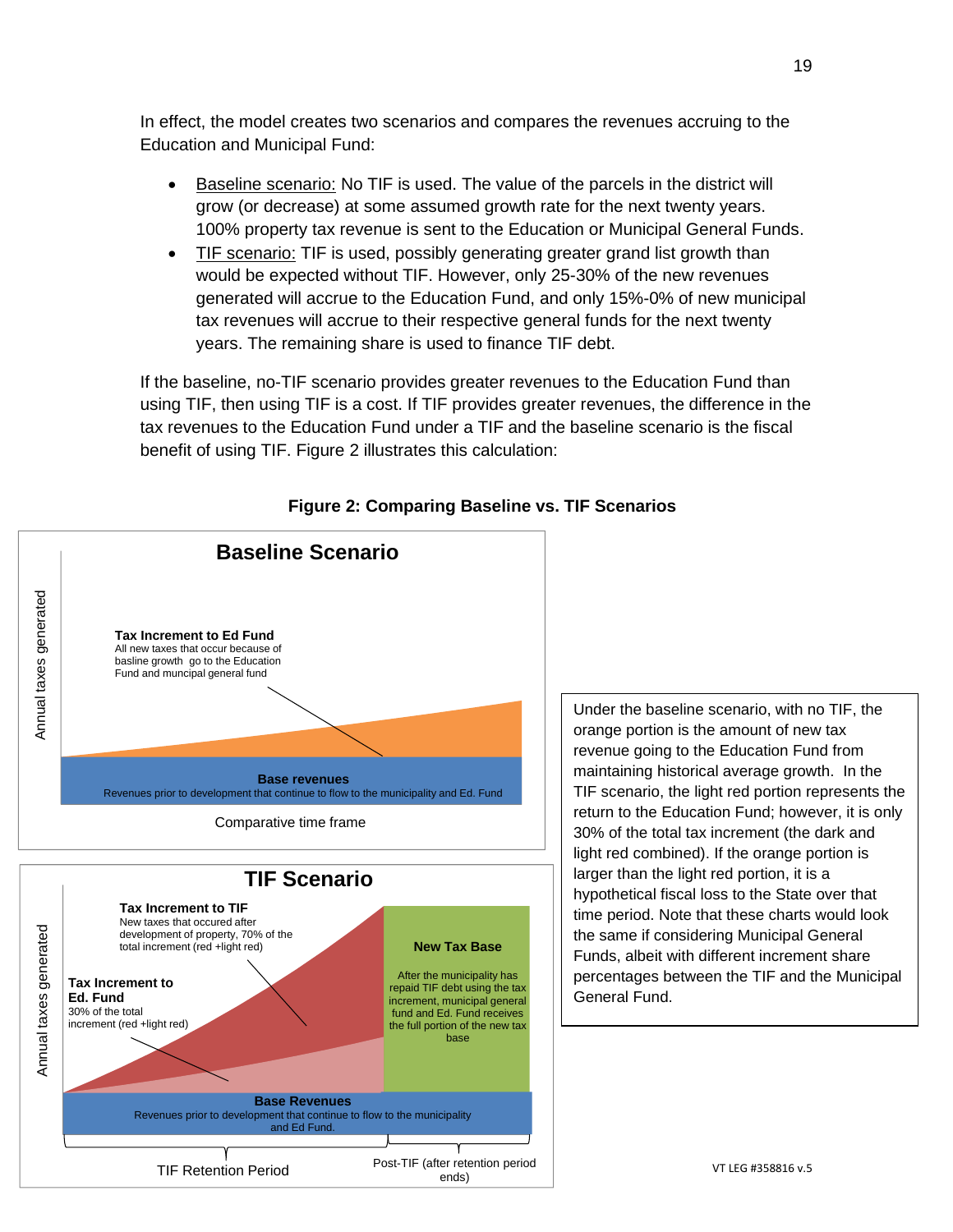In effect, the model creates two scenarios and compares the revenues accruing to the Education and Municipal Fund:

- Baseline scenario: No TIF is used. The value of the parcels in the district will grow (or decrease) at some assumed growth rate for the next twenty years. 100% property tax revenue is sent to the Education or Municipal General Funds.
- TIF scenario: TIF is used, possibly generating greater grand list growth than would be expected without TIF. However, only 25-30% of the new revenues generated will accrue to the Education Fund, and only 15%-0% of new municipal tax revenues will accrue to their respective general funds for the next twenty years. The remaining share is used to finance TIF debt.

If the baseline, no-TIF scenario provides greater revenues to the Education Fund than using TIF, then using TIF is a cost. If TIF provides greater revenues, the difference in the tax revenues to the Education Fund under a TIF and the baseline scenario is the fiscal benefit of using TIF. Figure 2 illustrates this calculation:

**Figure 2: Comparing Baseline vs. TIF Scenarios**

**Baseline Scenario**

Annual taxes generated

**Tax Increment to Ed Fund**
All new taxes that occur because of basline growth go to the Education Fund and muncipal general fund

**Base revenues**
Revenues prior to development that continue to flow to the municipality and Ed. Fund

Comparative time frame

**TIF Scenario**

Annual taxes generated

**Tax Increment to TIF**
New taxes that occured after development of property, 70% of the total increment (red +light red)

**Tax Increment to Ed. Fund**
30% of the total increment (red +light red)

**New Tax Base**
After the municipality has repaid TIF debt using the tax increment, municipal general fund and Ed. Fund receives the full portion of the new tax base

**Base Revenues**
Revenues prior to development that continue to flow to the municipality and Ed Fund.

TIF Retention Period

Post-TIF (after retention period ends)

Under the baseline scenario, with no TIF, the orange portion is the amount of new tax revenue going to the Education Fund from maintaining historical average growth. In the TIF scenario, the light red portion represents the return to the Education Fund; however, it is only 30% of the total tax increment (the dark and light red combined). If the orange portion is larger than the light red portion, it is a hypothetical fiscal loss to the State over that time period. Note that these charts would look the same if considering Municipal General Funds, albeit with different increment share percentages between the TIF and the Municipal General Fund.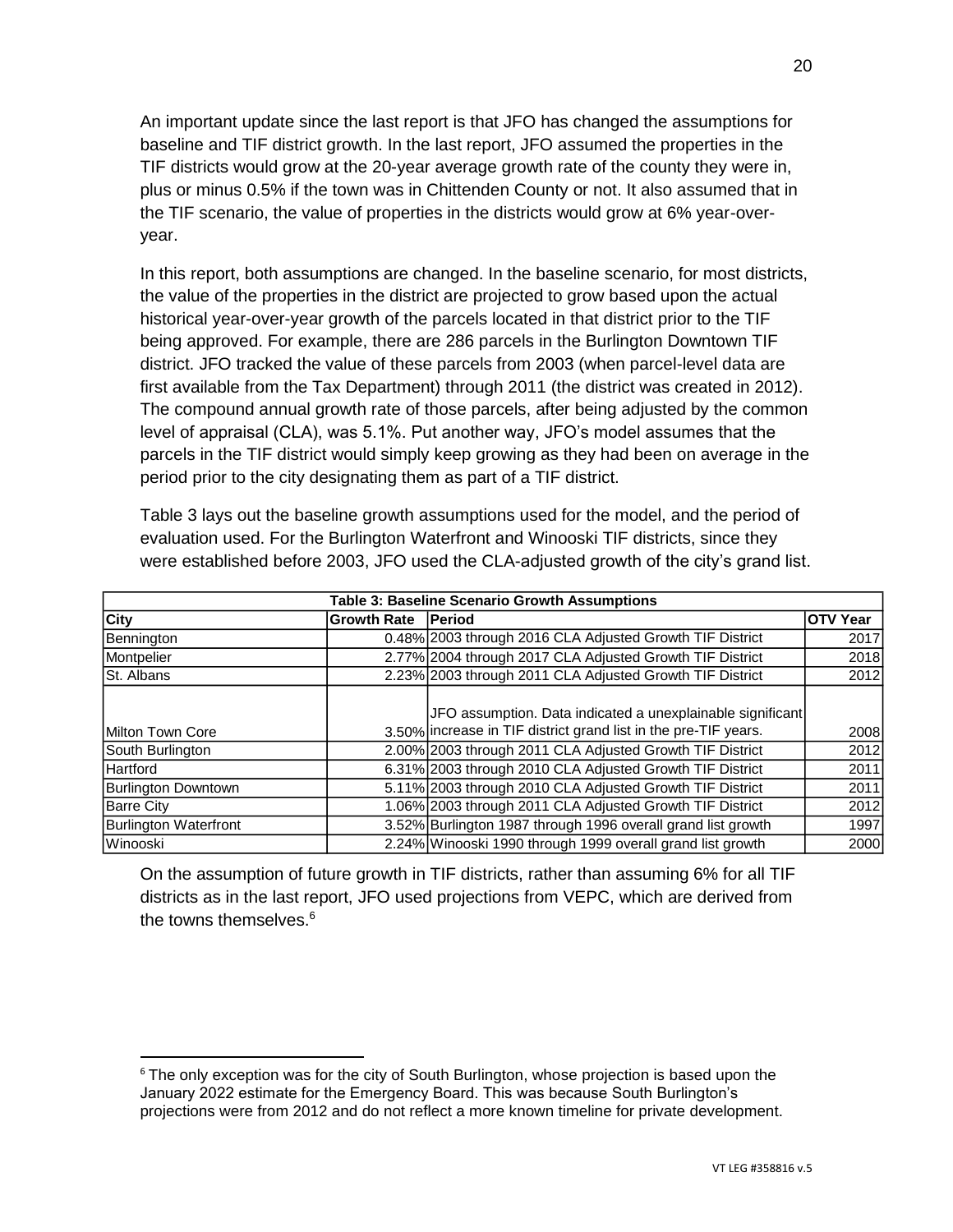An important update since the last report is that JFO has changed the assumptions for baseline and TIF district growth. In the last report, JFO assumed the properties in the TIF districts would grow at the 20-year average growth rate of the county they were in, plus or minus 0.5% if the town was in Chittenden County or not. It also assumed that in the TIF scenario, the value of properties in the districts would grow at 6% year-over-year.

In this report, both assumptions are changed. In the baseline scenario, for most districts, the value of the properties in the district are projected to grow based upon the actual historical year-over-year growth of the parcels located in that district prior to the TIF being approved. For example, there are 286 parcels in the Burlington Downtown TIF district. JFO tracked the value of these parcels from 2003 (when parcel-level data are first available from the Tax Department) through 2011 (the district was created in 2012). The compound annual growth rate of those parcels, after being adjusted by the common level of appraisal (CLA), was 5.1%. Put another way, JFO's model assumes that the parcels in the TIF district would simply keep growing as they had been on average in the period prior to the city designating them as part of a TIF district.

Table 3 lays out the baseline growth assumptions used for the model, and the period of evaluation used. For the Burlington Waterfront and Winooski TIF districts, since they were established before 2003, JFO used the CLA-adjusted growth of the city's grand list.

**Table 3: Baseline Scenario Growth Assumptions**

| City | Growth Rate | Period | OTV Year |
|---|---|---|---|
| Bennington | 0.48% | 2003 through 2016 CLA Adjusted Growth TIF District | 2017 |
| Montpelier | 2.77% | 2004 through 2017 CLA Adjusted Growth TIF District | 2018 |
| St. Albans | 2.23% | 2003 through 2011 CLA Adjusted Growth TIF District | 2012 |
| Milton Town Core | 3.50% | JFO assumption. Data indicated a unexplainable significant increase in TIF district grand list in the pre-TIF years. | 2008 |
| South Burlington | 2.00% | 2003 through 2011 CLA Adjusted Growth TIF District | 2012 |
| Hartford | 6.31% | 2003 through 2010 CLA Adjusted Growth TIF District | 2011 |
| Burlington Downtown | 5.11% | 2003 through 2010 CLA Adjusted Growth TIF District | 2011 |
| Barre City | 1.06% | 2003 through 2011 CLA Adjusted Growth TIF District | 2012 |
| Burlington Waterfront | 3.52% | Burlington 1987 through 1996 overall grand list growth | 1997 |
| Winooski | 2.24% | Winooski 1990 through 1999 overall grand list growth | 2000 |

On the assumption of future growth in TIF districts, rather than assuming 6% for all TIF districts as in the last report, JFO used projections from VEPC, which are derived from the towns themselves.[6]

[6] The only exception was for the city of South Burlington, whose projection is based upon the January 2022 estimate for the Emergency Board. This was because South Burlington's projections were from 2012 and do not reflect a more known timeline for private development.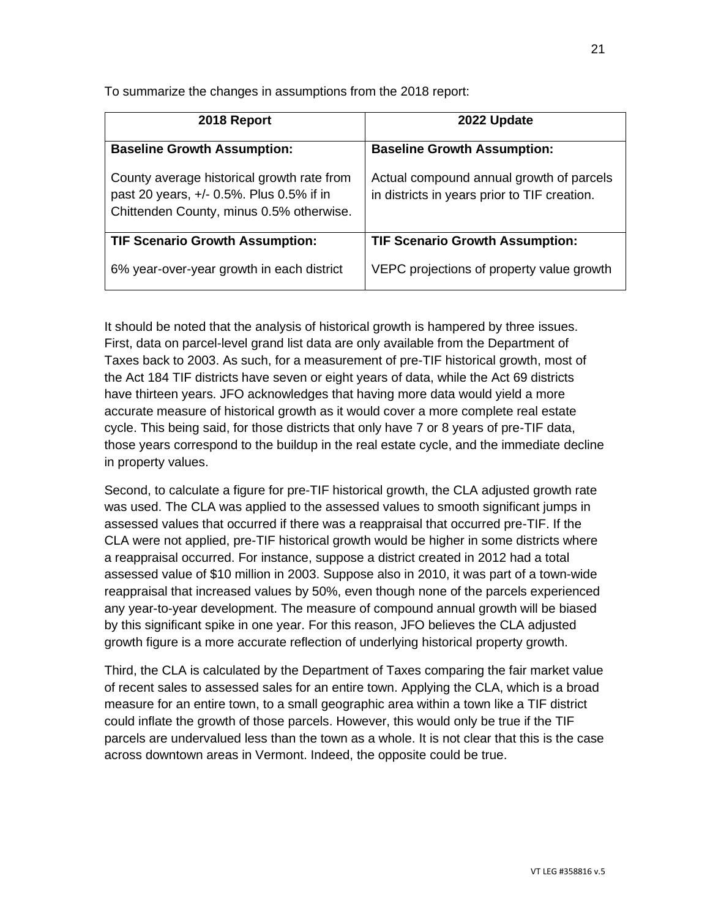To summarize the changes in assumptions from the 2018 report:

| 2018 Report | 2022 Update |
|---|---|
| **Baseline Growth Assumption:**<br><br>County average historical growth rate from past 20 years, +/- 0.5%. Plus 0.5% if in Chittenden County, minus 0.5% otherwise. | **Baseline Growth Assumption:**<br><br>Actual compound annual growth of parcels in districts in years prior to TIF creation. |
| **TIF Scenario Growth Assumption:**<br><br>6% year-over-year growth in each district | **TIF Scenario Growth Assumption:**<br><br>VEPC projections of property value growth |

It should be noted that the analysis of historical growth is hampered by three issues. First, data on parcel-level grand list data are only available from the Department of Taxes back to 2003. As such, for a measurement of pre-TIF historical growth, most of the Act 184 TIF districts have seven or eight years of data, while the Act 69 districts have thirteen years. JFO acknowledges that having more data would yield a more accurate measure of historical growth as it would cover a more complete real estate cycle. This being said, for those districts that only have 7 or 8 years of pre-TIF data, those years correspond to the buildup in the real estate cycle, and the immediate decline in property values.

Second, to calculate a figure for pre-TIF historical growth, the CLA adjusted growth rate was used. The CLA was applied to the assessed values to smooth significant jumps in assessed values that occurred if there was a reappraisal that occurred pre-TIF. If the CLA were not applied, pre-TIF historical growth would be higher in some districts where a reappraisal occurred. For instance, suppose a district created in 2012 had a total assessed value of $10 million in 2003. Suppose also in 2010, it was part of a town-wide reappraisal that increased values by 50%, even though none of the parcels experienced any year-to-year development. The measure of compound annual growth will be biased by this significant spike in one year. For this reason, JFO believes the CLA adjusted growth figure is a more accurate reflection of underlying historical property growth.

Third, the CLA is calculated by the Department of Taxes comparing the fair market value of recent sales to assessed sales for an entire town. Applying the CLA, which is a broad measure for an entire town, to a small geographic area within a town like a TIF district could inflate the growth of those parcels. However, this would only be true if the TIF parcels are undervalued less than the town as a whole. It is not clear that this is the case across downtown areas in Vermont. Indeed, the opposite could be true.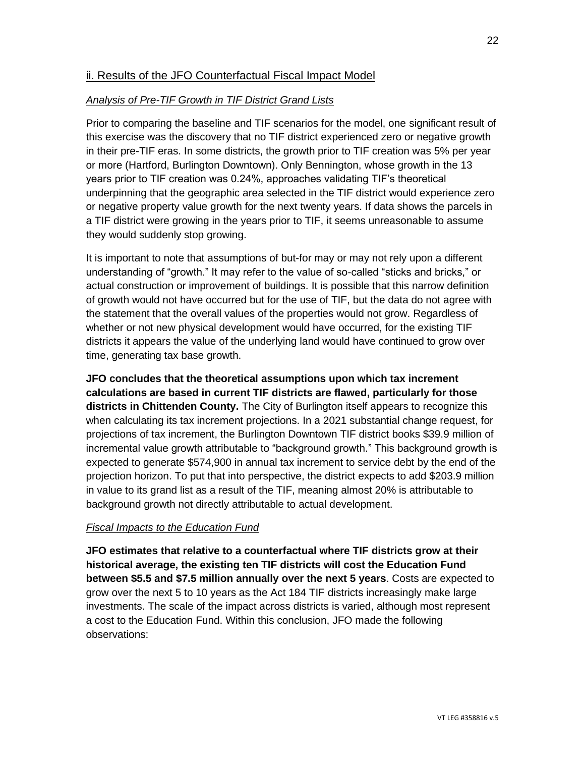## ii. Results of the JFO Counterfactual Fiscal Impact Model

### *Analysis of Pre-TIF Growth in TIF District Grand Lists*

Prior to comparing the baseline and TIF scenarios for the model, one significant result of this exercise was the discovery that no TIF district experienced zero or negative growth in their pre-TIF eras. In some districts, the growth prior to TIF creation was 5% per year or more (Hartford, Burlington Downtown). Only Bennington, whose growth in the 13 years prior to TIF creation was 0.24%, approaches validating TIF's theoretical underpinning that the geographic area selected in the TIF district would experience zero or negative property value growth for the next twenty years. If data shows the parcels in a TIF district were growing in the years prior to TIF, it seems unreasonable to assume they would suddenly stop growing.

It is important to note that assumptions of but-for may or may not rely upon a different understanding of "growth." It may refer to the value of so-called "sticks and bricks," or actual construction or improvement of buildings. It is possible that this narrow definition of growth would not have occurred but for the use of TIF, but the data do not agree with the statement that the overall values of the properties would not grow. Regardless of whether or not new physical development would have occurred, for the existing TIF districts it appears the value of the underlying land would have continued to grow over time, generating tax base growth.

**JFO concludes that the theoretical assumptions upon which tax increment calculations are based in current TIF districts are flawed, particularly for those districts in Chittenden County.** The City of Burlington itself appears to recognize this when calculating its tax increment projections. In a 2021 substantial change request, for projections of tax increment, the Burlington Downtown TIF district books $39.9 million of incremental value growth attributable to "background growth." This background growth is expected to generate $574,900 in annual tax increment to service debt by the end of the projection horizon. To put that into perspective, the district expects to add $203.9 million in value to its grand list as a result of the TIF, meaning almost 20% is attributable to background growth not directly attributable to actual development.

### *Fiscal Impacts to the Education Fund*

**JFO estimates that relative to a counterfactual where TIF districts grow at their historical average, the existing ten TIF districts will cost the Education Fund between $5.5 and $7.5 million annually over the next 5 years**. Costs are expected to grow over the next 5 to 10 years as the Act 184 TIF districts increasingly make large investments. The scale of the impact across districts is varied, although most represent a cost to the Education Fund. Within this conclusion, JFO made the following observations: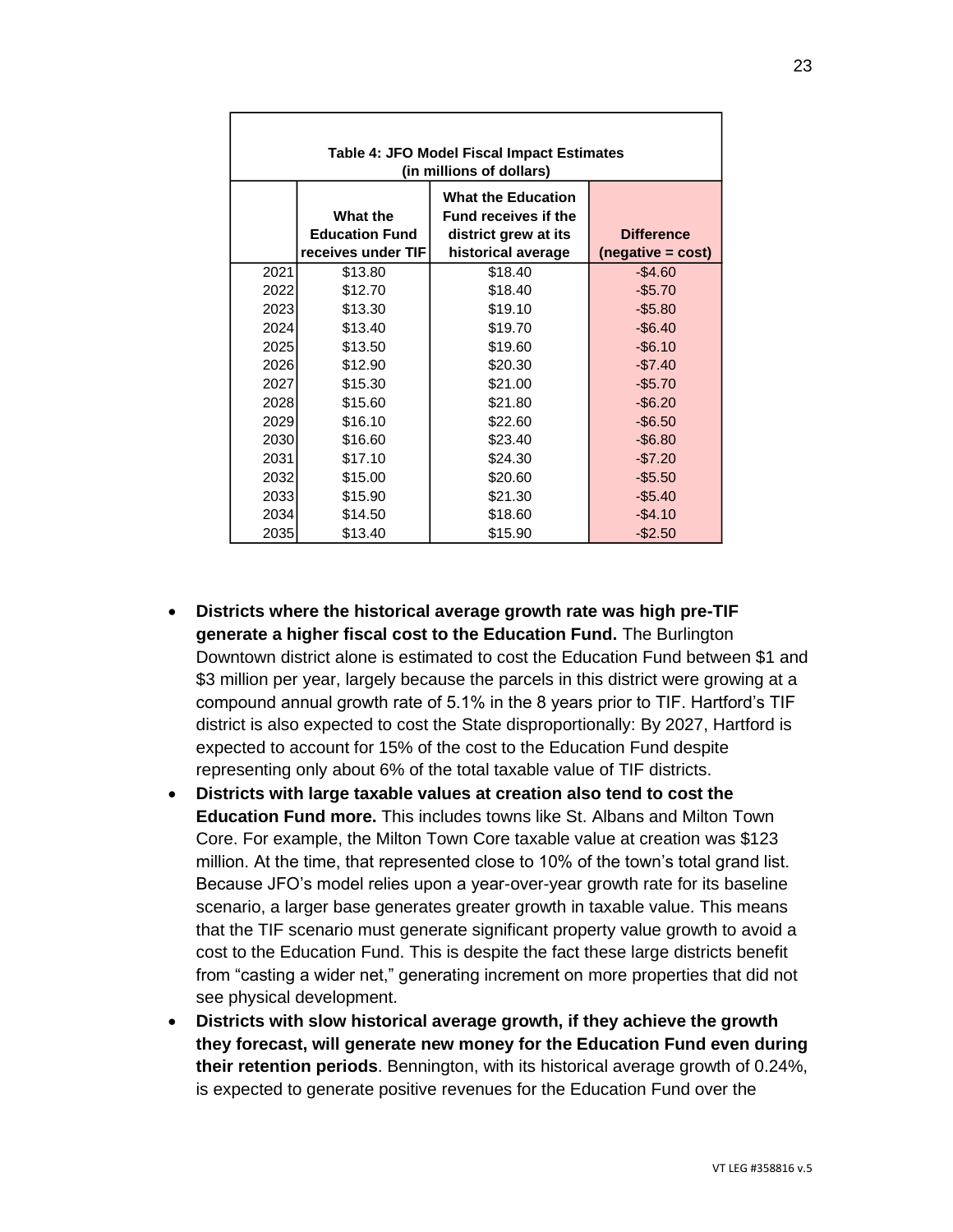**Table 4: JFO Model Fiscal Impact Estimates (in millions of dollars)**

| | What the Education Fund receives under TIF | What the Education Fund receives if the district grew at its historical average | Difference (negative = cost) |
|---|---|---|---|
| 2021 | $13.80 | $18.40 | -$4.60 |
| 2022 | $12.70 | $18.40 | -$5.70 |
| 2023 | $13.30 | $19.10 | -$5.80 |
| 2024 | $13.40 | $19.70 | -$6.40 |
| 2025 | $13.50 | $19.60 | -$6.10 |
| 2026 | $12.90 | $20.30 | -$7.40 |
| 2027 | $15.30 | $21.00 | -$5.70 |
| 2028 | $15.60 | $21.80 | -$6.20 |
| 2029 | $16.10 | $22.60 | -$6.50 |
| 2030 | $16.60 | $23.40 | -$6.80 |
| 2031 | $17.10 | $24.30 | -$7.20 |
| 2032 | $15.00 | $20.60 | -$5.50 |
| 2033 | $15.90 | $21.30 | -$5.40 |
| 2034 | $14.50 | $18.60 | -$4.10 |
| 2035 | $13.40 | $15.90 | -$2.50 |

- **Districts where the historical average growth rate was high pre-TIF generate a higher fiscal cost to the Education Fund.** The Burlington Downtown district alone is estimated to cost the Education Fund between $1 and $3 million per year, largely because the parcels in this district were growing at a compound annual growth rate of 5.1% in the 8 years prior to TIF. Hartford's TIF district is also expected to cost the State disproportionally: By 2027, Hartford is expected to account for 15% of the cost to the Education Fund despite representing only about 6% of the total taxable value of TIF districts.
- **Districts with large taxable values at creation also tend to cost the Education Fund more.** This includes towns like St. Albans and Milton Town Core. For example, the Milton Town Core taxable value at creation was $123 million. At the time, that represented close to 10% of the town's total grand list. Because JFO's model relies upon a year-over-year growth rate for its baseline scenario, a larger base generates greater growth in taxable value. This means that the TIF scenario must generate significant property value growth to avoid a cost to the Education Fund. This is despite the fact these large districts benefit from "casting a wider net," generating increment on more properties that did not see physical development.
- **Districts with slow historical average growth, if they achieve the growth they forecast, will generate new money for the Education Fund even during their retention periods**. Bennington, with its historical average growth of 0.24%, is expected to generate positive revenues for the Education Fund over the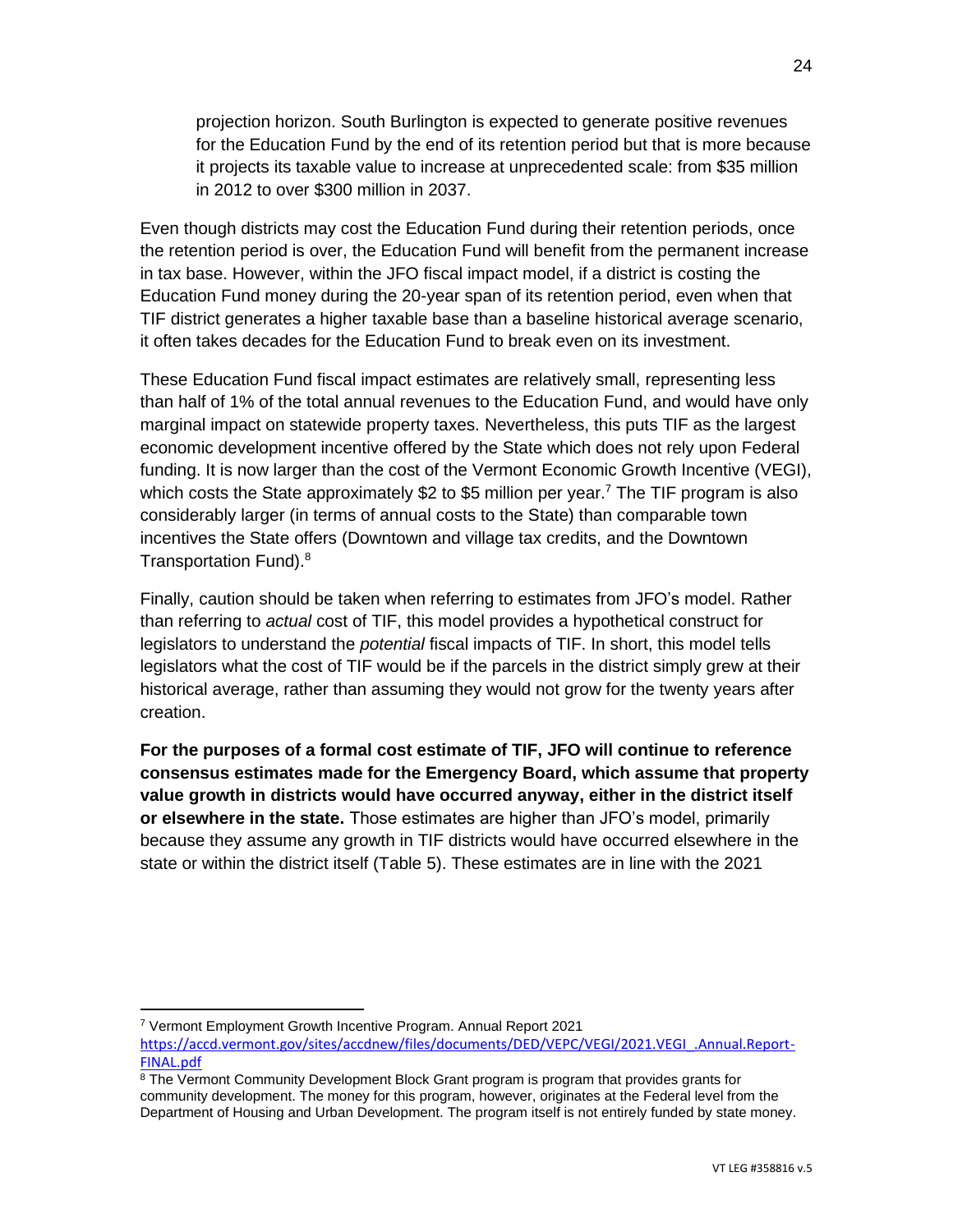projection horizon. South Burlington is expected to generate positive revenues for the Education Fund by the end of its retention period but that is more because it projects its taxable value to increase at unprecedented scale: from $35 million in 2012 to over $300 million in 2037.

Even though districts may cost the Education Fund during their retention periods, once the retention period is over, the Education Fund will benefit from the permanent increase in tax base. However, within the JFO fiscal impact model, if a district is costing the Education Fund money during the 20-year span of its retention period, even when that TIF district generates a higher taxable base than a baseline historical average scenario, it often takes decades for the Education Fund to break even on its investment.

These Education Fund fiscal impact estimates are relatively small, representing less than half of 1% of the total annual revenues to the Education Fund, and would have only marginal impact on statewide property taxes. Nevertheless, this puts TIF as the largest economic development incentive offered by the State which does not rely upon Federal funding. It is now larger than the cost of the Vermont Economic Growth Incentive (VEGI), which costs the State approximately $2 to $5 million per year.[7] The TIF program is also considerably larger (in terms of annual costs to the State) than comparable town incentives the State offers (Downtown and village tax credits, and the Downtown Transportation Fund).[8]

Finally, caution should be taken when referring to estimates from JFO's model. Rather than referring to *actual* cost of TIF, this model provides a hypothetical construct for legislators to understand the *potential* fiscal impacts of TIF. In short, this model tells legislators what the cost of TIF would be if the parcels in the district simply grew at their historical average, rather than assuming they would not grow for the twenty years after creation.

**For the purposes of a formal cost estimate of TIF, JFO will continue to reference consensus estimates made for the Emergency Board, which assume that property value growth in districts would have occurred anyway, either in the district itself or elsewhere in the state.** Those estimates are higher than JFO's model, primarily because they assume any growth in TIF districts would have occurred elsewhere in the state or within the district itself (Table 5). These estimates are in line with the 2021

---

[7] Vermont Employment Growth Incentive Program. Annual Report 2021 https://accd.vermont.gov/sites/accdnew/files/documents/DED/VEPC/VEGI/2021.VEGI_.Annual.Report-FINAL.pdf

[8] The Vermont Community Development Block Grant program is program that provides grants for community development. The money for this program, however, originates at the Federal level from the Department of Housing and Urban Development. The program itself is not entirely funded by state money.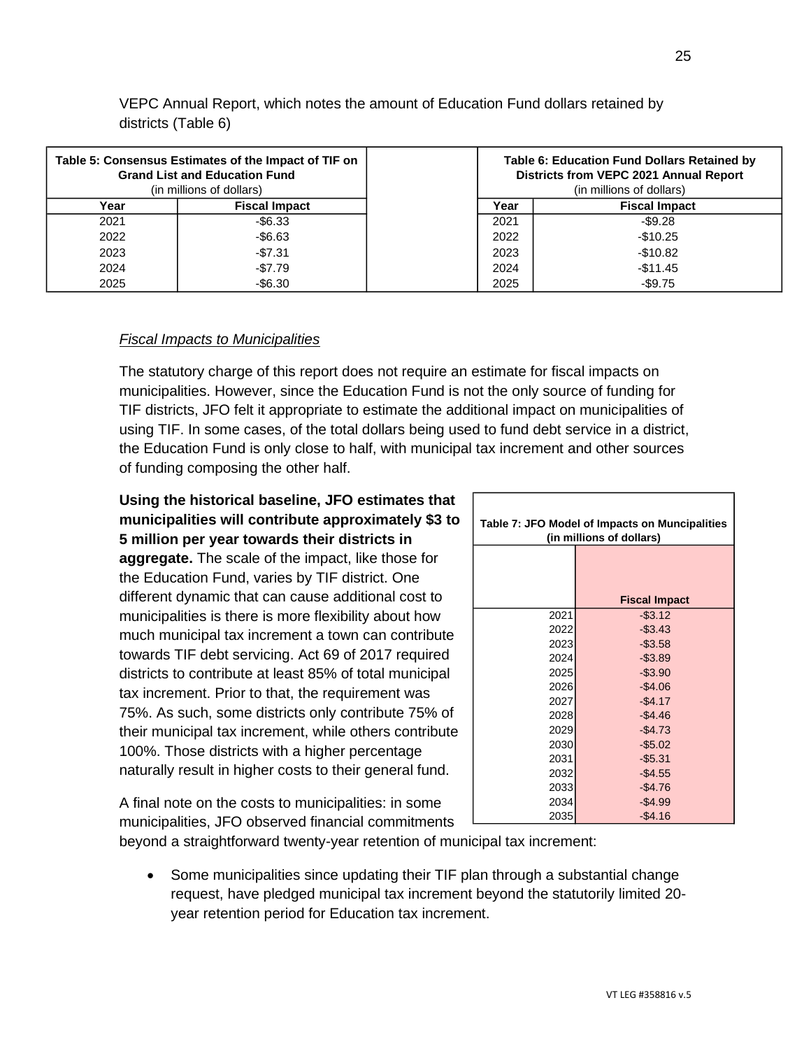VEPC Annual Report, which notes the amount of Education Fund dollars retained by districts (Table 6)

| Table 5: Consensus Estimates of the Impact of TIF on Grand List and Education Fund (in millions of dollars) | |
|---|---|
| Year | Fiscal Impact |
| 2021 | -$6.33 |
| 2022 | -$6.63 |
| 2023 | -$7.31 |
| 2024 | -$7.79 |
| 2025 | -$6.30 |

| Table 6: Education Fund Dollars Retained by Districts from VEPC 2021 Annual Report (in millions of dollars) | |
|---|---|
| Year | Fiscal Impact |
| 2021 | -$9.28 |
| 2022 | -$10.25 |
| 2023 | -$10.82 |
| 2024 | -$11.45 |
| 2025 | -$9.75 |

*Fiscal Impacts to Municipalities*

The statutory charge of this report does not require an estimate for fiscal impacts on municipalities. However, since the Education Fund is not the only source of funding for TIF districts, JFO felt it appropriate to estimate the additional impact on municipalities of using TIF. In some cases, of the total dollars being used to fund debt service in a district, the Education Fund is only close to half, with municipal tax increment and other sources of funding composing the other half.

**Using the historical baseline, JFO estimates that municipalities will contribute approximately $3 to 5 million per year towards their districts in aggregate.** The scale of the impact, like those for the Education Fund, varies by TIF district. One different dynamic that can cause additional cost to municipalities is there is more flexibility about how much municipal tax increment a town can contribute towards TIF debt servicing. Act 69 of 2017 required districts to contribute at least 85% of total municipal tax increment. Prior to that, the requirement was 75%. As such, some districts only contribute 75% of their municipal tax increment, while others contribute 100%. Those districts with a higher percentage naturally result in higher costs to their general fund.

| Table 7: JFO Model of Impacts on Muncipalities (in millions of dollars) | |
|---|---|
| | Fiscal Impact |
| 2021 | -$3.12 |
| 2022 | -$3.43 |
| 2023 | -$3.58 |
| 2024 | -$3.89 |
| 2025 | -$3.90 |
| 2026 | -$4.06 |
| 2027 | -$4.17 |
| 2028 | -$4.46 |
| 2029 | -$4.73 |
| 2030 | -$5.02 |
| 2031 | -$5.31 |
| 2032 | -$4.55 |
| 2033 | -$4.76 |
| 2034 | -$4.99 |
| 2035 | -$4.16 |

A final note on the costs to municipalities: in some municipalities, JFO observed financial commitments beyond a straightforward twenty-year retention of municipal tax increment:

- Some municipalities since updating their TIF plan through a substantial change request, have pledged municipal tax increment beyond the statutorily limited 20-year retention period for Education tax increment.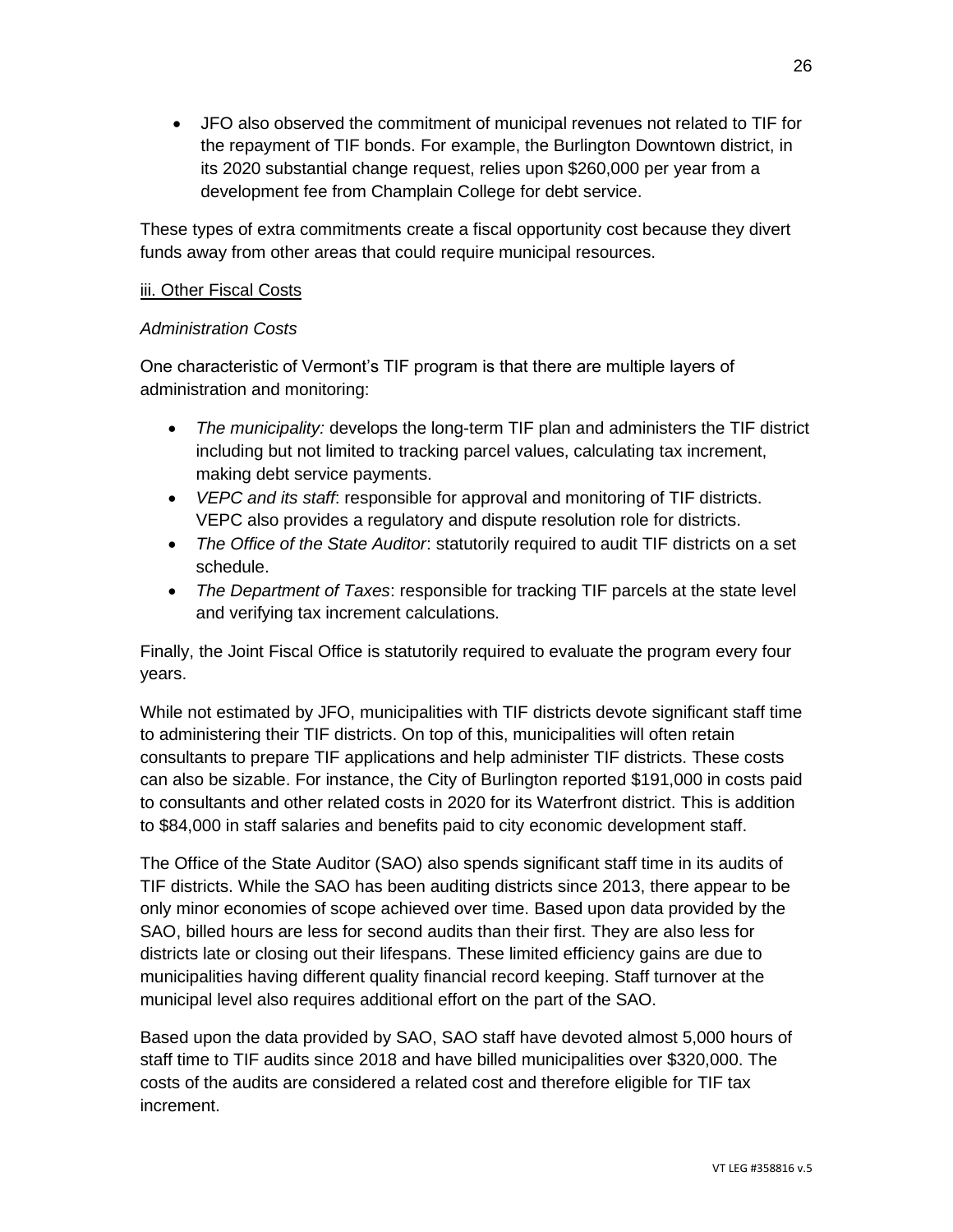- JFO also observed the commitment of municipal revenues not related to TIF for the repayment of TIF bonds. For example, the Burlington Downtown district, in its 2020 substantial change request, relies upon $260,000 per year from a development fee from Champlain College for debt service.

These types of extra commitments create a fiscal opportunity cost because they divert funds away from other areas that could require municipal resources.

<u>iii. Other Fiscal Costs</u>

*Administration Costs*

One characteristic of Vermont's TIF program is that there are multiple layers of administration and monitoring:

- *The municipality:* develops the long-term TIF plan and administers the TIF district including but not limited to tracking parcel values, calculating tax increment, making debt service payments.
- *VEPC and its staff*: responsible for approval and monitoring of TIF districts. VEPC also provides a regulatory and dispute resolution role for districts.
- *The Office of the State Auditor*: statutorily required to audit TIF districts on a set schedule.
- *The Department of Taxes*: responsible for tracking TIF parcels at the state level and verifying tax increment calculations.

Finally, the Joint Fiscal Office is statutorily required to evaluate the program every four years.

While not estimated by JFO, municipalities with TIF districts devote significant staff time to administering their TIF districts. On top of this, municipalities will often retain consultants to prepare TIF applications and help administer TIF districts. These costs can also be sizable. For instance, the City of Burlington reported $191,000 in costs paid to consultants and other related costs in 2020 for its Waterfront district. This is addition to $84,000 in staff salaries and benefits paid to city economic development staff.

The Office of the State Auditor (SAO) also spends significant staff time in its audits of TIF districts. While the SAO has been auditing districts since 2013, there appear to be only minor economies of scope achieved over time. Based upon data provided by the SAO, billed hours are less for second audits than their first. They are also less for districts late or closing out their lifespans. These limited efficiency gains are due to municipalities having different quality financial record keeping. Staff turnover at the municipal level also requires additional effort on the part of the SAO.

Based upon the data provided by SAO, SAO staff have devoted almost 5,000 hours of staff time to TIF audits since 2018 and have billed municipalities over $320,000. The costs of the audits are considered a related cost and therefore eligible for TIF tax increment.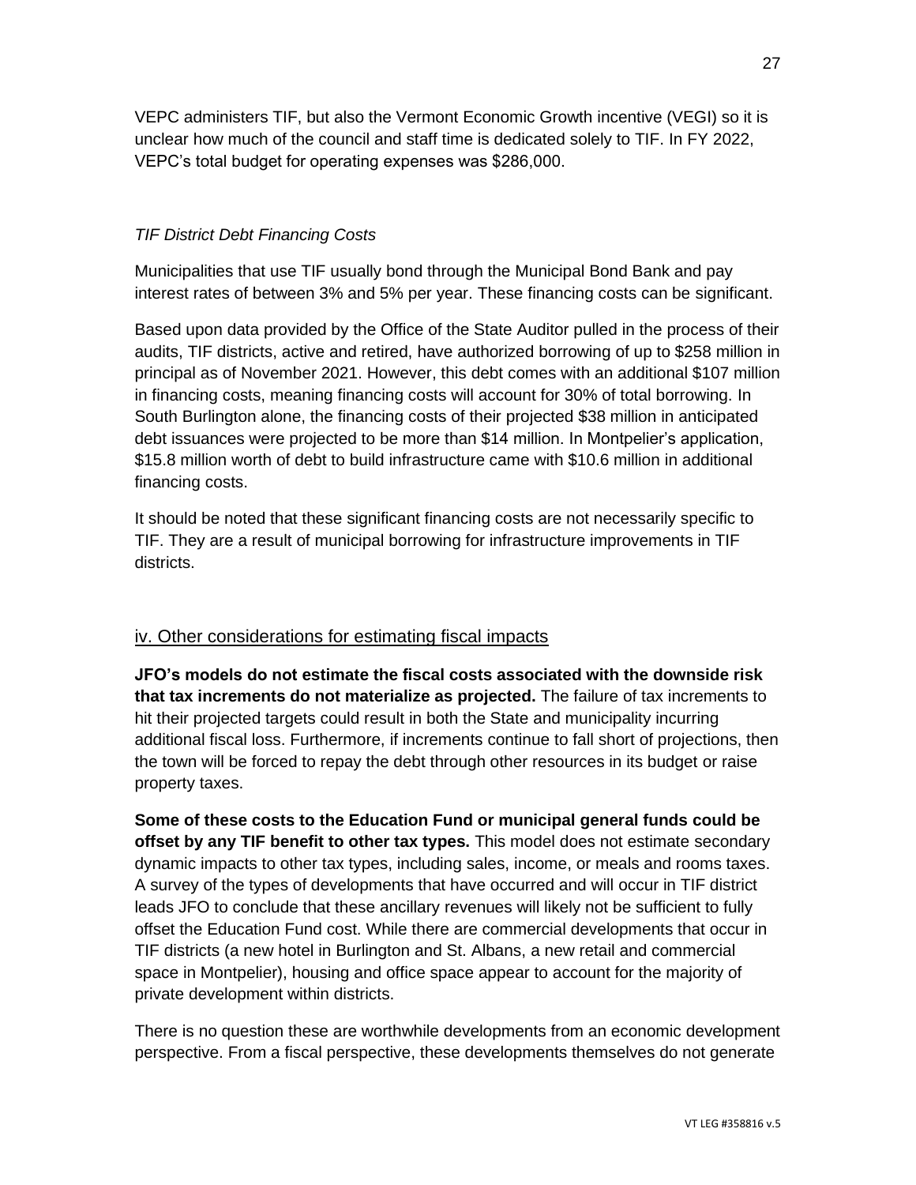VEPC administers TIF, but also the Vermont Economic Growth incentive (VEGI) so it is unclear how much of the council and staff time is dedicated solely to TIF. In FY 2022, VEPC's total budget for operating expenses was $286,000.

*TIF District Debt Financing Costs*

Municipalities that use TIF usually bond through the Municipal Bond Bank and pay interest rates of between 3% and 5% per year. These financing costs can be significant.

Based upon data provided by the Office of the State Auditor pulled in the process of their audits, TIF districts, active and retired, have authorized borrowing of up to $258 million in principal as of November 2021. However, this debt comes with an additional $107 million in financing costs, meaning financing costs will account for 30% of total borrowing. In South Burlington alone, the financing costs of their projected $38 million in anticipated debt issuances were projected to be more than $14 million. In Montpelier's application, $15.8 million worth of debt to build infrastructure came with $10.6 million in additional financing costs.

It should be noted that these significant financing costs are not necessarily specific to TIF. They are a result of municipal borrowing for infrastructure improvements in TIF districts.

## iv. Other considerations for estimating fiscal impacts

**JFO's models do not estimate the fiscal costs associated with the downside risk that tax increments do not materialize as projected.** The failure of tax increments to hit their projected targets could result in both the State and municipality incurring additional fiscal loss. Furthermore, if increments continue to fall short of projections, then the town will be forced to repay the debt through other resources in its budget or raise property taxes.

**Some of these costs to the Education Fund or municipal general funds could be offset by any TIF benefit to other tax types.** This model does not estimate secondary dynamic impacts to other tax types, including sales, income, or meals and rooms taxes. A survey of the types of developments that have occurred and will occur in TIF district leads JFO to conclude that these ancillary revenues will likely not be sufficient to fully offset the Education Fund cost. While there are commercial developments that occur in TIF districts (a new hotel in Burlington and St. Albans, a new retail and commercial space in Montpelier), housing and office space appear to account for the majority of private development within districts.

There is no question these are worthwhile developments from an economic development perspective. From a fiscal perspective, these developments themselves do not generate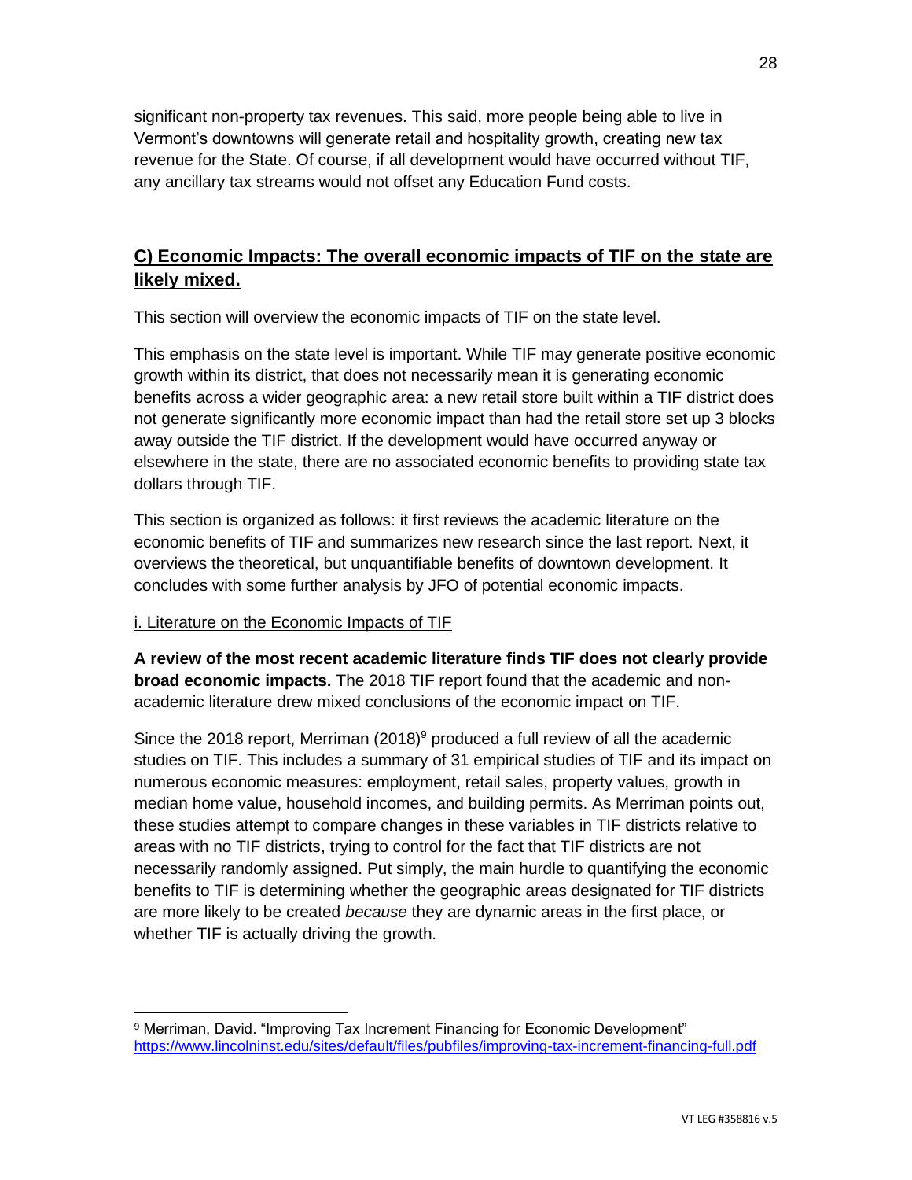significant non-property tax revenues. This said, more people being able to live in Vermont's downtowns will generate retail and hospitality growth, creating new tax revenue for the State. Of course, if all development would have occurred without TIF, any ancillary tax streams would not offset any Education Fund costs.

## C) Economic Impacts: The overall economic impacts of TIF on the state are likely mixed.

This section will overview the economic impacts of TIF on the state level.

This emphasis on the state level is important. While TIF may generate positive economic growth within its district, that does not necessarily mean it is generating economic benefits across a wider geographic area: a new retail store built within a TIF district does not generate significantly more economic impact than had the retail store set up 3 blocks away outside the TIF district. If the development would have occurred anyway or elsewhere in the state, there are no associated economic benefits to providing state tax dollars through TIF.

This section is organized as follows: it first reviews the academic literature on the economic benefits of TIF and summarizes new research since the last report. Next, it overviews the theoretical, but unquantifiable benefits of downtown development. It concludes with some further analysis by JFO of potential economic impacts.

### i. Literature on the Economic Impacts of TIF

**A review of the most recent academic literature finds TIF does not clearly provide broad economic impacts.** The 2018 TIF report found that the academic and non-academic literature drew mixed conclusions of the economic impact on TIF.

Since the 2018 report, Merriman (2018)[9] produced a full review of all the academic studies on TIF. This includes a summary of 31 empirical studies of TIF and its impact on numerous economic measures: employment, retail sales, property values, growth in median home value, household incomes, and building permits. As Merriman points out, these studies attempt to compare changes in these variables in TIF districts relative to areas with no TIF districts, trying to control for the fact that TIF districts are not necessarily randomly assigned. Put simply, the main hurdle to quantifying the economic benefits to TIF is determining whether the geographic areas designated for TIF districts are more likely to be created *because* they are dynamic areas in the first place, or whether TIF is actually driving the growth.

[9] Merriman, David. "Improving Tax Increment Financing for Economic Development" https://www.lincolninst.edu/sites/default/files/pubfiles/improving-tax-increment-financing-full.pdf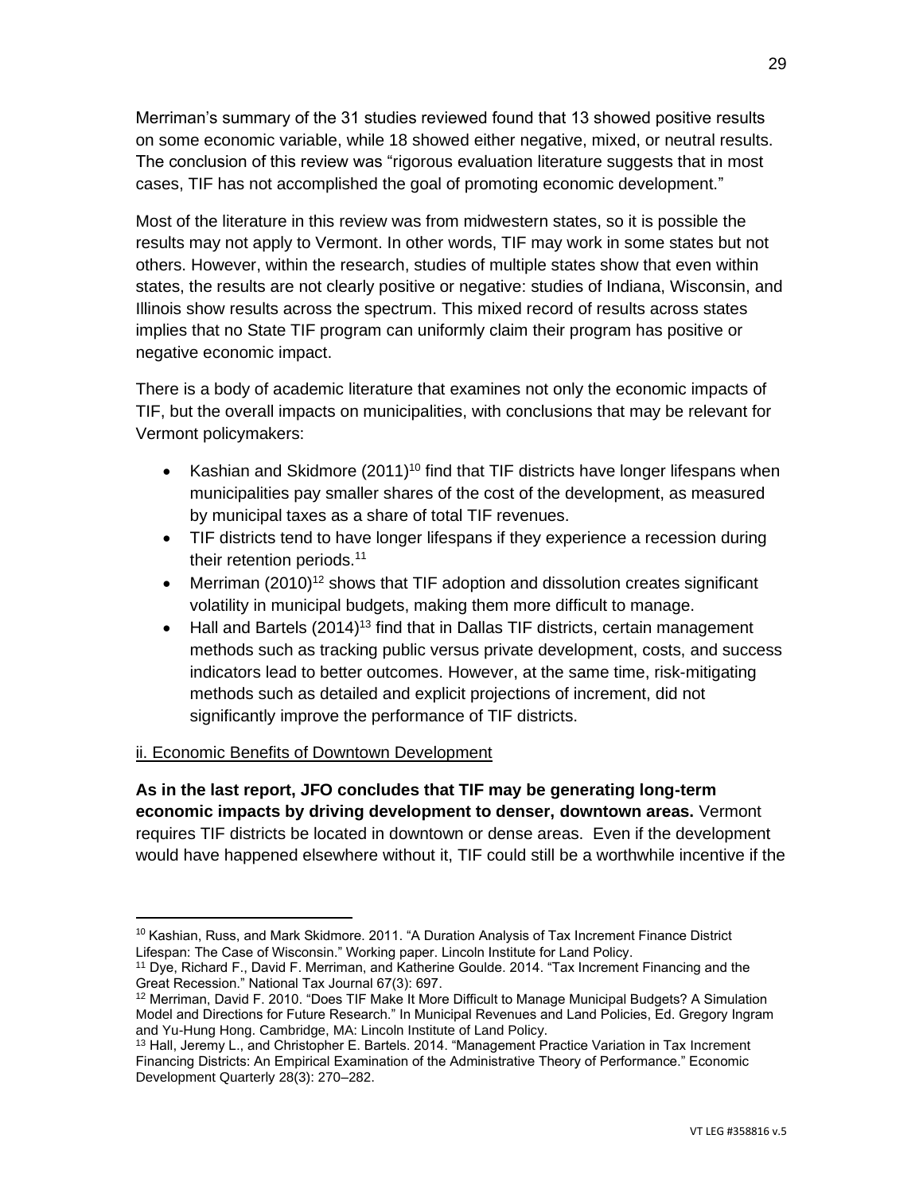Merriman's summary of the 31 studies reviewed found that 13 showed positive results on some economic variable, while 18 showed either negative, mixed, or neutral results. The conclusion of this review was "rigorous evaluation literature suggests that in most cases, TIF has not accomplished the goal of promoting economic development."

Most of the literature in this review was from midwestern states, so it is possible the results may not apply to Vermont. In other words, TIF may work in some states but not others. However, within the research, studies of multiple states show that even within states, the results are not clearly positive or negative: studies of Indiana, Wisconsin, and Illinois show results across the spectrum. This mixed record of results across states implies that no State TIF program can uniformly claim their program has positive or negative economic impact.

There is a body of academic literature that examines not only the economic impacts of TIF, but the overall impacts on municipalities, with conclusions that may be relevant for Vermont policymakers:

- Kashian and Skidmore (2011)[10] find that TIF districts have longer lifespans when municipalities pay smaller shares of the cost of the development, as measured by municipal taxes as a share of total TIF revenues.
- TIF districts tend to have longer lifespans if they experience a recession during their retention periods.[11]
- Merriman (2010)[12] shows that TIF adoption and dissolution creates significant volatility in municipal budgets, making them more difficult to manage.
- Hall and Bartels (2014)[13] find that in Dallas TIF districts, certain management methods such as tracking public versus private development, costs, and success indicators lead to better outcomes. However, at the same time, risk-mitigating methods such as detailed and explicit projections of increment, did not significantly improve the performance of TIF districts.

ii. Economic Benefits of Downtown Development

**As in the last report, JFO concludes that TIF may be generating long-term economic impacts by driving development to denser, downtown areas.** Vermont requires TIF districts be located in downtown or dense areas. Even if the development would have happened elsewhere without it, TIF could still be a worthwhile incentive if the

[10] Kashian, Russ, and Mark Skidmore. 2011. "A Duration Analysis of Tax Increment Finance District Lifespan: The Case of Wisconsin." Working paper. Lincoln Institute for Land Policy.

[11] Dye, Richard F., David F. Merriman, and Katherine Goulde. 2014. "Tax Increment Financing and the Great Recession." National Tax Journal 67(3): 697.

[12] Merriman, David F. 2010. "Does TIF Make It More Difficult to Manage Municipal Budgets? A Simulation Model and Directions for Future Research." In Municipal Revenues and Land Policies, Ed. Gregory Ingram and Yu-Hung Hong. Cambridge, MA: Lincoln Institute of Land Policy.

[13] Hall, Jeremy L., and Christopher E. Bartels. 2014. "Management Practice Variation in Tax Increment Financing Districts: An Empirical Examination of the Administrative Theory of Performance." Economic Development Quarterly 28(3): 270–282.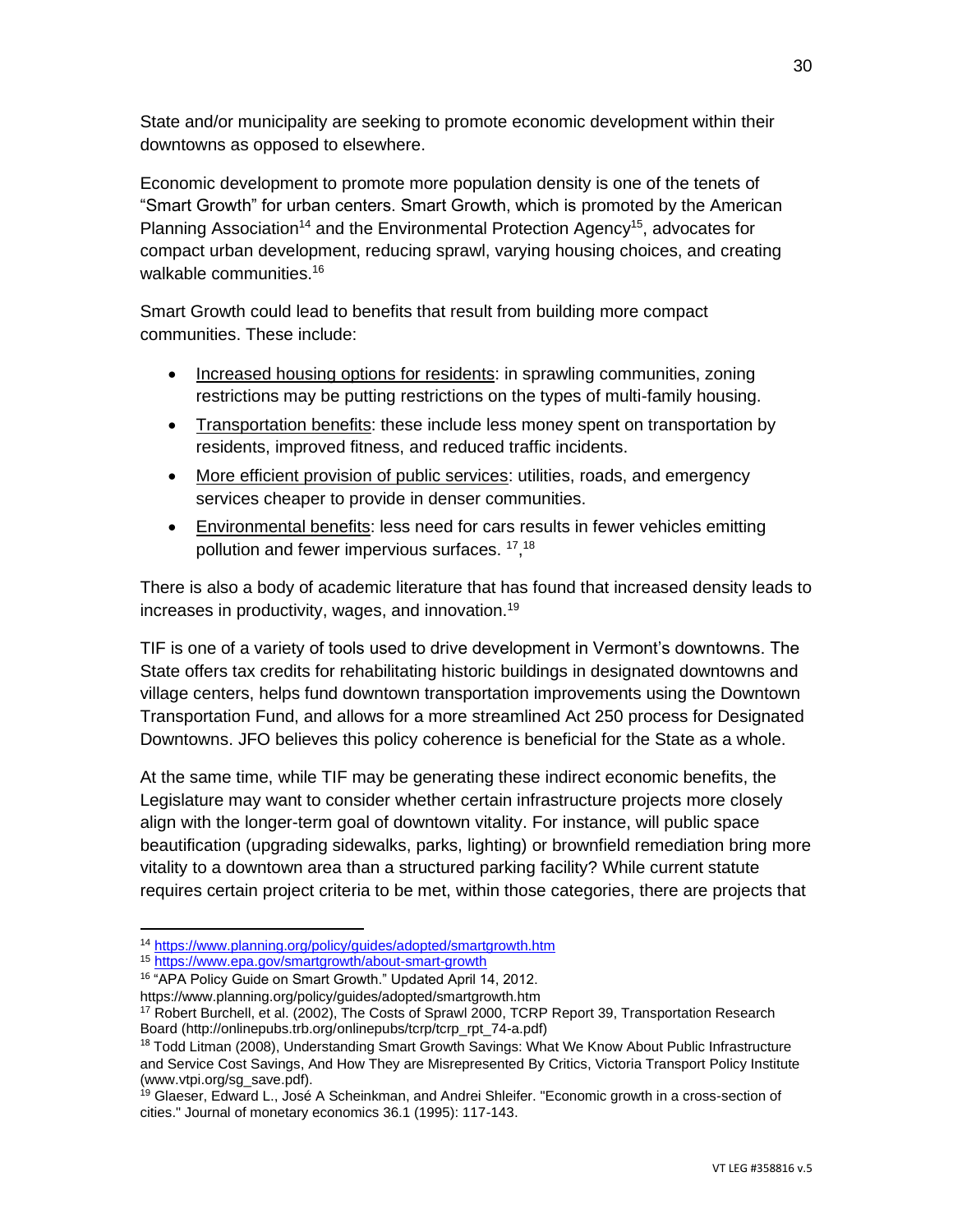State and/or municipality are seeking to promote economic development within their downtowns as opposed to elsewhere.

Economic development to promote more population density is one of the tenets of "Smart Growth" for urban centers. Smart Growth, which is promoted by the American Planning Association[14] and the Environmental Protection Agency[15], advocates for compact urban development, reducing sprawl, varying housing choices, and creating walkable communities.[16]

Smart Growth could lead to benefits that result from building more compact communities. These include:

- Increased housing options for residents: in sprawling communities, zoning restrictions may be putting restrictions on the types of multi-family housing.
- Transportation benefits: these include less money spent on transportation by residents, improved fitness, and reduced traffic incidents.
- More efficient provision of public services: utilities, roads, and emergency services cheaper to provide in denser communities.
- Environmental benefits: less need for cars results in fewer vehicles emitting pollution and fewer impervious surfaces. [17],[18]

There is also a body of academic literature that has found that increased density leads to increases in productivity, wages, and innovation.[19]

TIF is one of a variety of tools used to drive development in Vermont's downtowns. The State offers tax credits for rehabilitating historic buildings in designated downtowns and village centers, helps fund downtown transportation improvements using the Downtown Transportation Fund, and allows for a more streamlined Act 250 process for Designated Downtowns. JFO believes this policy coherence is beneficial for the State as a whole.

At the same time, while TIF may be generating these indirect economic benefits, the Legislature may want to consider whether certain infrastructure projects more closely align with the longer-term goal of downtown vitality. For instance, will public space beautification (upgrading sidewalks, parks, lighting) or brownfield remediation bring more vitality to a downtown area than a structured parking facility? While current statute requires certain project criteria to be met, within those categories, there are projects that

---

[14] https://www.planning.org/policy/guides/adopted/smartgrowth.htm

[15] https://www.epa.gov/smartgrowth/about-smart-growth

[16] "APA Policy Guide on Smart Growth." Updated April 14, 2012. https://www.planning.org/policy/guides/adopted/smartgrowth.htm

[17] Robert Burchell, et al. (2002), The Costs of Sprawl 2000, TCRP Report 39, Transportation Research Board (http://onlinepubs.trb.org/onlinepubs/tcrp/tcrp_rpt_74-a.pdf)

[18] Todd Litman (2008), Understanding Smart Growth Savings: What We Know About Public Infrastructure and Service Cost Savings, And How They are Misrepresented By Critics, Victoria Transport Policy Institute (www.vtpi.org/sg_save.pdf).

[19] Glaeser, Edward L., José A Scheinkman, and Andrei Shleifer. "Economic growth in a cross-section of cities." Journal of monetary economics 36.1 (1995): 117-143.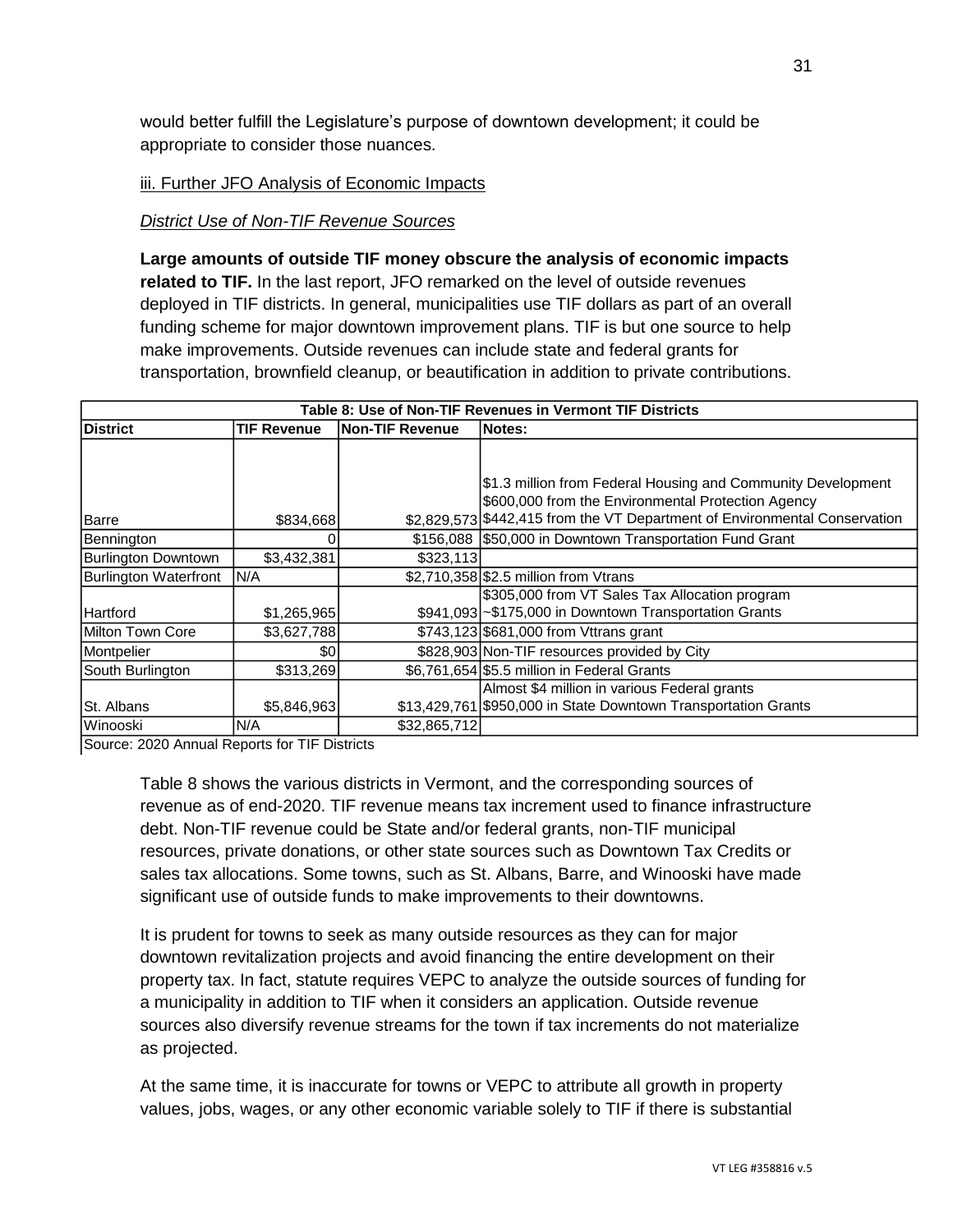would better fulfill the Legislature's purpose of downtown development; it could be appropriate to consider those nuances.

iii. Further JFO Analysis of Economic Impacts

*District Use of Non-TIF Revenue Sources*

**Large amounts of outside TIF money obscure the analysis of economic impacts related to TIF.** In the last report, JFO remarked on the level of outside revenues deployed in TIF districts. In general, municipalities use TIF dollars as part of an overall funding scheme for major downtown improvement plans. TIF is but one source to help make improvements. Outside revenues can include state and federal grants for transportation, brownfield cleanup, or beautification in addition to private contributions.

**Table 8: Use of Non-TIF Revenues in Vermont TIF Districts**

| District | TIF Revenue | Non-TIF Revenue | Notes: |
|---|---|---|---|
| Barre | $834,668 | $2,829,573 | $1.3 million from Federal Housing and Community Development<br>$600,000 from the Environmental Protection Agency<br>$442,415 from the VT Department of Environmental Conservation |
| Bennington | 0 | $156,088 | $50,000 in Downtown Transportation Fund Grant |
| Burlington Downtown | $3,432,381 | $323,113 | |
| Burlington Waterfront | N/A | $2,710,358 | $2.5 million from Vtrans |
| Hartford | $1,265,965 | $941,093 | $305,000 from VT Sales Tax Allocation program<br>~$175,000 in Downtown Transportation Grants |
| Milton Town Core | $3,627,788 | $743,123 | $681,000 from Vttrans grant |
| Montpelier | $0 | $828,903 | Non-TIF resources provided by City |
| South Burlington | $313,269 | $6,761,654 | $5.5 million in Federal Grants |
| St. Albans | $5,846,963 | $13,429,761 | Almost $4 million in various Federal grants<br>$950,000 in State Downtown Transportation Grants |
| Winooski | N/A | $32,865,712 | |

Source: 2020 Annual Reports for TIF Districts

Table 8 shows the various districts in Vermont, and the corresponding sources of revenue as of end-2020. TIF revenue means tax increment used to finance infrastructure debt. Non-TIF revenue could be State and/or federal grants, non-TIF municipal resources, private donations, or other state sources such as Downtown Tax Credits or sales tax allocations. Some towns, such as St. Albans, Barre, and Winooski have made significant use of outside funds to make improvements to their downtowns.

It is prudent for towns to seek as many outside resources as they can for major downtown revitalization projects and avoid financing the entire development on their property tax. In fact, statute requires VEPC to analyze the outside sources of funding for a municipality in addition to TIF when it considers an application. Outside revenue sources also diversify revenue streams for the town if tax increments do not materialize as projected.

At the same time, it is inaccurate for towns or VEPC to attribute all growth in property values, jobs, wages, or any other economic variable solely to TIF if there is substantial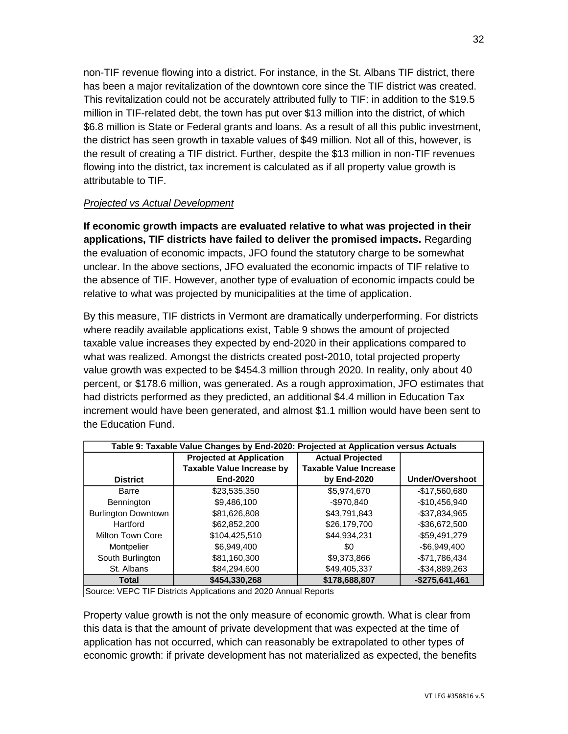non-TIF revenue flowing into a district. For instance, in the St. Albans TIF district, there has been a major revitalization of the downtown core since the TIF district was created. This revitalization could not be accurately attributed fully to TIF: in addition to the $19.5 million in TIF-related debt, the town has put over $13 million into the district, of which $6.8 million is State or Federal grants and loans. As a result of all this public investment, the district has seen growth in taxable values of $49 million. Not all of this, however, is the result of creating a TIF district. Further, despite the $13 million in non-TIF revenues flowing into the district, tax increment is calculated as if all property value growth is attributable to TIF.

*Projected vs Actual Development*

**If economic growth impacts are evaluated relative to what was projected in their applications, TIF districts have failed to deliver the promised impacts.** Regarding the evaluation of economic impacts, JFO found the statutory charge to be somewhat unclear. In the above sections, JFO evaluated the economic impacts of TIF relative to the absence of TIF. However, another type of evaluation of economic impacts could be relative to what was projected by municipalities at the time of application.

By this measure, TIF districts in Vermont are dramatically underperforming. For districts where readily available applications exist, Table 9 shows the amount of projected taxable value increases they expected by end-2020 in their applications compared to what was realized. Amongst the districts created post-2010, total projected property value growth was expected to be $454.3 million through 2020. In reality, only about 40 percent, or $178.6 million, was generated. As a rough approximation, JFO estimates that had districts performed as they predicted, an additional $4.4 million in Education Tax increment would have been generated, and almost $1.1 million would have been sent to the Education Fund.

**Table 9: Taxable Value Changes by End-2020: Projected at Application versus Actuals**

| District | Projected at Application Taxable Value Increase by End-2020 | Actual Projected Taxable Value Increase by End-2020 | Under/Overshoot |
|---|---|---|---|
| Barre | $23,535,350 | $5,974,670 | -$17,560,680 |
| Bennington | $9,486,100 | -$970,840 | -$10,456,940 |
| Burlington Downtown | $81,626,808 | $43,791,843 | -$37,834,965 |
| Hartford | $62,852,200 | $26,179,700 | -$36,672,500 |
| Milton Town Core | $104,425,510 | $44,934,231 | -$59,491,279 |
| Montpelier | $6,949,400 | $0 | -$6,949,400 |
| South Burlington | $81,160,300 | $9,373,866 | -$71,786,434 |
| St. Albans | $84,294,600 | $49,405,337 | -$34,889,263 |
| **Total** | **$454,330,268** | **$178,688,807** | **-$275,641,461** |

Source: VEPC TIF Districts Applications and 2020 Annual Reports

Property value growth is not the only measure of economic growth. What is clear from this data is that the amount of private development that was expected at the time of application has not occurred, which can reasonably be extrapolated to other types of economic growth: if private development has not materialized as expected, the benefits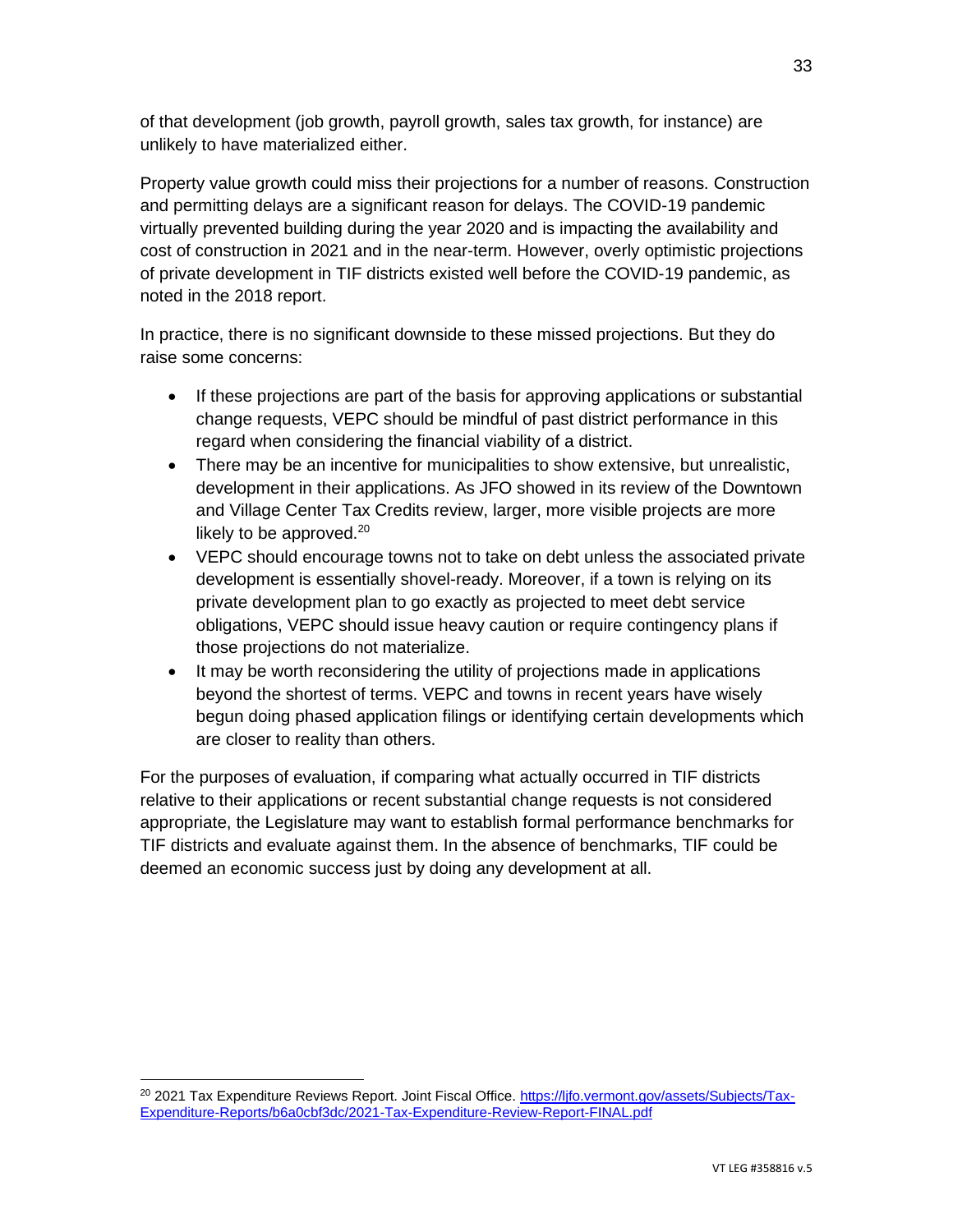of that development (job growth, payroll growth, sales tax growth, for instance) are unlikely to have materialized either.

Property value growth could miss their projections for a number of reasons. Construction and permitting delays are a significant reason for delays. The COVID-19 pandemic virtually prevented building during the year 2020 and is impacting the availability and cost of construction in 2021 and in the near-term. However, overly optimistic projections of private development in TIF districts existed well before the COVID-19 pandemic, as noted in the 2018 report.

In practice, there is no significant downside to these missed projections. But they do raise some concerns:

- If these projections are part of the basis for approving applications or substantial change requests, VEPC should be mindful of past district performance in this regard when considering the financial viability of a district.
- There may be an incentive for municipalities to show extensive, but unrealistic, development in their applications. As JFO showed in its review of the Downtown and Village Center Tax Credits review, larger, more visible projects are more likely to be approved.[20]
- VEPC should encourage towns not to take on debt unless the associated private development is essentially shovel-ready. Moreover, if a town is relying on its private development plan to go exactly as projected to meet debt service obligations, VEPC should issue heavy caution or require contingency plans if those projections do not materialize.
- It may be worth reconsidering the utility of projections made in applications beyond the shortest of terms. VEPC and towns in recent years have wisely begun doing phased application filings or identifying certain developments which are closer to reality than others.

For the purposes of evaluation, if comparing what actually occurred in TIF districts relative to their applications or recent substantial change requests is not considered appropriate, the Legislature may want to establish formal performance benchmarks for TIF districts and evaluate against them. In the absence of benchmarks, TIF could be deemed an economic success just by doing any development at all.

---

[20] 2021 Tax Expenditure Reviews Report. Joint Fiscal Office. https://ljfo.vermont.gov/assets/Subjects/Tax-Expenditure-Reports/b6a0cbf3dc/2021-Tax-Expenditure-Review-Report-FINAL.pdf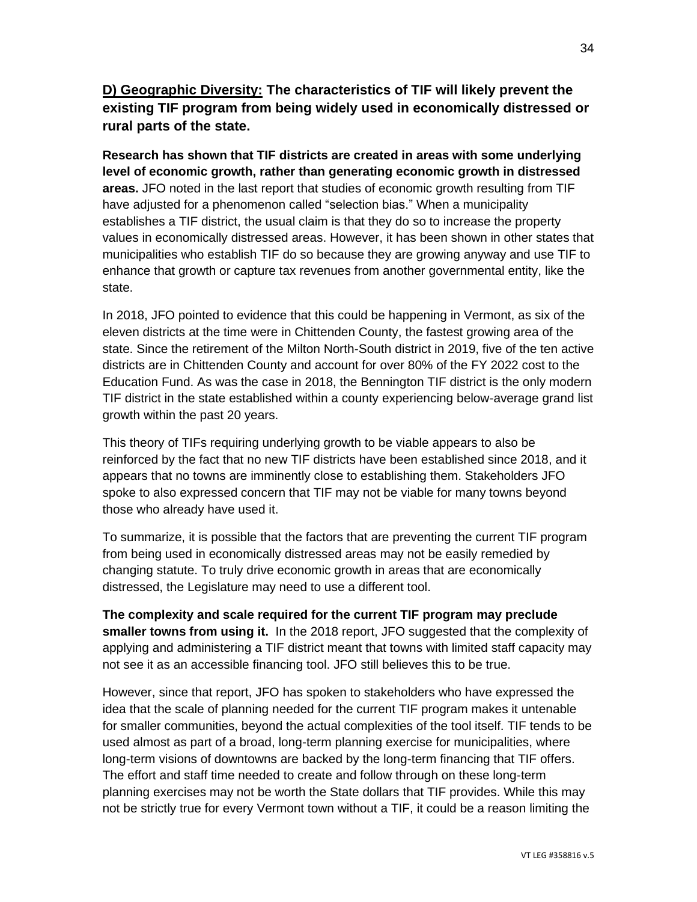## **D) Geographic Diversity:** The characteristics of TIF will likely prevent the existing TIF program from being widely used in economically distressed or rural parts of the state.

**Research has shown that TIF districts are created in areas with some underlying level of economic growth, rather than generating economic growth in distressed areas.** JFO noted in the last report that studies of economic growth resulting from TIF have adjusted for a phenomenon called "selection bias." When a municipality establishes a TIF district, the usual claim is that they do so to increase the property values in economically distressed areas. However, it has been shown in other states that municipalities who establish TIF do so because they are growing anyway and use TIF to enhance that growth or capture tax revenues from another governmental entity, like the state.

In 2018, JFO pointed to evidence that this could be happening in Vermont, as six of the eleven districts at the time were in Chittenden County, the fastest growing area of the state. Since the retirement of the Milton North-South district in 2019, five of the ten active districts are in Chittenden County and account for over 80% of the FY 2022 cost to the Education Fund. As was the case in 2018, the Bennington TIF district is the only modern TIF district in the state established within a county experiencing below-average grand list growth within the past 20 years.

This theory of TIFs requiring underlying growth to be viable appears to also be reinforced by the fact that no new TIF districts have been established since 2018, and it appears that no towns are imminently close to establishing them. Stakeholders JFO spoke to also expressed concern that TIF may not be viable for many towns beyond those who already have used it.

To summarize, it is possible that the factors that are preventing the current TIF program from being used in economically distressed areas may not be easily remedied by changing statute. To truly drive economic growth in areas that are economically distressed, the Legislature may need to use a different tool.

**The complexity and scale required for the current TIF program may preclude smaller towns from using it.** In the 2018 report, JFO suggested that the complexity of applying and administering a TIF district meant that towns with limited staff capacity may not see it as an accessible financing tool. JFO still believes this to be true.

However, since that report, JFO has spoken to stakeholders who have expressed the idea that the scale of planning needed for the current TIF program makes it untenable for smaller communities, beyond the actual complexities of the tool itself. TIF tends to be used almost as part of a broad, long-term planning exercise for municipalities, where long-term visions of downtowns are backed by the long-term financing that TIF offers. The effort and staff time needed to create and follow through on these long-term planning exercises may not be worth the State dollars that TIF provides. While this may not be strictly true for every Vermont town without a TIF, it could be a reason limiting the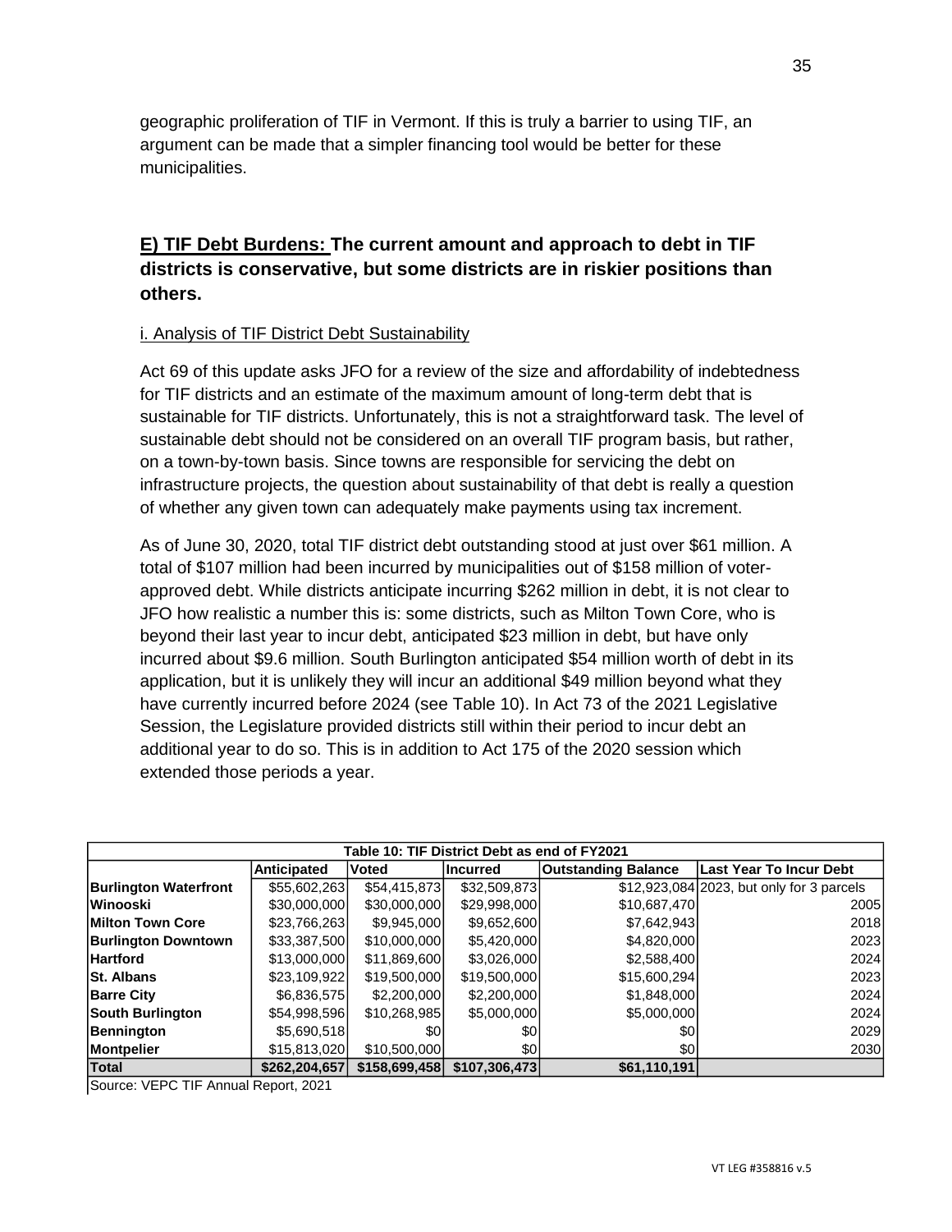geographic proliferation of TIF in Vermont. If this is truly a barrier to using TIF, an argument can be made that a simpler financing tool would be better for these municipalities.

## <u>E) TIF Debt Burdens:</u> The current amount and approach to debt in TIF districts is conservative, but some districts are in riskier positions than others.

<u>i. Analysis of TIF District Debt Sustainability</u>

Act 69 of this update asks JFO for a review of the size and affordability of indebtedness for TIF districts and an estimate of the maximum amount of long-term debt that is sustainable for TIF districts. Unfortunately, this is not a straightforward task. The level of sustainable debt should not be considered on an overall TIF program basis, but rather, on a town-by-town basis. Since towns are responsible for servicing the debt on infrastructure projects, the question about sustainability of that debt is really a question of whether any given town can adequately make payments using tax increment.

As of June 30, 2020, total TIF district debt outstanding stood at just over $61 million. A total of $107 million had been incurred by municipalities out of $158 million of voter-approved debt. While districts anticipate incurring $262 million in debt, it is not clear to JFO how realistic a number this is: some districts, such as Milton Town Core, who is beyond their last year to incur debt, anticipated $23 million in debt, but have only incurred about $9.6 million. South Burlington anticipated $54 million worth of debt in its application, but it is unlikely they will incur an additional $49 million beyond what they have currently incurred before 2024 (see Table 10). In Act 73 of the 2021 Legislative Session, the Legislature provided districts still within their period to incur debt an additional year to do so. This is in addition to Act 175 of the 2020 session which extended those periods a year.

**Table 10: TIF District Debt as end of FY2021**

| | Anticipated | Voted | Incurred | Outstanding Balance | Last Year To Incur Debt |
|---|---|---|---|---|---|
| **Burlington Waterfront** | $55,602,263 | $54,415,873 | $32,509,873 | $12,923,084 | 2023, but only for 3 parcels |
| **Winooski** | $30,000,000 | $30,000,000 | $29,998,000 | $10,687,470 | 2005 |
| **Milton Town Core** | $23,766,263 | $9,945,000 | $9,652,600 | $7,642,943 | 2018 |
| **Burlington Downtown** | $33,387,500 | $10,000,000 | $5,420,000 | $4,820,000 | 2023 |
| **Hartford** | $13,000,000 | $11,869,600 | $3,026,000 | $2,588,400 | 2024 |
| **St. Albans** | $23,109,922 | $19,500,000 | $19,500,000 | $15,600,294 | 2023 |
| **Barre City** | $6,836,575 | $2,200,000 | $2,200,000 | $1,848,000 | 2024 |
| **South Burlington** | $54,998,596 | $10,268,985 | $5,000,000 | $5,000,000 | 2024 |
| **Bennington** | $5,690,518 | $0 | $0 | $0 | 2029 |
| **Montpelier** | $15,813,020 | $10,500,000 | $0 | $0 | 2030 |
| **Total** | **$262,204,657** | **$158,699,458** | **$107,306,473** | **$61,110,191** | |

Source: VEPC TIF Annual Report, 2021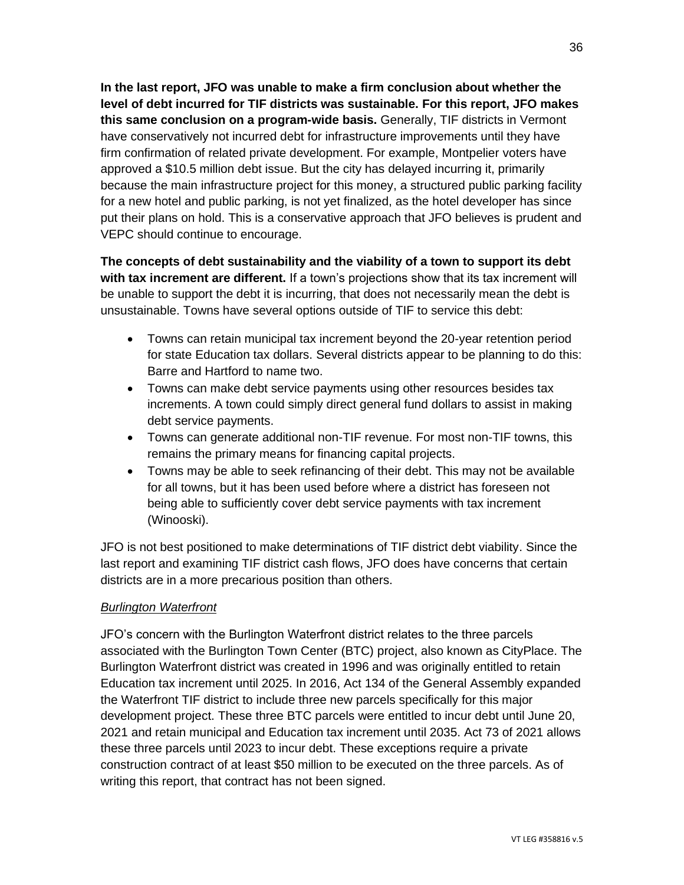**In the last report, JFO was unable to make a firm conclusion about whether the level of debt incurred for TIF districts was sustainable. For this report, JFO makes this same conclusion on a program-wide basis.** Generally, TIF districts in Vermont have conservatively not incurred debt for infrastructure improvements until they have firm confirmation of related private development. For example, Montpelier voters have approved a $10.5 million debt issue. But the city has delayed incurring it, primarily because the main infrastructure project for this money, a structured public parking facility for a new hotel and public parking, is not yet finalized, as the hotel developer has since put their plans on hold. This is a conservative approach that JFO believes is prudent and VEPC should continue to encourage.

**The concepts of debt sustainability and the viability of a town to support its debt with tax increment are different.** If a town's projections show that its tax increment will be unable to support the debt it is incurring, that does not necessarily mean the debt is unsustainable. Towns have several options outside of TIF to service this debt:

- Towns can retain municipal tax increment beyond the 20-year retention period for state Education tax dollars. Several districts appear to be planning to do this: Barre and Hartford to name two.
- Towns can make debt service payments using other resources besides tax increments. A town could simply direct general fund dollars to assist in making debt service payments.
- Towns can generate additional non-TIF revenue. For most non-TIF towns, this remains the primary means for financing capital projects.
- Towns may be able to seek refinancing of their debt. This may not be available for all towns, but it has been used before where a district has foreseen not being able to sufficiently cover debt service payments with tax increment (Winooski).

JFO is not best positioned to make determinations of TIF district debt viability. Since the last report and examining TIF district cash flows, JFO does have concerns that certain districts are in a more precarious position than others.

*Burlington Waterfront*

JFO's concern with the Burlington Waterfront district relates to the three parcels associated with the Burlington Town Center (BTC) project, also known as CityPlace. The Burlington Waterfront district was created in 1996 and was originally entitled to retain Education tax increment until 2025. In 2016, Act 134 of the General Assembly expanded the Waterfront TIF district to include three new parcels specifically for this major development project. These three BTC parcels were entitled to incur debt until June 20, 2021 and retain municipal and Education tax increment until 2035. Act 73 of 2021 allows these three parcels until 2023 to incur debt. These exceptions require a private construction contract of at least $50 million to be executed on the three parcels. As of writing this report, that contract has not been signed.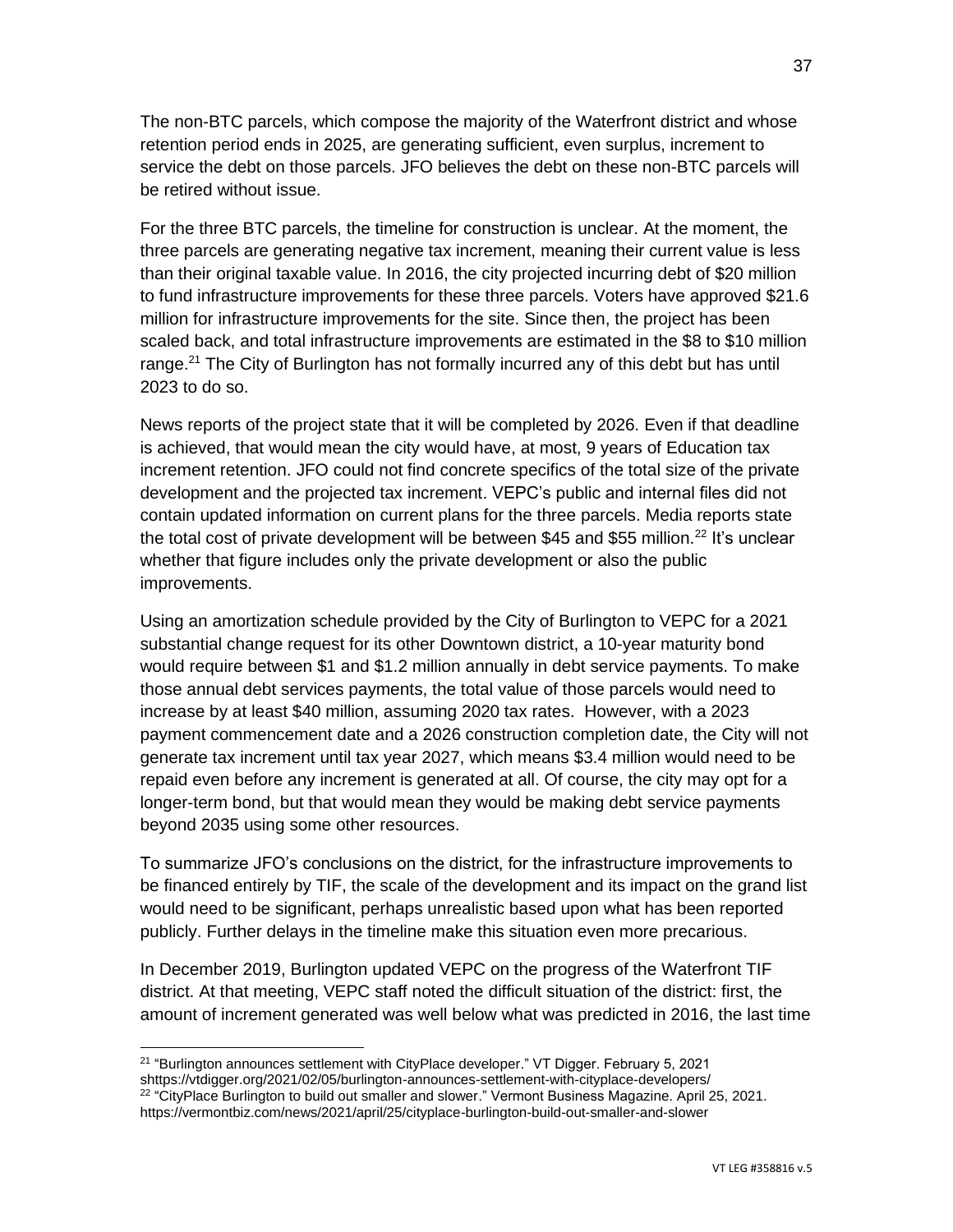The non-BTC parcels, which compose the majority of the Waterfront district and whose retention period ends in 2025, are generating sufficient, even surplus, increment to service the debt on those parcels. JFO believes the debt on these non-BTC parcels will be retired without issue.

For the three BTC parcels, the timeline for construction is unclear. At the moment, the three parcels are generating negative tax increment, meaning their current value is less than their original taxable value. In 2016, the city projected incurring debt of $20 million to fund infrastructure improvements for these three parcels. Voters have approved $21.6 million for infrastructure improvements for the site. Since then, the project has been scaled back, and total infrastructure improvements are estimated in the $8 to $10 million range.[21] The City of Burlington has not formally incurred any of this debt but has until 2023 to do so.

News reports of the project state that it will be completed by 2026. Even if that deadline is achieved, that would mean the city would have, at most, 9 years of Education tax increment retention. JFO could not find concrete specifics of the total size of the private development and the projected tax increment. VEPC's public and internal files did not contain updated information on current plans for the three parcels. Media reports state the total cost of private development will be between $45 and $55 million.[22] It's unclear whether that figure includes only the private development or also the public improvements.

Using an amortization schedule provided by the City of Burlington to VEPC for a 2021 substantial change request for its other Downtown district, a 10-year maturity bond would require between $1 and $1.2 million annually in debt service payments. To make those annual debt services payments, the total value of those parcels would need to increase by at least $40 million, assuming 2020 tax rates. However, with a 2023 payment commencement date and a 2026 construction completion date, the City will not generate tax increment until tax year 2027, which means $3.4 million would need to be repaid even before any increment is generated at all. Of course, the city may opt for a longer-term bond, but that would mean they would be making debt service payments beyond 2035 using some other resources.

To summarize JFO's conclusions on the district, for the infrastructure improvements to be financed entirely by TIF, the scale of the development and its impact on the grand list would need to be significant, perhaps unrealistic based upon what has been reported publicly. Further delays in the timeline make this situation even more precarious.

In December 2019, Burlington updated VEPC on the progress of the Waterfront TIF district. At that meeting, VEPC staff noted the difficult situation of the district: first, the amount of increment generated was well below what was predicted in 2016, the last time

---

[21] "Burlington announces settlement with CityPlace developer." VT Digger. February 5, 2021 shttps://vtdigger.org/2021/02/05/burlington-announces-settlement-with-cityplace-developers/

[22] "CityPlace Burlington to build out smaller and slower." Vermont Business Magazine. April 25, 2021. https://vermontbiz.com/news/2021/april/25/cityplace-burlington-build-out-smaller-and-slower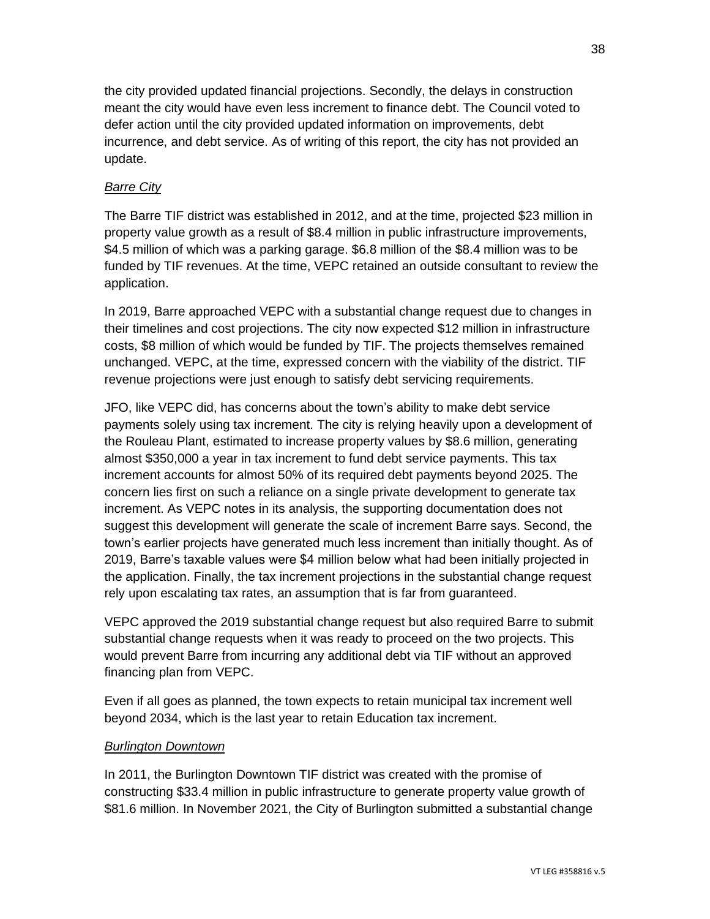the city provided updated financial projections. Secondly, the delays in construction meant the city would have even less increment to finance debt. The Council voted to defer action until the city provided updated information on improvements, debt incurrence, and debt service. As of writing of this report, the city has not provided an update.

*Barre City*

The Barre TIF district was established in 2012, and at the time, projected $23 million in property value growth as a result of $8.4 million in public infrastructure improvements, $4.5 million of which was a parking garage. $6.8 million of the $8.4 million was to be funded by TIF revenues. At the time, VEPC retained an outside consultant to review the application.

In 2019, Barre approached VEPC with a substantial change request due to changes in their timelines and cost projections. The city now expected $12 million in infrastructure costs, $8 million of which would be funded by TIF. The projects themselves remained unchanged. VEPC, at the time, expressed concern with the viability of the district. TIF revenue projections were just enough to satisfy debt servicing requirements.

JFO, like VEPC did, has concerns about the town's ability to make debt service payments solely using tax increment. The city is relying heavily upon a development of the Rouleau Plant, estimated to increase property values by $8.6 million, generating almost $350,000 a year in tax increment to fund debt service payments. This tax increment accounts for almost 50% of its required debt payments beyond 2025. The concern lies first on such a reliance on a single private development to generate tax increment. As VEPC notes in its analysis, the supporting documentation does not suggest this development will generate the scale of increment Barre says. Second, the town's earlier projects have generated much less increment than initially thought. As of 2019, Barre's taxable values were $4 million below what had been initially projected in the application. Finally, the tax increment projections in the substantial change request rely upon escalating tax rates, an assumption that is far from guaranteed.

VEPC approved the 2019 substantial change request but also required Barre to submit substantial change requests when it was ready to proceed on the two projects. This would prevent Barre from incurring any additional debt via TIF without an approved financing plan from VEPC.

Even if all goes as planned, the town expects to retain municipal tax increment well beyond 2034, which is the last year to retain Education tax increment.

*Burlington Downtown*

In 2011, the Burlington Downtown TIF district was created with the promise of constructing $33.4 million in public infrastructure to generate property value growth of $81.6 million. In November 2021, the City of Burlington submitted a substantial change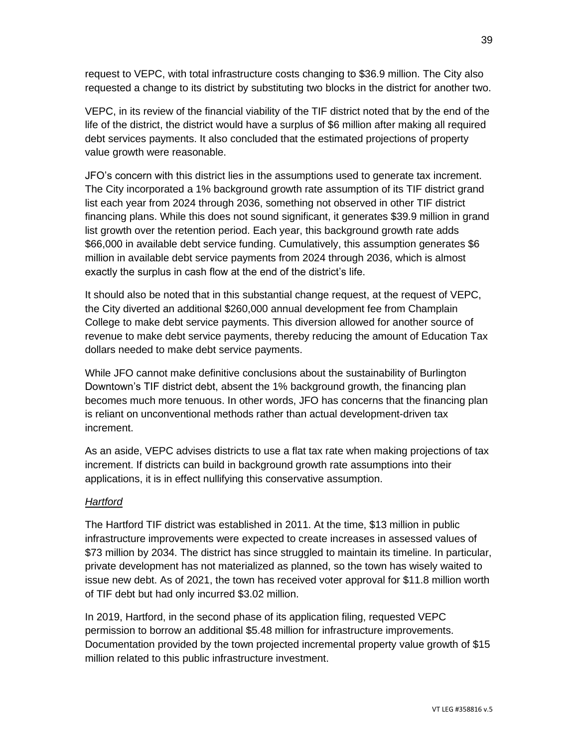request to VEPC, with total infrastructure costs changing to $36.9 million. The City also requested a change to its district by substituting two blocks in the district for another two.

VEPC, in its review of the financial viability of the TIF district noted that by the end of the life of the district, the district would have a surplus of $6 million after making all required debt services payments. It also concluded that the estimated projections of property value growth were reasonable.

JFO's concern with this district lies in the assumptions used to generate tax increment. The City incorporated a 1% background growth rate assumption of its TIF district grand list each year from 2024 through 2036, something not observed in other TIF district financing plans. While this does not sound significant, it generates $39.9 million in grand list growth over the retention period. Each year, this background growth rate adds $66,000 in available debt service funding. Cumulatively, this assumption generates $6 million in available debt service payments from 2024 through 2036, which is almost exactly the surplus in cash flow at the end of the district's life.

It should also be noted that in this substantial change request, at the request of VEPC, the City diverted an additional $260,000 annual development fee from Champlain College to make debt service payments. This diversion allowed for another source of revenue to make debt service payments, thereby reducing the amount of Education Tax dollars needed to make debt service payments.

While JFO cannot make definitive conclusions about the sustainability of Burlington Downtown's TIF district debt, absent the 1% background growth, the financing plan becomes much more tenuous. In other words, JFO has concerns that the financing plan is reliant on unconventional methods rather than actual development-driven tax increment.

As an aside, VEPC advises districts to use a flat tax rate when making projections of tax increment. If districts can build in background growth rate assumptions into their applications, it is in effect nullifying this conservative assumption.

*Hartford*

The Hartford TIF district was established in 2011. At the time, $13 million in public infrastructure improvements were expected to create increases in assessed values of $73 million by 2034. The district has since struggled to maintain its timeline. In particular, private development has not materialized as planned, so the town has wisely waited to issue new debt. As of 2021, the town has received voter approval for $11.8 million worth of TIF debt but had only incurred $3.02 million.

In 2019, Hartford, in the second phase of its application filing, requested VEPC permission to borrow an additional $5.48 million for infrastructure improvements. Documentation provided by the town projected incremental property value growth of $15 million related to this public infrastructure investment.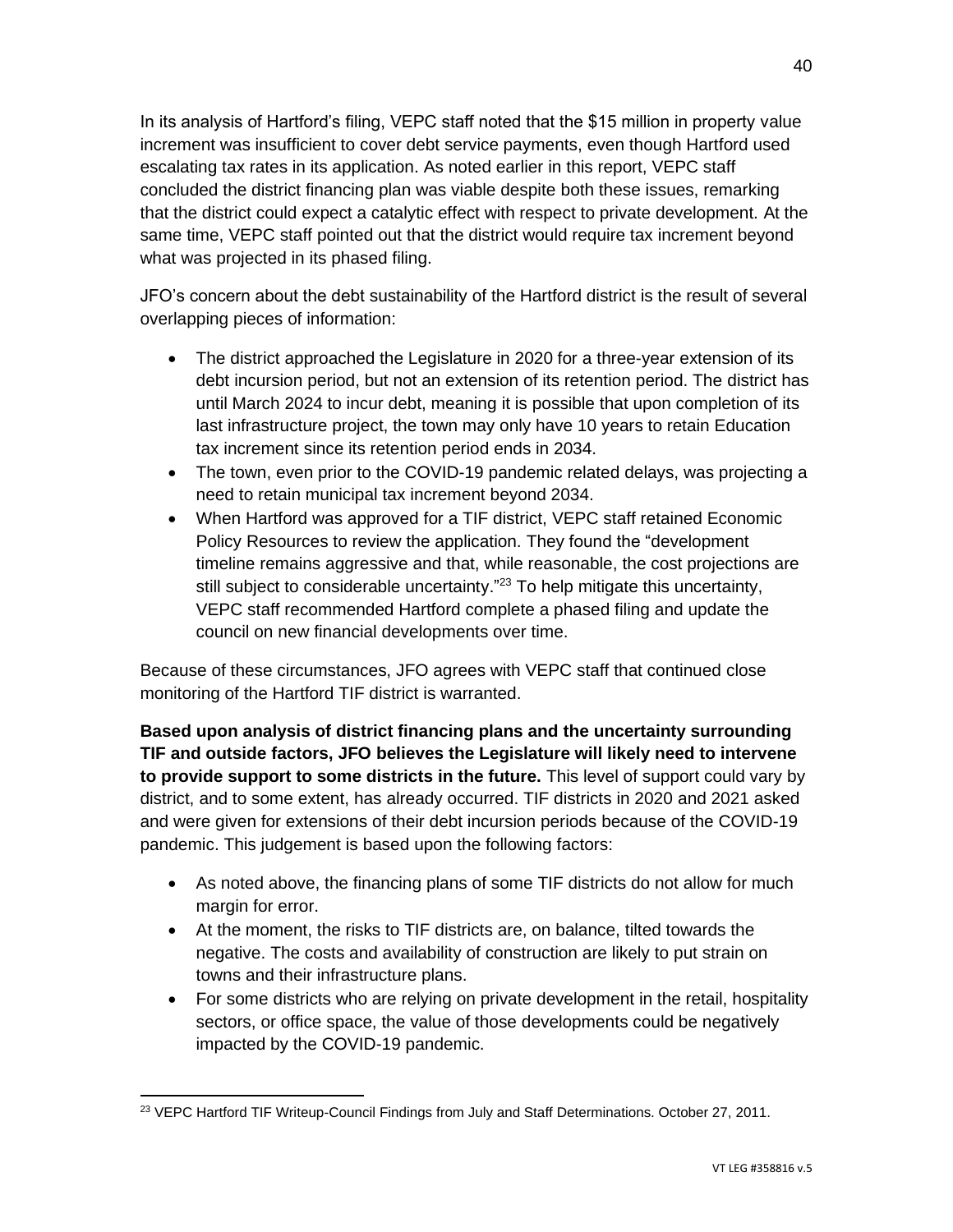In its analysis of Hartford's filing, VEPC staff noted that the $15 million in property value increment was insufficient to cover debt service payments, even though Hartford used escalating tax rates in its application. As noted earlier in this report, VEPC staff concluded the district financing plan was viable despite both these issues, remarking that the district could expect a catalytic effect with respect to private development. At the same time, VEPC staff pointed out that the district would require tax increment beyond what was projected in its phased filing.

JFO's concern about the debt sustainability of the Hartford district is the result of several overlapping pieces of information:

- The district approached the Legislature in 2020 for a three-year extension of its debt incursion period, but not an extension of its retention period. The district has until March 2024 to incur debt, meaning it is possible that upon completion of its last infrastructure project, the town may only have 10 years to retain Education tax increment since its retention period ends in 2034.
- The town, even prior to the COVID-19 pandemic related delays, was projecting a need to retain municipal tax increment beyond 2034.
- When Hartford was approved for a TIF district, VEPC staff retained Economic Policy Resources to review the application. They found the "development timeline remains aggressive and that, while reasonable, the cost projections are still subject to considerable uncertainty."[23] To help mitigate this uncertainty, VEPC staff recommended Hartford complete a phased filing and update the council on new financial developments over time.

Because of these circumstances, JFO agrees with VEPC staff that continued close monitoring of the Hartford TIF district is warranted.

**Based upon analysis of district financing plans and the uncertainty surrounding TIF and outside factors, JFO believes the Legislature will likely need to intervene to provide support to some districts in the future.** This level of support could vary by district, and to some extent, has already occurred. TIF districts in 2020 and 2021 asked and were given for extensions of their debt incursion periods because of the COVID-19 pandemic. This judgement is based upon the following factors:

- As noted above, the financing plans of some TIF districts do not allow for much margin for error.
- At the moment, the risks to TIF districts are, on balance, tilted towards the negative. The costs and availability of construction are likely to put strain on towns and their infrastructure plans.
- For some districts who are relying on private development in the retail, hospitality sectors, or office space, the value of those developments could be negatively impacted by the COVID-19 pandemic.

[23] VEPC Hartford TIF Writeup-Council Findings from July and Staff Determinations. October 27, 2011.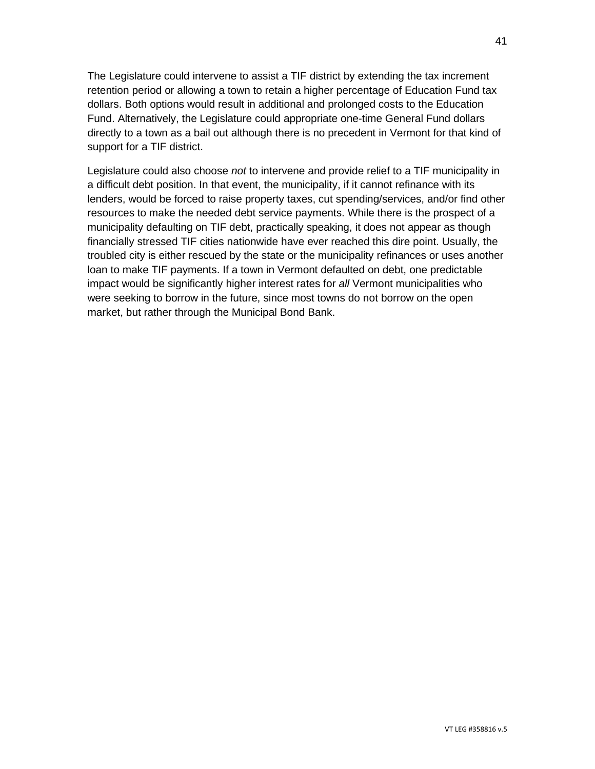The Legislature could intervene to assist a TIF district by extending the tax increment retention period or allowing a town to retain a higher percentage of Education Fund tax dollars. Both options would result in additional and prolonged costs to the Education Fund. Alternatively, the Legislature could appropriate one-time General Fund dollars directly to a town as a bail out although there is no precedent in Vermont for that kind of support for a TIF district.

Legislature could also choose *not* to intervene and provide relief to a TIF municipality in a difficult debt position. In that event, the municipality, if it cannot refinance with its lenders, would be forced to raise property taxes, cut spending/services, and/or find other resources to make the needed debt service payments. While there is the prospect of a municipality defaulting on TIF debt, practically speaking, it does not appear as though financially stressed TIF cities nationwide have ever reached this dire point. Usually, the troubled city is either rescued by the state or the municipality refinances or uses another loan to make TIF payments. If a town in Vermont defaulted on debt, one predictable impact would be significantly higher interest rates for *all* Vermont municipalities who were seeking to borrow in the future, since most towns do not borrow on the open market, but rather through the Municipal Bond Bank.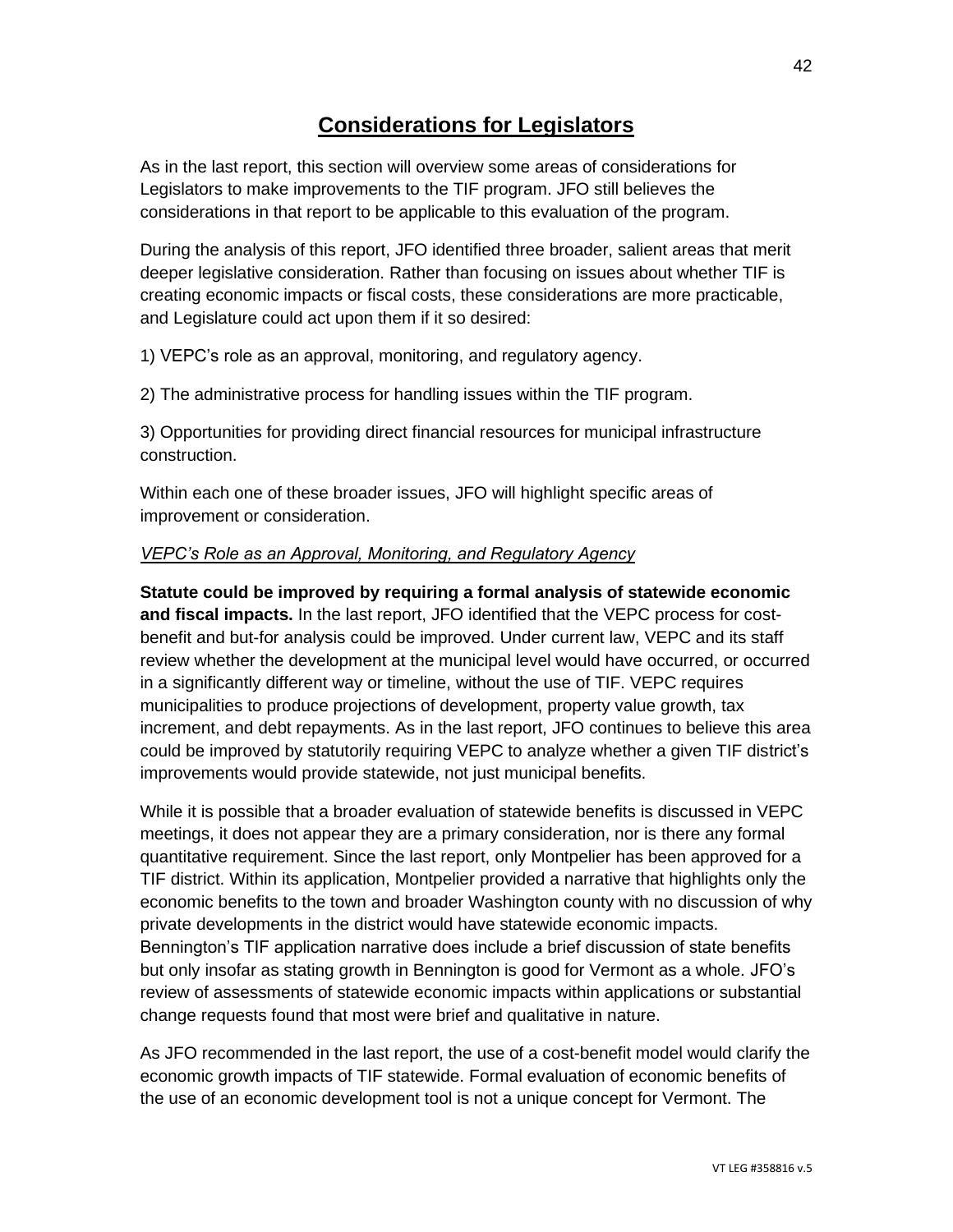## Considerations for Legislators

As in the last report, this section will overview some areas of considerations for Legislators to make improvements to the TIF program. JFO still believes the considerations in that report to be applicable to this evaluation of the program.

During the analysis of this report, JFO identified three broader, salient areas that merit deeper legislative consideration. Rather than focusing on issues about whether TIF is creating economic impacts or fiscal costs, these considerations are more practicable, and Legislature could act upon them if it so desired:

1) VEPC's role as an approval, monitoring, and regulatory agency.

2) The administrative process for handling issues within the TIF program.

3) Opportunities for providing direct financial resources for municipal infrastructure construction.

Within each one of these broader issues, JFO will highlight specific areas of improvement or consideration.

*VEPC's Role as an Approval, Monitoring, and Regulatory Agency*

**Statute could be improved by requiring a formal analysis of statewide economic and fiscal impacts.** In the last report, JFO identified that the VEPC process for cost-benefit and but-for analysis could be improved. Under current law, VEPC and its staff review whether the development at the municipal level would have occurred, or occurred in a significantly different way or timeline, without the use of TIF. VEPC requires municipalities to produce projections of development, property value growth, tax increment, and debt repayments. As in the last report, JFO continues to believe this area could be improved by statutorily requiring VEPC to analyze whether a given TIF district's improvements would provide statewide, not just municipal benefits.

While it is possible that a broader evaluation of statewide benefits is discussed in VEPC meetings, it does not appear they are a primary consideration, nor is there any formal quantitative requirement. Since the last report, only Montpelier has been approved for a TIF district. Within its application, Montpelier provided a narrative that highlights only the economic benefits to the town and broader Washington county with no discussion of why private developments in the district would have statewide economic impacts. Bennington's TIF application narrative does include a brief discussion of state benefits but only insofar as stating growth in Bennington is good for Vermont as a whole. JFO's review of assessments of statewide economic impacts within applications or substantial change requests found that most were brief and qualitative in nature.

As JFO recommended in the last report, the use of a cost-benefit model would clarify the economic growth impacts of TIF statewide. Formal evaluation of economic benefits of the use of an economic development tool is not a unique concept for Vermont. The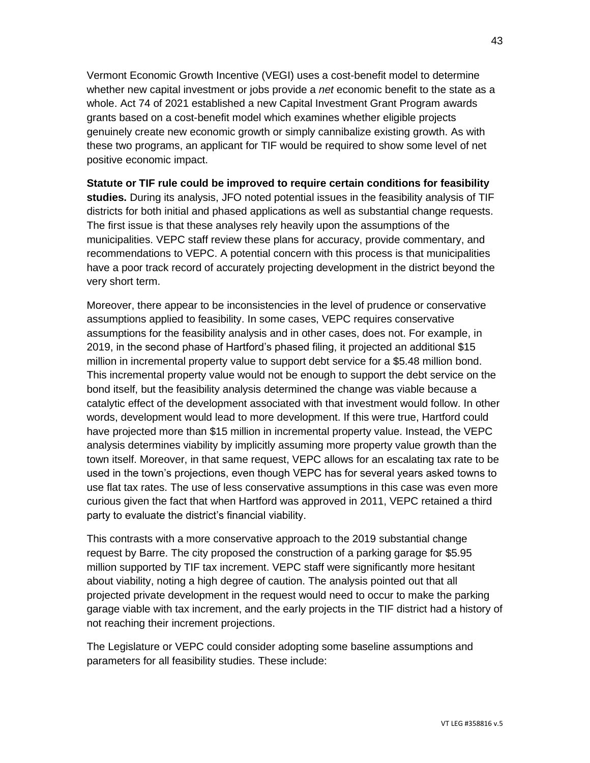Vermont Economic Growth Incentive (VEGI) uses a cost-benefit model to determine whether new capital investment or jobs provide a *net* economic benefit to the state as a whole. Act 74 of 2021 established a new Capital Investment Grant Program awards grants based on a cost-benefit model which examines whether eligible projects genuinely create new economic growth or simply cannibalize existing growth. As with these two programs, an applicant for TIF would be required to show some level of net positive economic impact.

**Statute or TIF rule could be improved to require certain conditions for feasibility studies.** During its analysis, JFO noted potential issues in the feasibility analysis of TIF districts for both initial and phased applications as well as substantial change requests. The first issue is that these analyses rely heavily upon the assumptions of the municipalities. VEPC staff review these plans for accuracy, provide commentary, and recommendations to VEPC. A potential concern with this process is that municipalities have a poor track record of accurately projecting development in the district beyond the very short term.

Moreover, there appear to be inconsistencies in the level of prudence or conservative assumptions applied to feasibility. In some cases, VEPC requires conservative assumptions for the feasibility analysis and in other cases, does not. For example, in 2019, in the second phase of Hartford's phased filing, it projected an additional $15 million in incremental property value to support debt service for a $5.48 million bond. This incremental property value would not be enough to support the debt service on the bond itself, but the feasibility analysis determined the change was viable because a catalytic effect of the development associated with that investment would follow. In other words, development would lead to more development. If this were true, Hartford could have projected more than $15 million in incremental property value. Instead, the VEPC analysis determines viability by implicitly assuming more property value growth than the town itself. Moreover, in that same request, VEPC allows for an escalating tax rate to be used in the town's projections, even though VEPC has for several years asked towns to use flat tax rates. The use of less conservative assumptions in this case was even more curious given the fact that when Hartford was approved in 2011, VEPC retained a third party to evaluate the district's financial viability.

This contrasts with a more conservative approach to the 2019 substantial change request by Barre. The city proposed the construction of a parking garage for $5.95 million supported by TIF tax increment. VEPC staff were significantly more hesitant about viability, noting a high degree of caution. The analysis pointed out that all projected private development in the request would need to occur to make the parking garage viable with tax increment, and the early projects in the TIF district had a history of not reaching their increment projections.

The Legislature or VEPC could consider adopting some baseline assumptions and parameters for all feasibility studies. These include: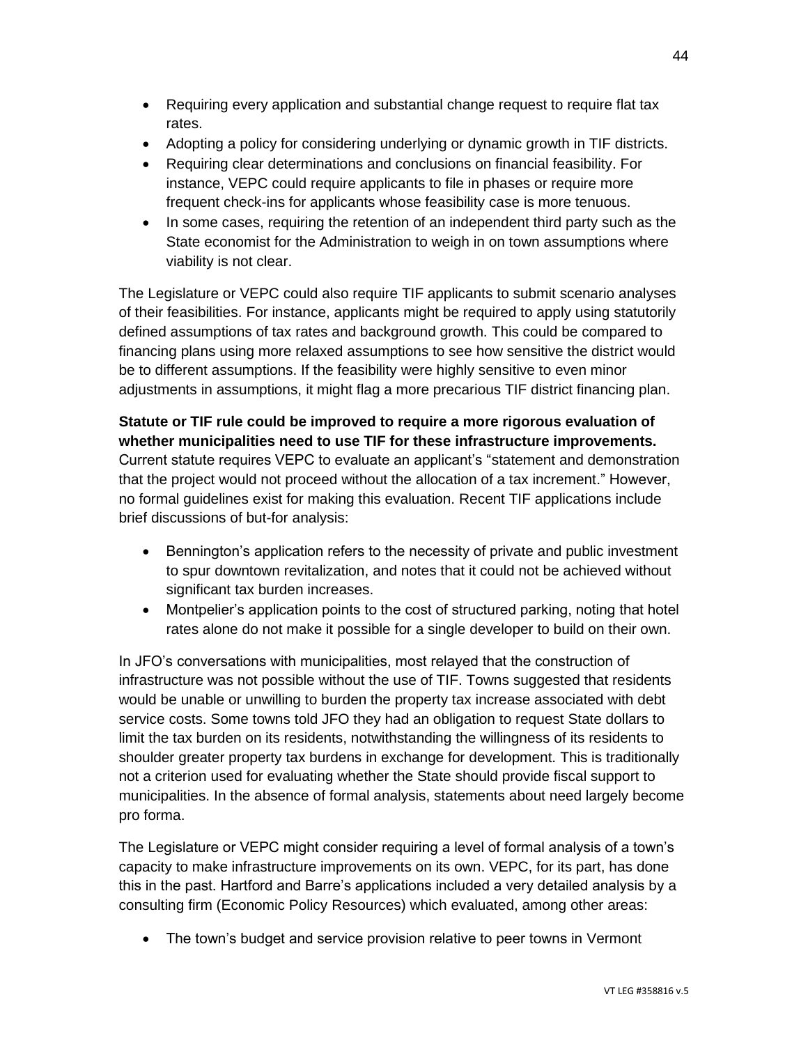- Requiring every application and substantial change request to require flat tax rates.
- Adopting a policy for considering underlying or dynamic growth in TIF districts.
- Requiring clear determinations and conclusions on financial feasibility. For instance, VEPC could require applicants to file in phases or require more frequent check-ins for applicants whose feasibility case is more tenuous.
- In some cases, requiring the retention of an independent third party such as the State economist for the Administration to weigh in on town assumptions where viability is not clear.

The Legislature or VEPC could also require TIF applicants to submit scenario analyses of their feasibilities. For instance, applicants might be required to apply using statutorily defined assumptions of tax rates and background growth. This could be compared to financing plans using more relaxed assumptions to see how sensitive the district would be to different assumptions. If the feasibility were highly sensitive to even minor adjustments in assumptions, it might flag a more precarious TIF district financing plan.

**Statute or TIF rule could be improved to require a more rigorous evaluation of whether municipalities need to use TIF for these infrastructure improvements.** Current statute requires VEPC to evaluate an applicant's "statement and demonstration that the project would not proceed without the allocation of a tax increment." However, no formal guidelines exist for making this evaluation. Recent TIF applications include brief discussions of but-for analysis:

- Bennington's application refers to the necessity of private and public investment to spur downtown revitalization, and notes that it could not be achieved without significant tax burden increases.
- Montpelier's application points to the cost of structured parking, noting that hotel rates alone do not make it possible for a single developer to build on their own.

In JFO's conversations with municipalities, most relayed that the construction of infrastructure was not possible without the use of TIF. Towns suggested that residents would be unable or unwilling to burden the property tax increase associated with debt service costs. Some towns told JFO they had an obligation to request State dollars to limit the tax burden on its residents, notwithstanding the willingness of its residents to shoulder greater property tax burdens in exchange for development. This is traditionally not a criterion used for evaluating whether the State should provide fiscal support to municipalities. In the absence of formal analysis, statements about need largely become pro forma.

The Legislature or VEPC might consider requiring a level of formal analysis of a town's capacity to make infrastructure improvements on its own. VEPC, for its part, has done this in the past. Hartford and Barre's applications included a very detailed analysis by a consulting firm (Economic Policy Resources) which evaluated, among other areas:

- The town's budget and service provision relative to peer towns in Vermont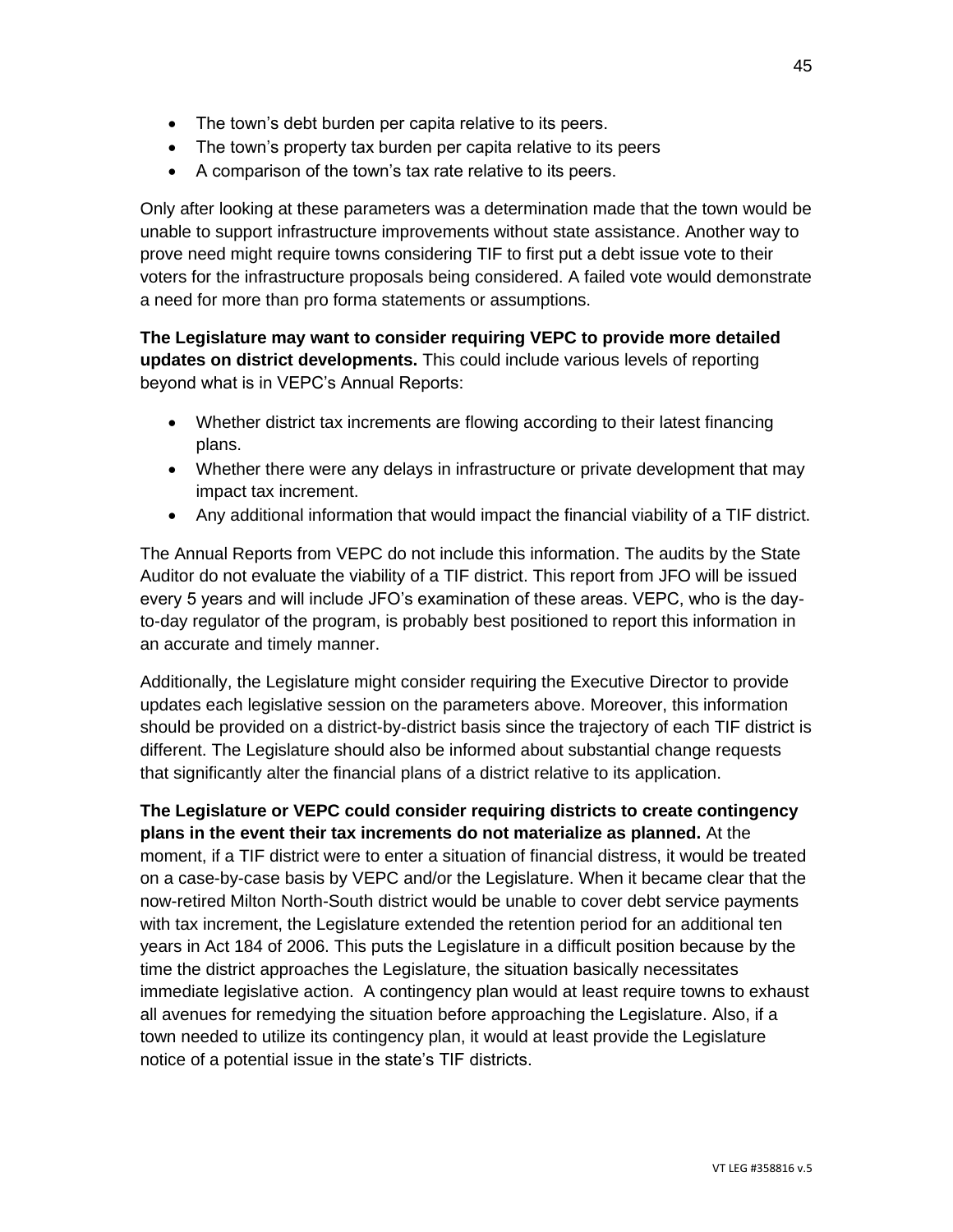- The town's debt burden per capita relative to its peers.
- The town's property tax burden per capita relative to its peers
- A comparison of the town's tax rate relative to its peers.

Only after looking at these parameters was a determination made that the town would be unable to support infrastructure improvements without state assistance. Another way to prove need might require towns considering TIF to first put a debt issue vote to their voters for the infrastructure proposals being considered. A failed vote would demonstrate a need for more than pro forma statements or assumptions.

**The Legislature may want to consider requiring VEPC to provide more detailed updates on district developments.** This could include various levels of reporting beyond what is in VEPC's Annual Reports:

- Whether district tax increments are flowing according to their latest financing plans.
- Whether there were any delays in infrastructure or private development that may impact tax increment.
- Any additional information that would impact the financial viability of a TIF district.

The Annual Reports from VEPC do not include this information. The audits by the State Auditor do not evaluate the viability of a TIF district. This report from JFO will be issued every 5 years and will include JFO's examination of these areas. VEPC, who is the day-to-day regulator of the program, is probably best positioned to report this information in an accurate and timely manner.

Additionally, the Legislature might consider requiring the Executive Director to provide updates each legislative session on the parameters above. Moreover, this information should be provided on a district-by-district basis since the trajectory of each TIF district is different. The Legislature should also be informed about substantial change requests that significantly alter the financial plans of a district relative to its application.

**The Legislature or VEPC could consider requiring districts to create contingency plans in the event their tax increments do not materialize as planned.** At the moment, if a TIF district were to enter a situation of financial distress, it would be treated on a case-by-case basis by VEPC and/or the Legislature. When it became clear that the now-retired Milton North-South district would be unable to cover debt service payments with tax increment, the Legislature extended the retention period for an additional ten years in Act 184 of 2006. This puts the Legislature in a difficult position because by the time the district approaches the Legislature, the situation basically necessitates immediate legislative action. A contingency plan would at least require towns to exhaust all avenues for remedying the situation before approaching the Legislature. Also, if a town needed to utilize its contingency plan, it would at least provide the Legislature notice of a potential issue in the state's TIF districts.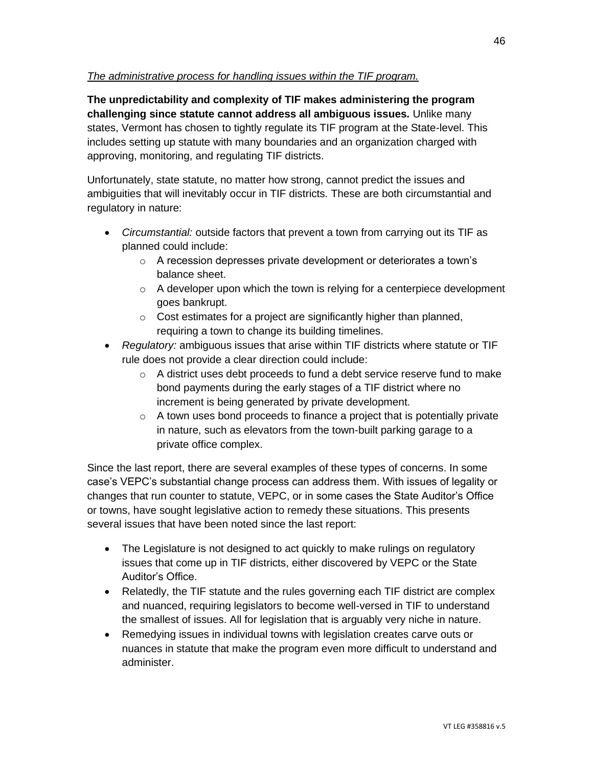*The administrative process for handling issues within the TIF program.*

**The unpredictability and complexity of TIF makes administering the program challenging since statute cannot address all ambiguous issues.** Unlike many states, Vermont has chosen to tightly regulate its TIF program at the State-level. This includes setting up statute with many boundaries and an organization charged with approving, monitoring, and regulating TIF districts.

Unfortunately, state statute, no matter how strong, cannot predict the issues and ambiguities that will inevitably occur in TIF districts. These are both circumstantial and regulatory in nature:

- *Circumstantial:* outside factors that prevent a town from carrying out its TIF as planned could include:
  - A recession depresses private development or deteriorates a town's balance sheet.
  - A developer upon which the town is relying for a centerpiece development goes bankrupt.
  - Cost estimates for a project are significantly higher than planned, requiring a town to change its building timelines.
- *Regulatory:* ambiguous issues that arise within TIF districts where statute or TIF rule does not provide a clear direction could include:
  - A district uses debt proceeds to fund a debt service reserve fund to make bond payments during the early stages of a TIF district where no increment is being generated by private development.
  - A town uses bond proceeds to finance a project that is potentially private in nature, such as elevators from the town-built parking garage to a private office complex.

Since the last report, there are several examples of these types of concerns. In some case's VEPC's substantial change process can address them. With issues of legality or changes that run counter to statute, VEPC, or in some cases the State Auditor's Office or towns, have sought legislative action to remedy these situations. This presents several issues that have been noted since the last report:

- The Legislature is not designed to act quickly to make rulings on regulatory issues that come up in TIF districts, either discovered by VEPC or the State Auditor's Office.
- Relatedly, the TIF statute and the rules governing each TIF district are complex and nuanced, requiring legislators to become well-versed in TIF to understand the smallest of issues. All for legislation that is arguably very niche in nature.
- Remedying issues in individual towns with legislation creates carve outs or nuances in statute that make the program even more difficult to understand and administer.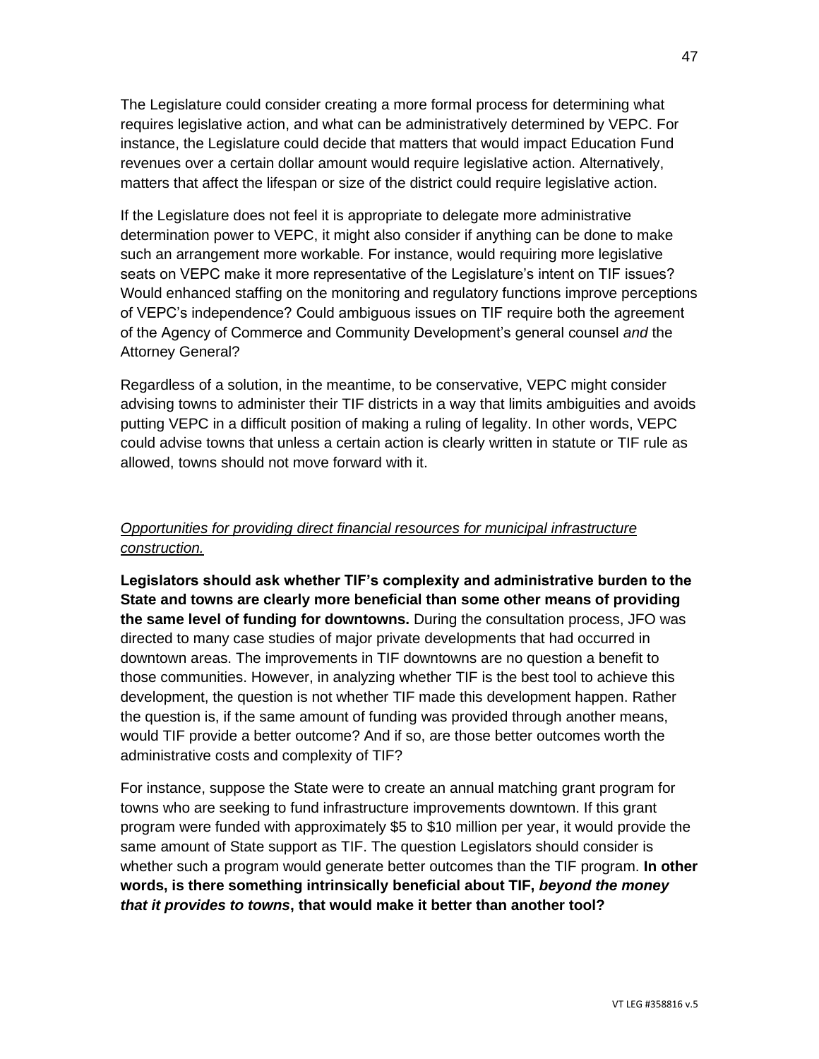The Legislature could consider creating a more formal process for determining what requires legislative action, and what can be administratively determined by VEPC. For instance, the Legislature could decide that matters that would impact Education Fund revenues over a certain dollar amount would require legislative action. Alternatively, matters that affect the lifespan or size of the district could require legislative action.

If the Legislature does not feel it is appropriate to delegate more administrative determination power to VEPC, it might also consider if anything can be done to make such an arrangement more workable. For instance, would requiring more legislative seats on VEPC make it more representative of the Legislature's intent on TIF issues? Would enhanced staffing on the monitoring and regulatory functions improve perceptions of VEPC's independence? Could ambiguous issues on TIF require both the agreement of the Agency of Commerce and Community Development's general counsel *and* the Attorney General?

Regardless of a solution, in the meantime, to be conservative, VEPC might consider advising towns to administer their TIF districts in a way that limits ambiguities and avoids putting VEPC in a difficult position of making a ruling of legality. In other words, VEPC could advise towns that unless a certain action is clearly written in statute or TIF rule as allowed, towns should not move forward with it.

<u>*Opportunities for providing direct financial resources for municipal infrastructure construction.*</u>

**Legislators should ask whether TIF's complexity and administrative burden to the State and towns are clearly more beneficial than some other means of providing the same level of funding for downtowns.** During the consultation process, JFO was directed to many case studies of major private developments that had occurred in downtown areas. The improvements in TIF downtowns are no question a benefit to those communities. However, in analyzing whether TIF is the best tool to achieve this development, the question is not whether TIF made this development happen. Rather the question is, if the same amount of funding was provided through another means, would TIF provide a better outcome? And if so, are those better outcomes worth the administrative costs and complexity of TIF?

For instance, suppose the State were to create an annual matching grant program for towns who are seeking to fund infrastructure improvements downtown. If this grant program were funded with approximately $5 to $10 million per year, it would provide the same amount of State support as TIF. The question Legislators should consider is whether such a program would generate better outcomes than the TIF program. **In other words, is there something intrinsically beneficial about TIF, *beyond the money that it provides to towns*, that would make it better than another tool?**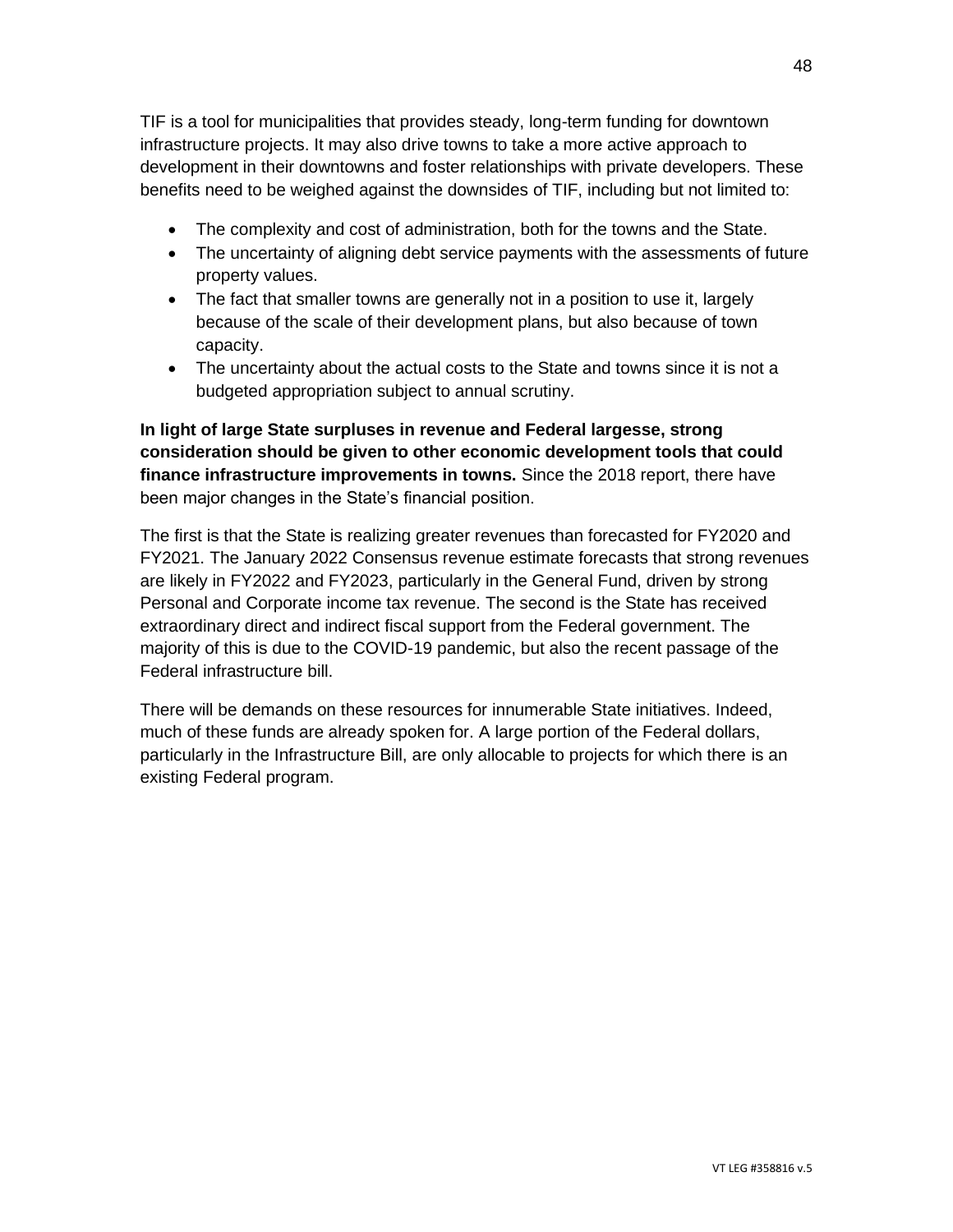TIF is a tool for municipalities that provides steady, long-term funding for downtown infrastructure projects. It may also drive towns to take a more active approach to development in their downtowns and foster relationships with private developers. These benefits need to be weighed against the downsides of TIF, including but not limited to:

- The complexity and cost of administration, both for the towns and the State.
- The uncertainty of aligning debt service payments with the assessments of future property values.
- The fact that smaller towns are generally not in a position to use it, largely because of the scale of their development plans, but also because of town capacity.
- The uncertainty about the actual costs to the State and towns since it is not a budgeted appropriation subject to annual scrutiny.

**In light of large State surpluses in revenue and Federal largesse, strong consideration should be given to other economic development tools that could finance infrastructure improvements in towns.** Since the 2018 report, there have been major changes in the State's financial position.

The first is that the State is realizing greater revenues than forecasted for FY2020 and FY2021. The January 2022 Consensus revenue estimate forecasts that strong revenues are likely in FY2022 and FY2023, particularly in the General Fund, driven by strong Personal and Corporate income tax revenue. The second is the State has received extraordinary direct and indirect fiscal support from the Federal government. The majority of this is due to the COVID-19 pandemic, but also the recent passage of the Federal infrastructure bill.

There will be demands on these resources for innumerable State initiatives. Indeed, much of these funds are already spoken for. A large portion of the Federal dollars, particularly in the Infrastructure Bill, are only allocable to projects for which there is an existing Federal program.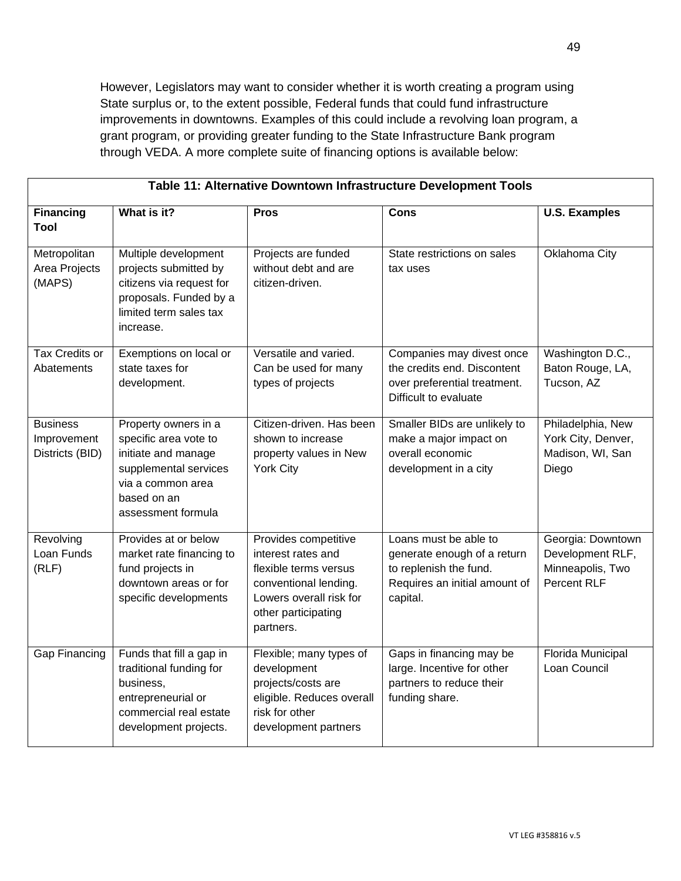However, Legislators may want to consider whether it is worth creating a program using State surplus or, to the extent possible, Federal funds that could fund infrastructure improvements in downtowns. Examples of this could include a revolving loan program, a grant program, or providing greater funding to the State Infrastructure Bank program through VEDA. A more complete suite of financing options is available below:

**Table 11: Alternative Downtown Infrastructure Development Tools**

| Financing Tool | What is it? | Pros | Cons | U.S. Examples |
|---|---|---|---|---|
| Metropolitan Area Projects (MAPS) | Multiple development projects submitted by citizens via request for proposals. Funded by a limited term sales tax increase. | Projects are funded without debt and are citizen-driven. | State restrictions on sales tax uses | Oklahoma City |
| Tax Credits or Abatements | Exemptions on local or state taxes for development. | Versatile and varied. Can be used for many types of projects | Companies may divest once the credits end. Discontent over preferential treatment. Difficult to evaluate | Washington D.C., Baton Rouge, LA, Tucson, AZ |
| Business Improvement Districts (BID) | Property owners in a specific area vote to initiate and manage supplemental services via a common area based on an assessment formula | Citizen-driven. Has been shown to increase property values in New York City | Smaller BIDs are unlikely to make a major impact on overall economic development in a city | Philadelphia, New York City, Denver, Madison, WI, San Diego |
| Revolving Loan Funds (RLF) | Provides at or below market rate financing to fund projects in downtown areas or for specific developments | Provides competitive interest rates and flexible terms versus conventional lending. Lowers overall risk for other participating partners. | Loans must be able to generate enough of a return to replenish the fund. Requires an initial amount of capital. | Georgia: Downtown Development RLF, Minneapolis, Two Percent RLF |
| Gap Financing | Funds that fill a gap in traditional funding for business, entrepreneurial or commercial real estate development projects. | Flexible; many types of development projects/costs are eligible. Reduces overall risk for other development partners | Gaps in financing may be large. Incentive for other partners to reduce their funding share. | Florida Municipal Loan Council |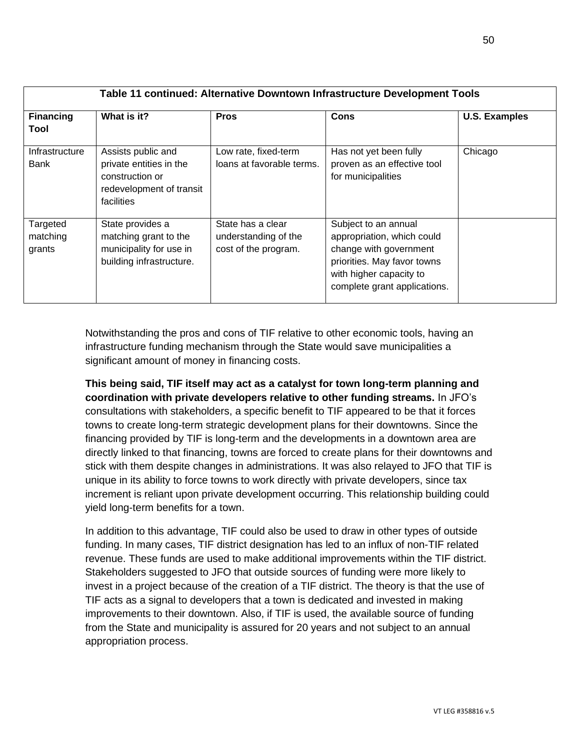| Table 11 continued: Alternative Downtown Infrastructure Development Tools | | | | |
|---|---|---|---|---|
| **Financing Tool** | **What is it?** | **Pros** | **Cons** | **U.S. Examples** |
| Infrastructure Bank | Assists public and private entities in the construction or redevelopment of transit facilities | Low rate, fixed-term loans at favorable terms. | Has not yet been fully proven as an effective tool for municipalities | Chicago |
| Targeted matching grants | State provides a matching grant to the municipality for use in building infrastructure. | State has a clear understanding of the cost of the program. | Subject to an annual appropriation, which could change with government priorities. May favor towns with higher capacity to complete grant applications. | |

Notwithstanding the pros and cons of TIF relative to other economic tools, having an infrastructure funding mechanism through the State would save municipalities a significant amount of money in financing costs.

**This being said, TIF itself may act as a catalyst for town long-term planning and coordination with private developers relative to other funding streams.** In JFO's consultations with stakeholders, a specific benefit to TIF appeared to be that it forces towns to create long-term strategic development plans for their downtowns. Since the financing provided by TIF is long-term and the developments in a downtown area are directly linked to that financing, towns are forced to create plans for their downtowns and stick with them despite changes in administrations. It was also relayed to JFO that TIF is unique in its ability to force towns to work directly with private developers, since tax increment is reliant upon private development occurring. This relationship building could yield long-term benefits for a town.

In addition to this advantage, TIF could also be used to draw in other types of outside funding. In many cases, TIF district designation has led to an influx of non-TIF related revenue. These funds are used to make additional improvements within the TIF district. Stakeholders suggested to JFO that outside sources of funding were more likely to invest in a project because of the creation of a TIF district. The theory is that the use of TIF acts as a signal to developers that a town is dedicated and invested in making improvements to their downtown. Also, if TIF is used, the available source of funding from the State and municipality is assured for 20 years and not subject to an annual appropriation process.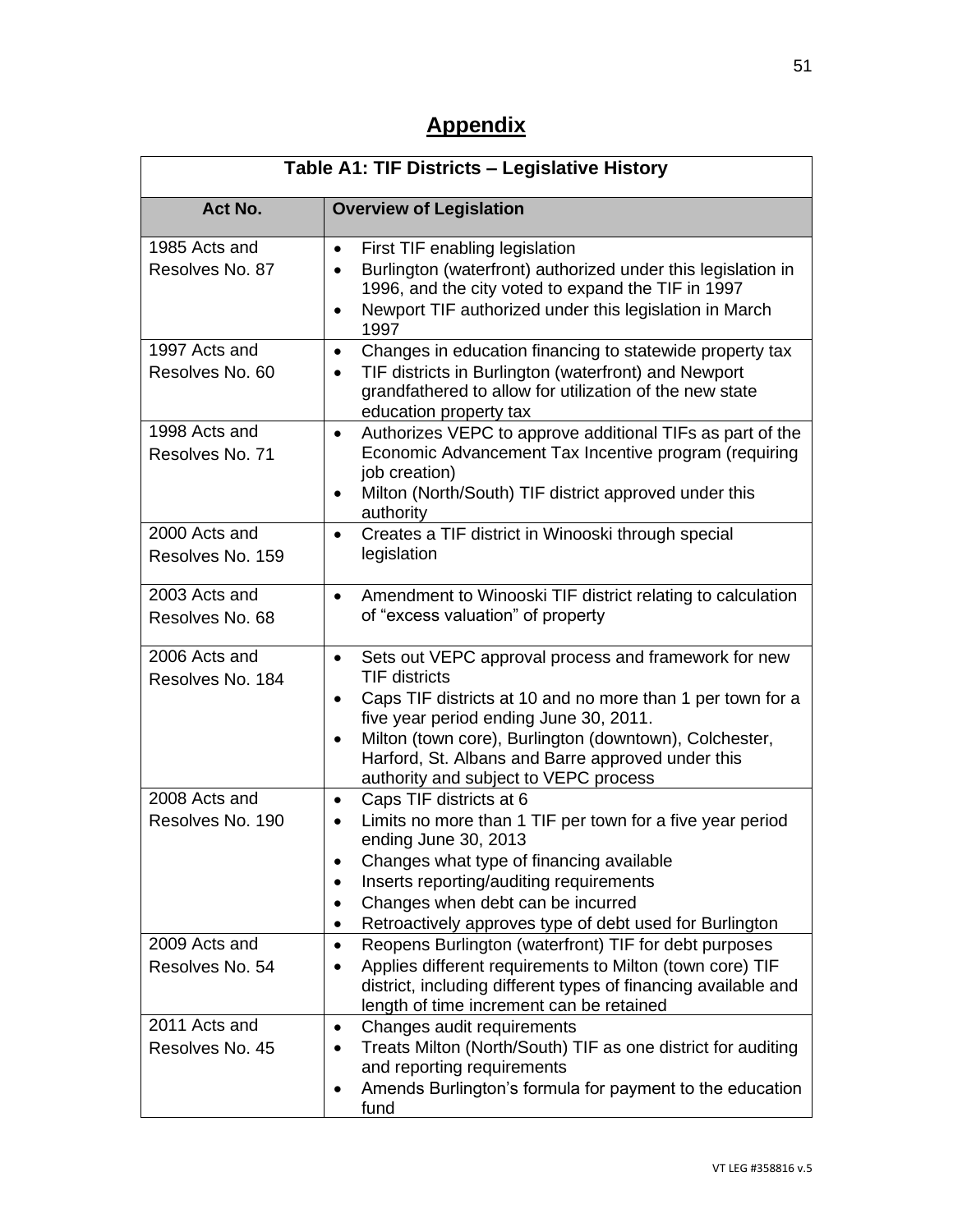## Appendix

**Table A1: TIF Districts – Legislative History**

| Act No. | Overview of Legislation |
|---|---|
| 1985 Acts and Resolves No. 87 | • First TIF enabling legislation<br>• Burlington (waterfront) authorized under this legislation in 1996, and the city voted to expand the TIF in 1997<br>• Newport TIF authorized under this legislation in March 1997 |
| 1997 Acts and Resolves No. 60 | • Changes in education financing to statewide property tax<br>• TIF districts in Burlington (waterfront) and Newport grandfathered to allow for utilization of the new state education property tax |
| 1998 Acts and Resolves No. 71 | • Authorizes VEPC to approve additional TIFs as part of the Economic Advancement Tax Incentive program (requiring job creation)<br>• Milton (North/South) TIF district approved under this authority |
| 2000 Acts and Resolves No. 159 | • Creates a TIF district in Winooski through special legislation |
| 2003 Acts and Resolves No. 68 | • Amendment to Winooski TIF district relating to calculation of "excess valuation" of property |
| 2006 Acts and Resolves No. 184 | • Sets out VEPC approval process and framework for new TIF districts<br>• Caps TIF districts at 10 and no more than 1 per town for a five year period ending June 30, 2011.<br>• Milton (town core), Burlington (downtown), Colchester, Harford, St. Albans and Barre approved under this authority and subject to VEPC process |
| 2008 Acts and Resolves No. 190 | • Caps TIF districts at 6<br>• Limits no more than 1 TIF per town for a five year period ending June 30, 2013<br>• Changes what type of financing available<br>• Inserts reporting/auditing requirements<br>• Changes when debt can be incurred<br>• Retroactively approves type of debt used for Burlington |
| 2009 Acts and Resolves No. 54 | • Reopens Burlington (waterfront) TIF for debt purposes<br>• Applies different requirements to Milton (town core) TIF district, including different types of financing available and length of time increment can be retained |
| 2011 Acts and Resolves No. 45 | • Changes audit requirements<br>• Treats Milton (North/South) TIF as one district for auditing and reporting requirements<br>• Amends Burlington's formula for payment to the education fund |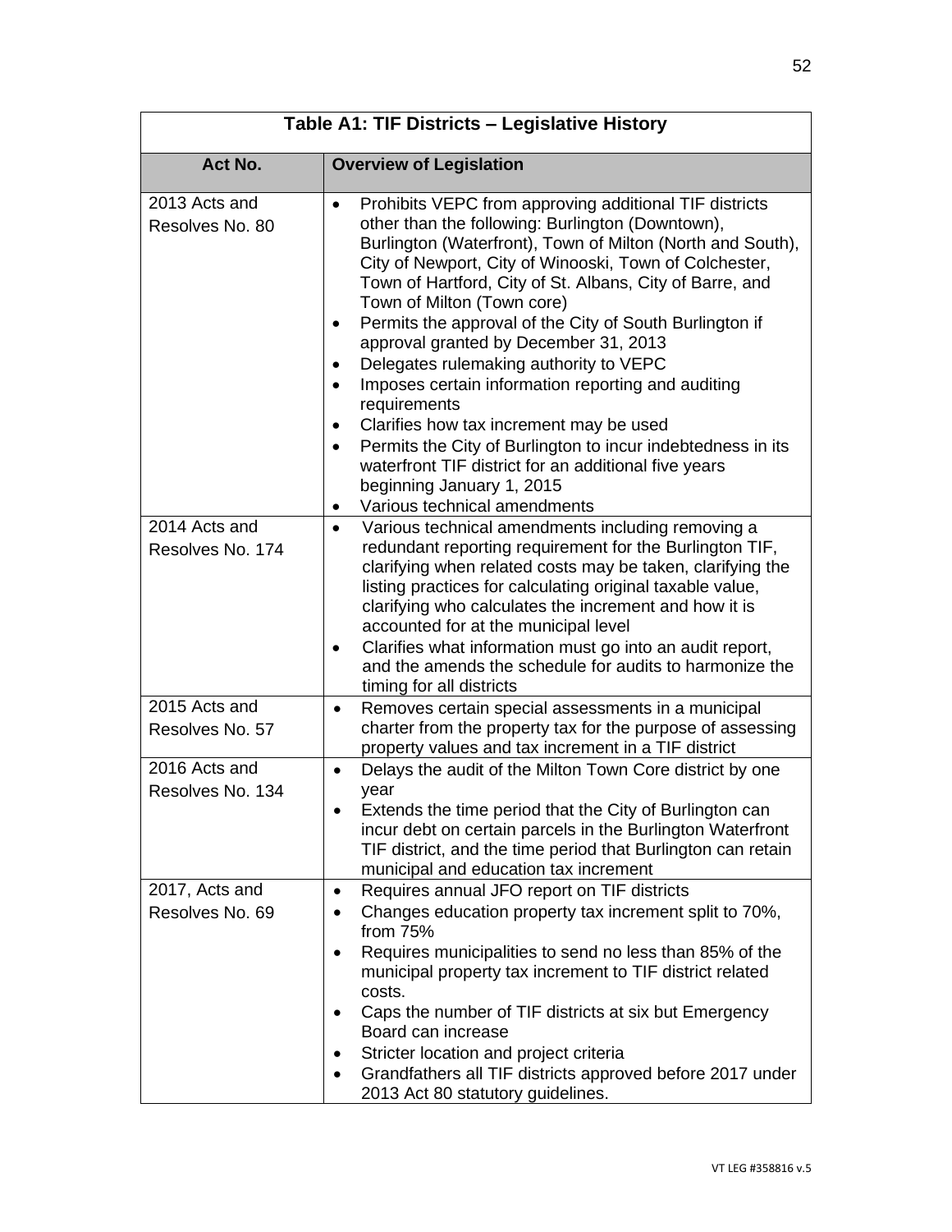**Table A1: TIF Districts – Legislative History**

| Act No. | Overview of Legislation |
|---|---|
| 2013 Acts and Resolves No. 80 | • Prohibits VEPC from approving additional TIF districts other than the following: Burlington (Downtown), Burlington (Waterfront), Town of Milton (North and South), City of Newport, City of Winooski, Town of Colchester, Town of Hartford, City of St. Albans, City of Barre, and Town of Milton (Town core)<br>• Permits the approval of the City of South Burlington if approval granted by December 31, 2013<br>• Delegates rulemaking authority to VEPC<br>• Imposes certain information reporting and auditing requirements<br>• Clarifies how tax increment may be used<br>• Permits the City of Burlington to incur indebtedness in its waterfront TIF district for an additional five years beginning January 1, 2015<br>• Various technical amendments |
| 2014 Acts and Resolves No. 174 | • Various technical amendments including removing a redundant reporting requirement for the Burlington TIF, clarifying when related costs may be taken, clarifying the listing practices for calculating original taxable value, clarifying who calculates the increment and how it is accounted for at the municipal level<br>• Clarifies what information must go into an audit report, and the amends the schedule for audits to harmonize the timing for all districts |
| 2015 Acts and Resolves No. 57 | • Removes certain special assessments in a municipal charter from the property tax for the purpose of assessing property values and tax increment in a TIF district |
| 2016 Acts and Resolves No. 134 | • Delays the audit of the Milton Town Core district by one year<br>• Extends the time period that the City of Burlington can incur debt on certain parcels in the Burlington Waterfront TIF district, and the time period that Burlington can retain municipal and education tax increment |
| 2017, Acts and Resolves No. 69 | • Requires annual JFO report on TIF districts<br>• Changes education property tax increment split to 70%, from 75%<br>• Requires municipalities to send no less than 85% of the municipal property tax increment to TIF district related costs.<br>• Caps the number of TIF districts at six but Emergency Board can increase<br>• Stricter location and project criteria<br>• Grandfathers all TIF districts approved before 2017 under 2013 Act 80 statutory guidelines. |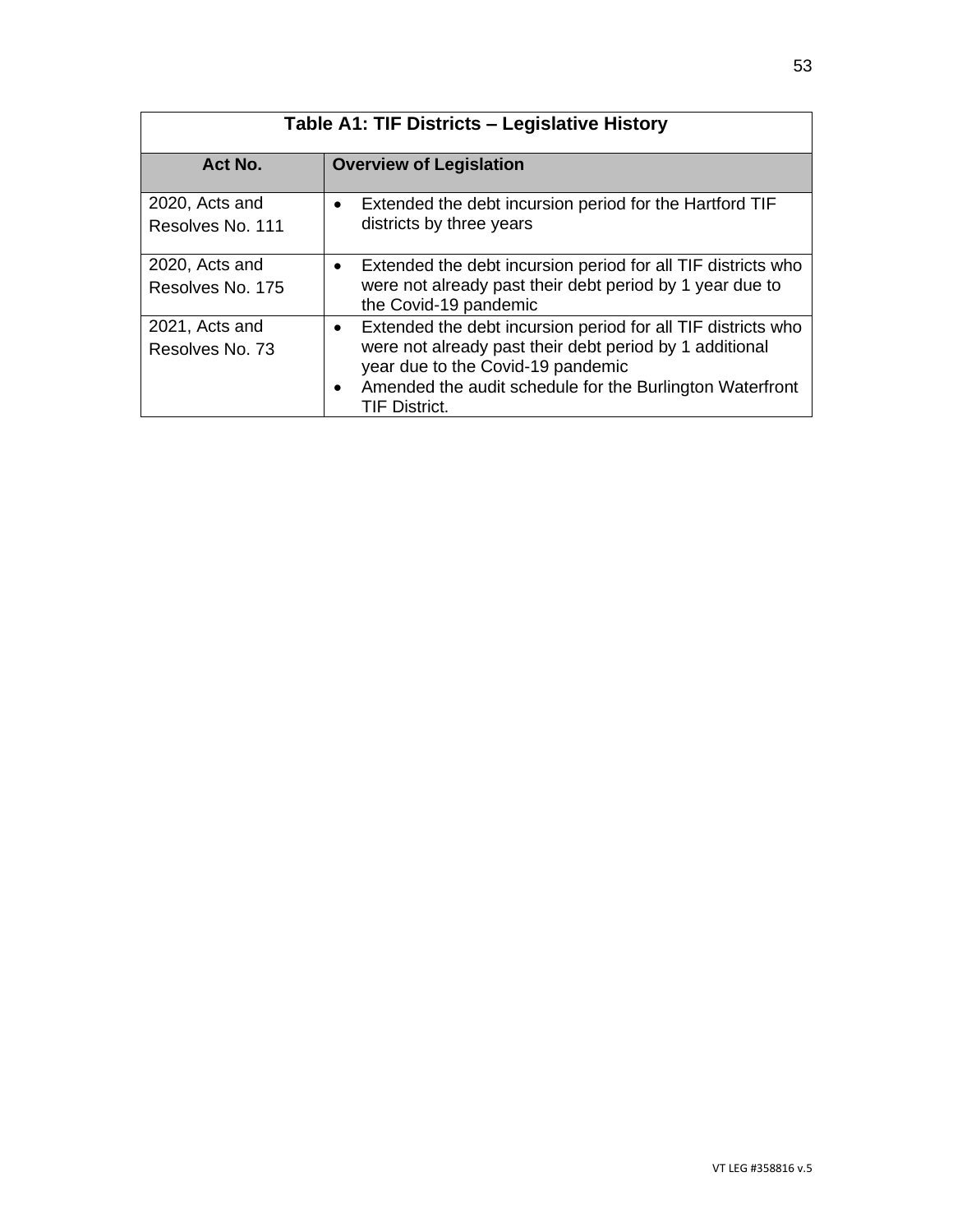| Table A1: TIF Districts – Legislative History | |
|---|---|
| **Act No.** | **Overview of Legislation** |
| 2020, Acts and Resolves No. 111 | • Extended the debt incursion period for the Hartford TIF districts by three years |
| 2020, Acts and Resolves No. 175 | • Extended the debt incursion period for all TIF districts who were not already past their debt period by 1 year due to the Covid-19 pandemic |
| 2021, Acts and Resolves No. 73 | • Extended the debt incursion period for all TIF districts who were not already past their debt period by 1 additional year due to the Covid-19 pandemic<br>• Amended the audit schedule for the Burlington Waterfront TIF District. |

VT LEG #358816 v.5